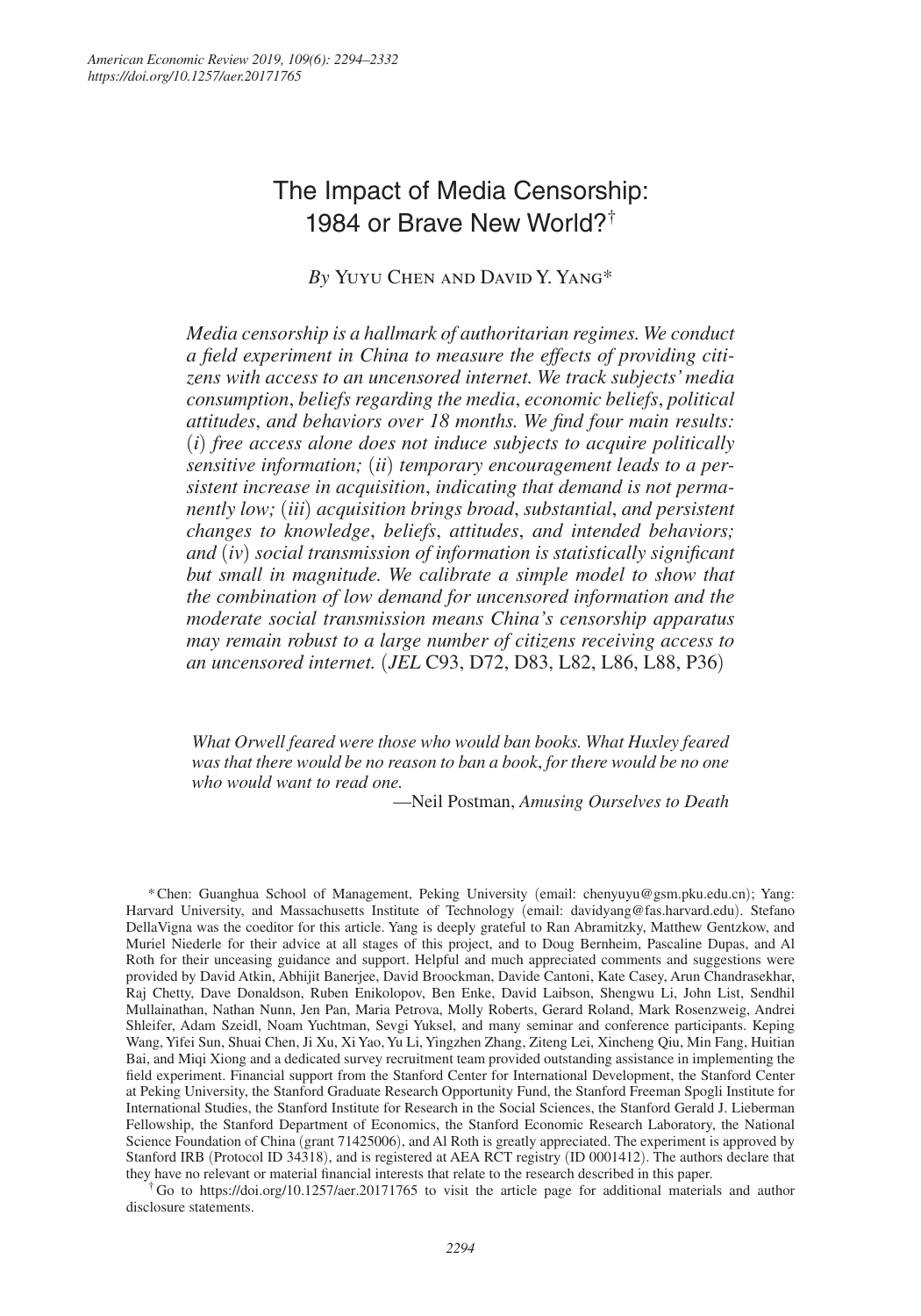# The Impact of Media Censorship: 1984 or Brave New World?†

*By* Yuyu Chen and David Y. Yang*

*Media censorship is a hallmark of authoritarian regimes. We conduct a field experiment in China to measure the effects of providing citizens with access to an uncensored internet. We track subjects' media consumption, beliefs regarding the media, economic beliefs, political attitudes, and behaviors over 18 months. We find four main results: (i) free access alone does not induce subjects to acquire politically sensitive information; (ii) temporary encouragement leads to a persistent increase in acquisition, indicating that demand is not permanently low; (iii) acquisition brings broad, substantial, and persistent changes to knowledge, beliefs, attitudes, and intended behaviors; and (iv) social transmission of information is statistically significant but small in magnitude. We calibrate a simple model to show that the combination of low demand for uncensored information and the moderate social transmission means China's censorship apparatus may remain robust to a large number of citizens receiving access to an uncensored internet.* (*JEL* C93, D72, D83, L82, L86, L88, P36)

> *What Orwell feared were those who would ban books. What Huxley feared was that there would be no reason to ban a book, for there would be no one who would want to read one.*
>
> —Neil Postman, *Amusing Ourselves to Death*

\* Chen: Guanghua School of Management, Peking University (email: chenyuyu@gsm.pku.edu.cn); Yang: Harvard University, and Massachusetts Institute of Technology (email: davidyang@fas.harvard.edu). Stefano DellaVigna was the coeditor for this article. Yang is deeply grateful to Ran Abramitzky, Matthew Gentzkow, and Muriel Niederle for their advice at all stages of this project, and to Doug Bernheim, Pascaline Dupas, and Al Roth for their unceasing guidance and support. Helpful and much appreciated comments and suggestions were provided by David Atkin, Abhijit Banerjee, David Broockman, Davide Cantoni, Kate Casey, Arun Chandrasekhar, Raj Chetty, Dave Donaldson, Ruben Enikolopov, Ben Enke, David Laibson, Shengwu Li, John List, Sendhil Mullainathan, Nathan Nunn, Jen Pan, Maria Petrova, Molly Roberts, Gerard Roland, Mark Rosenzweig, Andrei Shleifer, Adam Szeidl, Noam Yuchtman, Sevgi Yuksel, and many seminar and conference participants. Keping Wang, Yifei Sun, Shuai Chen, Ji Xu, Xi Yao, Yu Li, Yingzhen Zhang, Ziteng Lei, Xincheng Qiu, Min Fang, Huitian Bai, and Miqi Xiong and a dedicated survey recruitment team provided outstanding assistance in implementing the field experiment. Financial support from the Stanford Center for International Development, the Stanford Center at Peking University, the Stanford Graduate Research Opportunity Fund, the Stanford Freeman Spogli Institute for International Studies, the Stanford Institute for Research in the Social Sciences, the Stanford Gerald J. Lieberman Fellowship, the Stanford Department of Economics, the Stanford Economic Research Laboratory, the National Science Foundation of China (grant 71425006), and Al Roth is greatly appreciated. The experiment is approved by Stanford IRB (Protocol ID 34318), and is registered at AEA RCT registry (ID 0001412). The authors declare that they have no relevant or material financial interests that relate to the research described in this paper.

† Go to https://doi.org/10.1257/aer.20171765 to visit the article page for additional materials and author disclosure statements.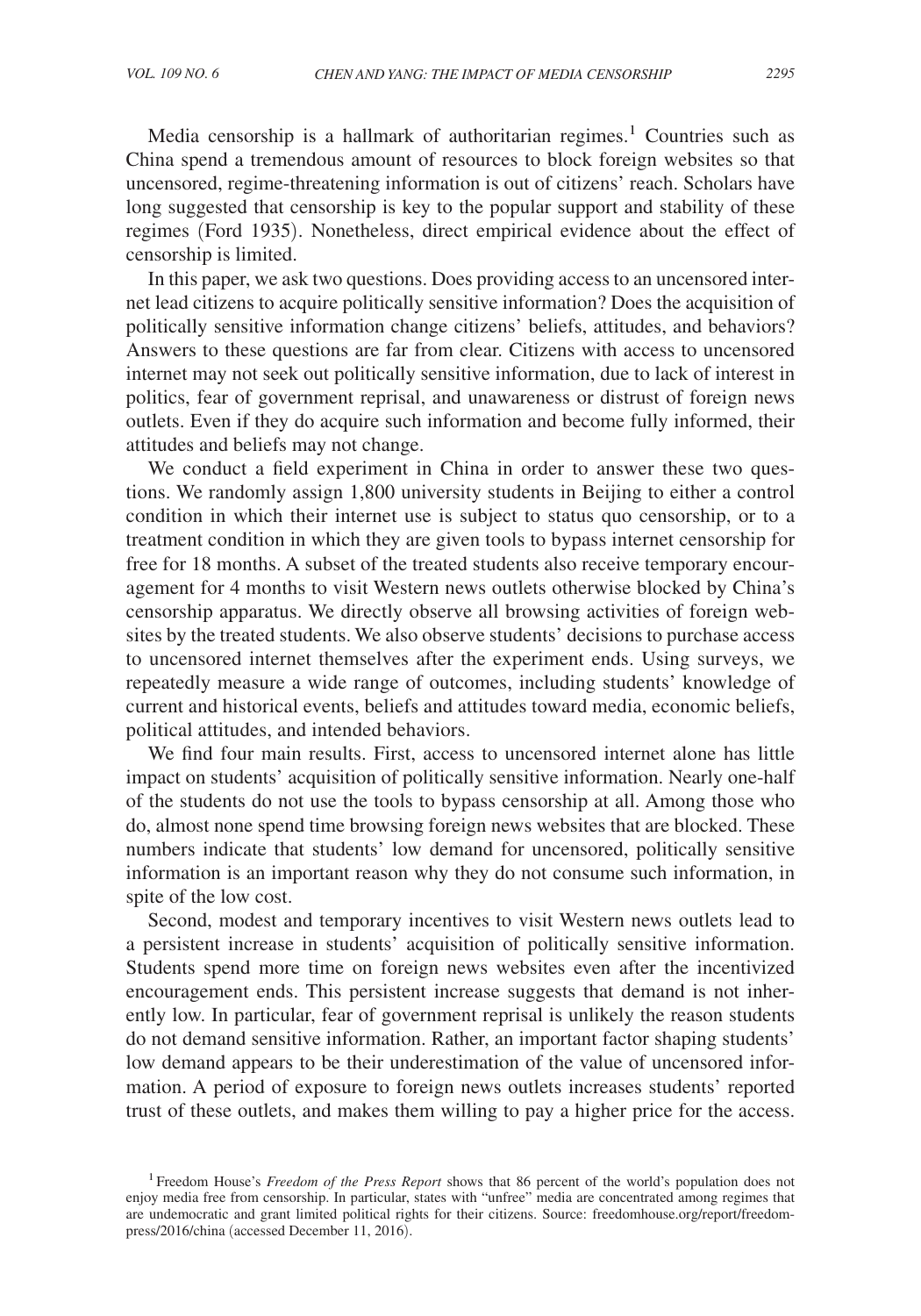Media censorship is a hallmark of authoritarian regimes.[1] Countries such as China spend a tremendous amount of resources to block foreign websites so that uncensored, regime-threatening information is out of citizens' reach. Scholars have long suggested that censorship is key to the popular support and stability of these regimes (Ford 1935). Nonetheless, direct empirical evidence about the effect of censorship is limited.

In this paper, we ask two questions. Does providing access to an uncensored internet lead citizens to acquire politically sensitive information? Does the acquisition of politically sensitive information change citizens' beliefs, attitudes, and behaviors? Answers to these questions are far from clear. Citizens with access to uncensored internet may not seek out politically sensitive information, due to lack of interest in politics, fear of government reprisal, and unawareness or distrust of foreign news outlets. Even if they do acquire such information and become fully informed, their attitudes and beliefs may not change.

We conduct a field experiment in China in order to answer these two questions. We randomly assign 1,800 university students in Beijing to either a control condition in which their internet use is subject to status quo censorship, or to a treatment condition in which they are given tools to bypass internet censorship for free for 18 months. A subset of the treated students also receive temporary encouragement for 4 months to visit Western news outlets otherwise blocked by China's censorship apparatus. We directly observe all browsing activities of foreign websites by the treated students. We also observe students' decisions to purchase access to uncensored internet themselves after the experiment ends. Using surveys, we repeatedly measure a wide range of outcomes, including students' knowledge of current and historical events, beliefs and attitudes toward media, economic beliefs, political attitudes, and intended behaviors.

We find four main results. First, access to uncensored internet alone has little impact on students' acquisition of politically sensitive information. Nearly one-half of the students do not use the tools to bypass censorship at all. Among those who do, almost none spend time browsing foreign news websites that are blocked. These numbers indicate that students' low demand for uncensored, politically sensitive information is an important reason why they do not consume such information, in spite of the low cost.

Second, modest and temporary incentives to visit Western news outlets lead to a persistent increase in students' acquisition of politically sensitive information. Students spend more time on foreign news websites even after the incentivized encouragement ends. This persistent increase suggests that demand is not inherently low. In particular, fear of government reprisal is unlikely the reason students do not demand sensitive information. Rather, an important factor shaping students' low demand appears to be their underestimation of the value of uncensored information. A period of exposure to foreign news outlets increases students' reported trust of these outlets, and makes them willing to pay a higher price for the access.

[1] Freedom House's *Freedom of the Press Report* shows that 86 percent of the world's population does not enjoy media free from censorship. In particular, states with "unfree" media are concentrated among regimes that are undemocratic and grant limited political rights for their citizens. Source: freedomhouse.org/report/freedom-press/2016/china (accessed December 11, 2016).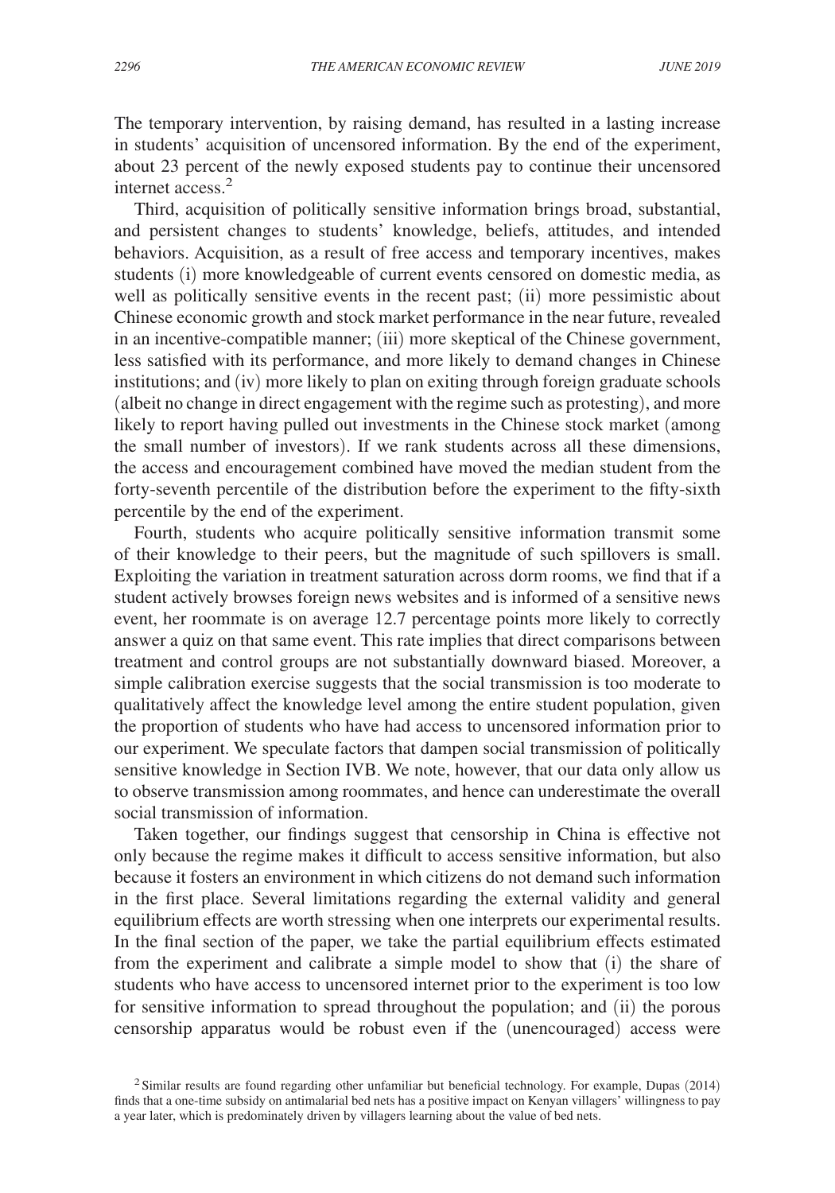The temporary intervention, by raising demand, has resulted in a lasting increase in students' acquisition of uncensored information. By the end of the experiment, about 23 percent of the newly exposed students pay to continue their uncensored internet access.[2]

Third, acquisition of politically sensitive information brings broad, substantial, and persistent changes to students' knowledge, beliefs, attitudes, and intended behaviors. Acquisition, as a result of free access and temporary incentives, makes students (i) more knowledgeable of current events censored on domestic media, as well as politically sensitive events in the recent past; (ii) more pessimistic about Chinese economic growth and stock market performance in the near future, revealed in an incentive-compatible manner; (iii) more skeptical of the Chinese government, less satisfied with its performance, and more likely to demand changes in Chinese institutions; and (iv) more likely to plan on exiting through foreign graduate schools (albeit no change in direct engagement with the regime such as protesting), and more likely to report having pulled out investments in the Chinese stock market (among the small number of investors). If we rank students across all these dimensions, the access and encouragement combined have moved the median student from the forty-seventh percentile of the distribution before the experiment to the fifty-sixth percentile by the end of the experiment.

Fourth, students who acquire politically sensitive information transmit some of their knowledge to their peers, but the magnitude of such spillovers is small. Exploiting the variation in treatment saturation across dorm rooms, we find that if a student actively browses foreign news websites and is informed of a sensitive news event, her roommate is on average 12.7 percentage points more likely to correctly answer a quiz on that same event. This rate implies that direct comparisons between treatment and control groups are not substantially downward biased. Moreover, a simple calibration exercise suggests that the social transmission is too moderate to qualitatively affect the knowledge level among the entire student population, given the proportion of students who have had access to uncensored information prior to our experiment. We speculate factors that dampen social transmission of politically sensitive knowledge in Section IVB. We note, however, that our data only allow us to observe transmission among roommates, and hence can underestimate the overall social transmission of information.

Taken together, our findings suggest that censorship in China is effective not only because the regime makes it difficult to access sensitive information, but also because it fosters an environment in which citizens do not demand such information in the first place. Several limitations regarding the external validity and general equilibrium effects are worth stressing when one interprets our experimental results. In the final section of the paper, we take the partial equilibrium effects estimated from the experiment and calibrate a simple model to show that (i) the share of students who have access to uncensored internet prior to the experiment is too low for sensitive information to spread throughout the population; and (ii) the porous censorship apparatus would be robust even if the (unencouraged) access were

[2] Similar results are found regarding other unfamiliar but beneficial technology. For example, Dupas (2014) finds that a one-time subsidy on antimalarial bed nets has a positive impact on Kenyan villagers' willingness to pay a year later, which is predominately driven by villagers learning about the value of bed nets.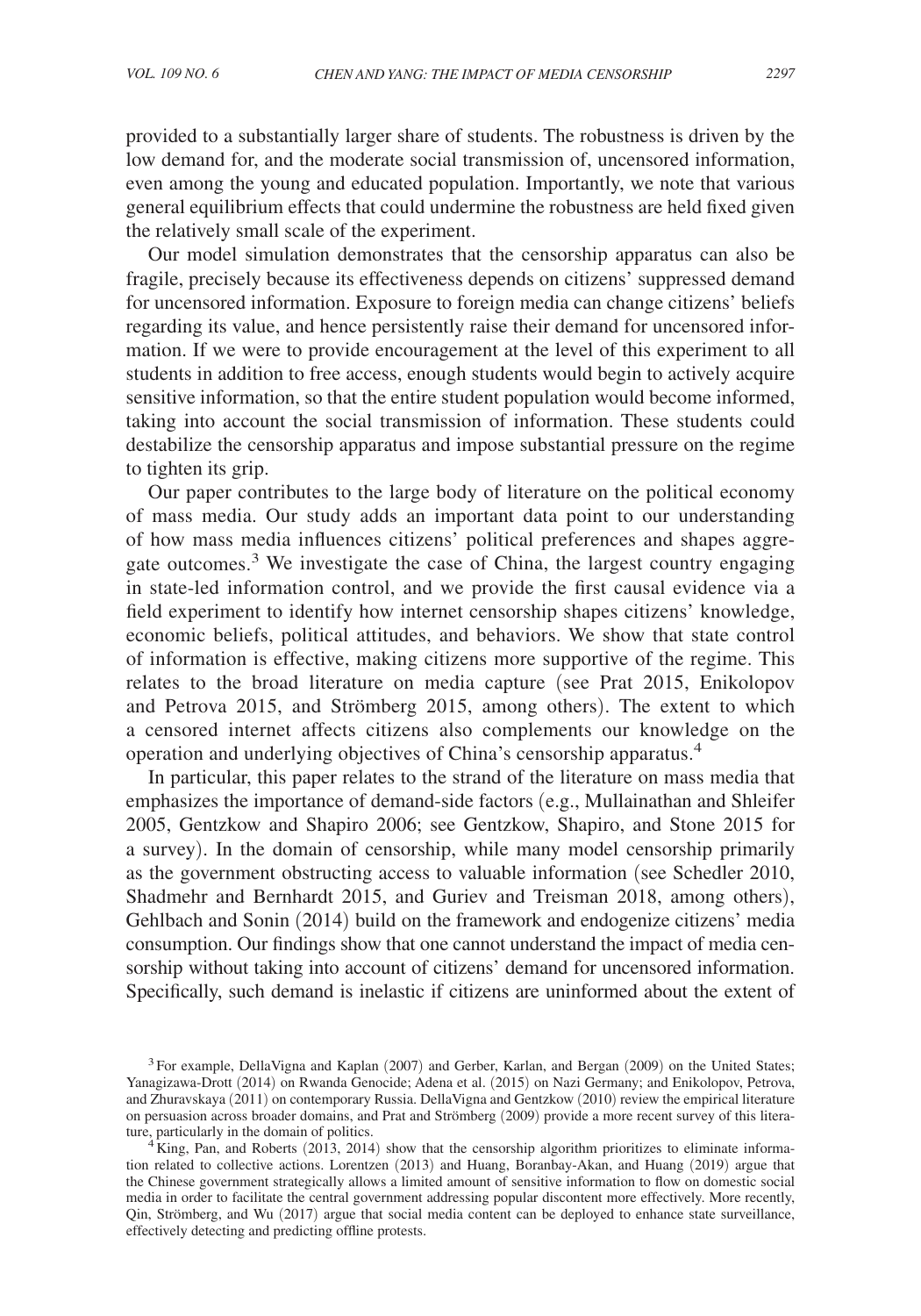provided to a substantially larger share of students. The robustness is driven by the low demand for, and the moderate social transmission of, uncensored information, even among the young and educated population. Importantly, we note that various general equilibrium effects that could undermine the robustness are held fixed given the relatively small scale of the experiment.

Our model simulation demonstrates that the censorship apparatus can also be fragile, precisely because its effectiveness depends on citizens' suppressed demand for uncensored information. Exposure to foreign media can change citizens' beliefs regarding its value, and hence persistently raise their demand for uncensored information. If we were to provide encouragement at the level of this experiment to all students in addition to free access, enough students would begin to actively acquire sensitive information, so that the entire student population would become informed, taking into account the social transmission of information. These students could destabilize the censorship apparatus and impose substantial pressure on the regime to tighten its grip.

Our paper contributes to the large body of literature on the political economy of mass media. Our study adds an important data point to our understanding of how mass media influences citizens' political preferences and shapes aggregate outcomes.[3] We investigate the case of China, the largest country engaging in state-led information control, and we provide the first causal evidence via a field experiment to identify how internet censorship shapes citizens' knowledge, economic beliefs, political attitudes, and behaviors. We show that state control of information is effective, making citizens more supportive of the regime. This relates to the broad literature on media capture (see Prat 2015, Enikolopov and Petrova 2015, and Strömberg 2015, among others). The extent to which a censored internet affects citizens also complements our knowledge on the operation and underlying objectives of China's censorship apparatus.[4]

In particular, this paper relates to the strand of the literature on mass media that emphasizes the importance of demand-side factors (e.g., Mullainathan and Shleifer 2005, Gentzkow and Shapiro 2006; see Gentzkow, Shapiro, and Stone 2015 for a survey). In the domain of censorship, while many model censorship primarily as the government obstructing access to valuable information (see Schedler 2010, Shadmehr and Bernhardt 2015, and Guriev and Treisman 2018, among others), Gehlbach and Sonin (2014) build on the framework and endogenize citizens' media consumption. Our findings show that one cannot understand the impact of media censorship without taking into account of citizens' demand for uncensored information. Specifically, such demand is inelastic if citizens are uninformed about the extent of

[3] For example, DellaVigna and Kaplan (2007) and Gerber, Karlan, and Bergan (2009) on the United States; Yanagizawa-Drott (2014) on Rwanda Genocide; Adena et al. (2015) on Nazi Germany; and Enikolopov, Petrova, and Zhuravskaya (2011) on contemporary Russia. DellaVigna and Gentzkow (2010) review the empirical literature on persuasion across broader domains, and Prat and Strömberg (2009) provide a more recent survey of this literature, particularly in the domain of politics.

[4] King, Pan, and Roberts (2013, 2014) show that the censorship algorithm prioritizes to eliminate information related to collective actions. Lorentzen (2013) and Huang, Boranbay-Akan, and Huang (2019) argue that the Chinese government strategically allows a limited amount of sensitive information to flow on domestic social media in order to facilitate the central government addressing popular discontent more effectively. More recently, Qin, Strömberg, and Wu (2017) argue that social media content can be deployed to enhance state surveillance, effectively detecting and predicting offline protests.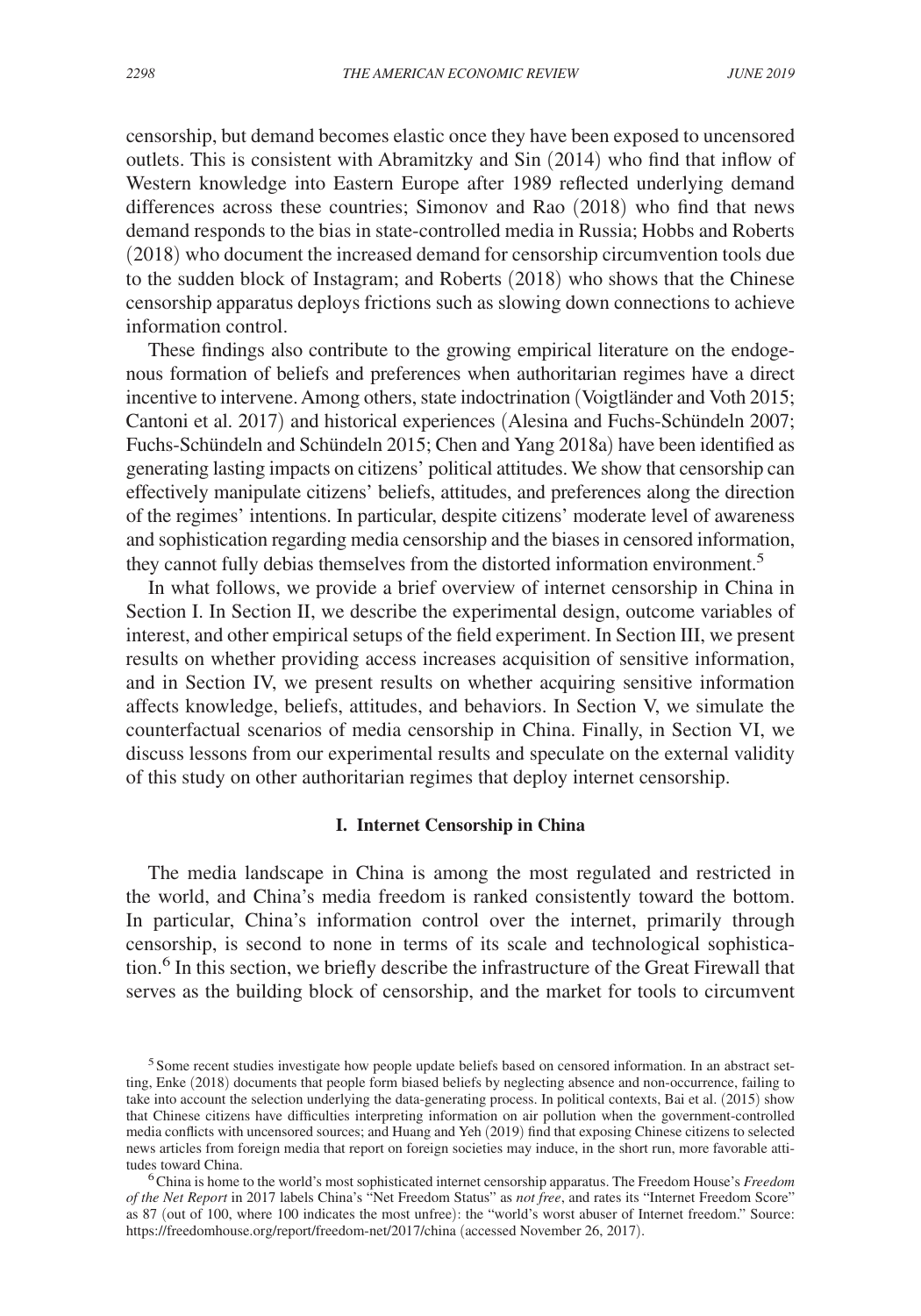censorship, but demand becomes elastic once they have been exposed to uncensored outlets. This is consistent with Abramitzky and Sin (2014) who find that inflow of Western knowledge into Eastern Europe after 1989 reflected underlying demand differences across these countries; Simonov and Rao (2018) who find that news demand responds to the bias in state-controlled media in Russia; Hobbs and Roberts (2018) who document the increased demand for censorship circumvention tools due to the sudden block of Instagram; and Roberts (2018) who shows that the Chinese censorship apparatus deploys frictions such as slowing down connections to achieve information control.

These findings also contribute to the growing empirical literature on the endogenous formation of beliefs and preferences when authoritarian regimes have a direct incentive to intervene. Among others, state indoctrination (Voigtländer and Voth 2015; Cantoni et al. 2017) and historical experiences (Alesina and Fuchs-Schündeln 2007; Fuchs-Schündeln and Schündeln 2015; Chen and Yang 2018a) have been identified as generating lasting impacts on citizens' political attitudes. We show that censorship can effectively manipulate citizens' beliefs, attitudes, and preferences along the direction of the regimes' intentions. In particular, despite citizens' moderate level of awareness and sophistication regarding media censorship and the biases in censored information, they cannot fully debias themselves from the distorted information environment.[5]

In what follows, we provide a brief overview of internet censorship in China in Section I. In Section II, we describe the experimental design, outcome variables of interest, and other empirical setups of the field experiment. In Section III, we present results on whether providing access increases acquisition of sensitive information, and in Section IV, we present results on whether acquiring sensitive information affects knowledge, beliefs, attitudes, and behaviors. In Section V, we simulate the counterfactual scenarios of media censorship in China. Finally, in Section VI, we discuss lessons from our experimental results and speculate on the external validity of this study on other authoritarian regimes that deploy internet censorship.

## I. Internet Censorship in China

The media landscape in China is among the most regulated and restricted in the world, and China's media freedom is ranked consistently toward the bottom. In particular, China's information control over the internet, primarily through censorship, is second to none in terms of its scale and technological sophistication.[6] In this section, we briefly describe the infrastructure of the Great Firewall that serves as the building block of censorship, and the market for tools to circumvent

[5] Some recent studies investigate how people update beliefs based on censored information. In an abstract setting, Enke (2018) documents that people form biased beliefs by neglecting absence and non-occurrence, failing to take into account the selection underlying the data-generating process. In political contexts, Bai et al. (2015) show that Chinese citizens have difficulties interpreting information on air pollution when the government-controlled media conflicts with uncensored sources; and Huang and Yeh (2019) find that exposing Chinese citizens to selected news articles from foreign media that report on foreign societies may induce, in the short run, more favorable attitudes toward China.

[6] China is home to the world's most sophisticated internet censorship apparatus. The Freedom House's *Freedom of the Net Report* in 2017 labels China's "Net Freedom Status" as *not free*, and rates its "Internet Freedom Score" as 87 (out of 100, where 100 indicates the most unfree): the "world's worst abuser of Internet freedom." Source: https://freedomhouse.org/report/freedom-net/2017/china (accessed November 26, 2017).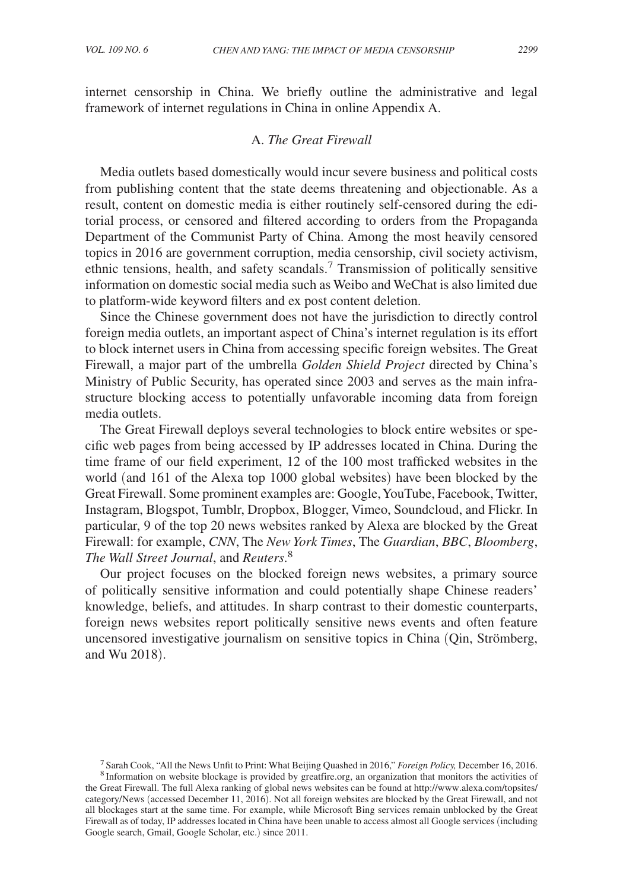internet censorship in China. We briefly outline the administrative and legal framework of internet regulations in China in online Appendix A.

### A. *The Great Firewall*

Media outlets based domestically would incur severe business and political costs from publishing content that the state deems threatening and objectionable. As a result, content on domestic media is either routinely self-censored during the editorial process, or censored and filtered according to orders from the Propaganda Department of the Communist Party of China. Among the most heavily censored topics in 2016 are government corruption, media censorship, civil society activism, ethnic tensions, health, and safety scandals.[7] Transmission of politically sensitive information on domestic social media such as Weibo and WeChat is also limited due to platform-wide keyword filters and ex post content deletion.

Since the Chinese government does not have the jurisdiction to directly control foreign media outlets, an important aspect of China's internet regulation is its effort to block internet users in China from accessing specific foreign websites. The Great Firewall, a major part of the umbrella *Golden Shield Project* directed by China's Ministry of Public Security, has operated since 2003 and serves as the main infrastructure blocking access to potentially unfavorable incoming data from foreign media outlets.

The Great Firewall deploys several technologies to block entire websites or specific web pages from being accessed by IP addresses located in China. During the time frame of our field experiment, 12 of the 100 most trafficked websites in the world (and 161 of the Alexa top 1000 global websites) have been blocked by the Great Firewall. Some prominent examples are: Google, YouTube, Facebook, Twitter, Instagram, Blogspot, Tumblr, Dropbox, Blogger, Vimeo, Soundcloud, and Flickr. In particular, 9 of the top 20 news websites ranked by Alexa are blocked by the Great Firewall: for example, *CNN*, The *New York Times*, The *Guardian*, *BBC*, *Bloomberg*, *The Wall Street Journal*, and *Reuters*.[8]

Our project focuses on the blocked foreign news websites, a primary source of politically sensitive information and could potentially shape Chinese readers' knowledge, beliefs, and attitudes. In sharp contrast to their domestic counterparts, foreign news websites report politically sensitive news events and often feature uncensored investigative journalism on sensitive topics in China (Qin, Strömberg, and Wu 2018).

[7] Sarah Cook, "All the News Unfit to Print: What Beijing Quashed in 2016," *Foreign Policy,* December 16, 2016.

[8] Information on website blockage is provided by greatfire.org, an organization that monitors the activities of the Great Firewall. The full Alexa ranking of global news websites can be found at http://www.alexa.com/topsites/category/News (accessed December 11, 2016). Not all foreign websites are blocked by the Great Firewall, and not all blockages start at the same time. For example, while Microsoft Bing services remain unblocked by the Great Firewall as of today, IP addresses located in China have been unable to access almost all Google services (including Google search, Gmail, Google Scholar, etc.) since 2011.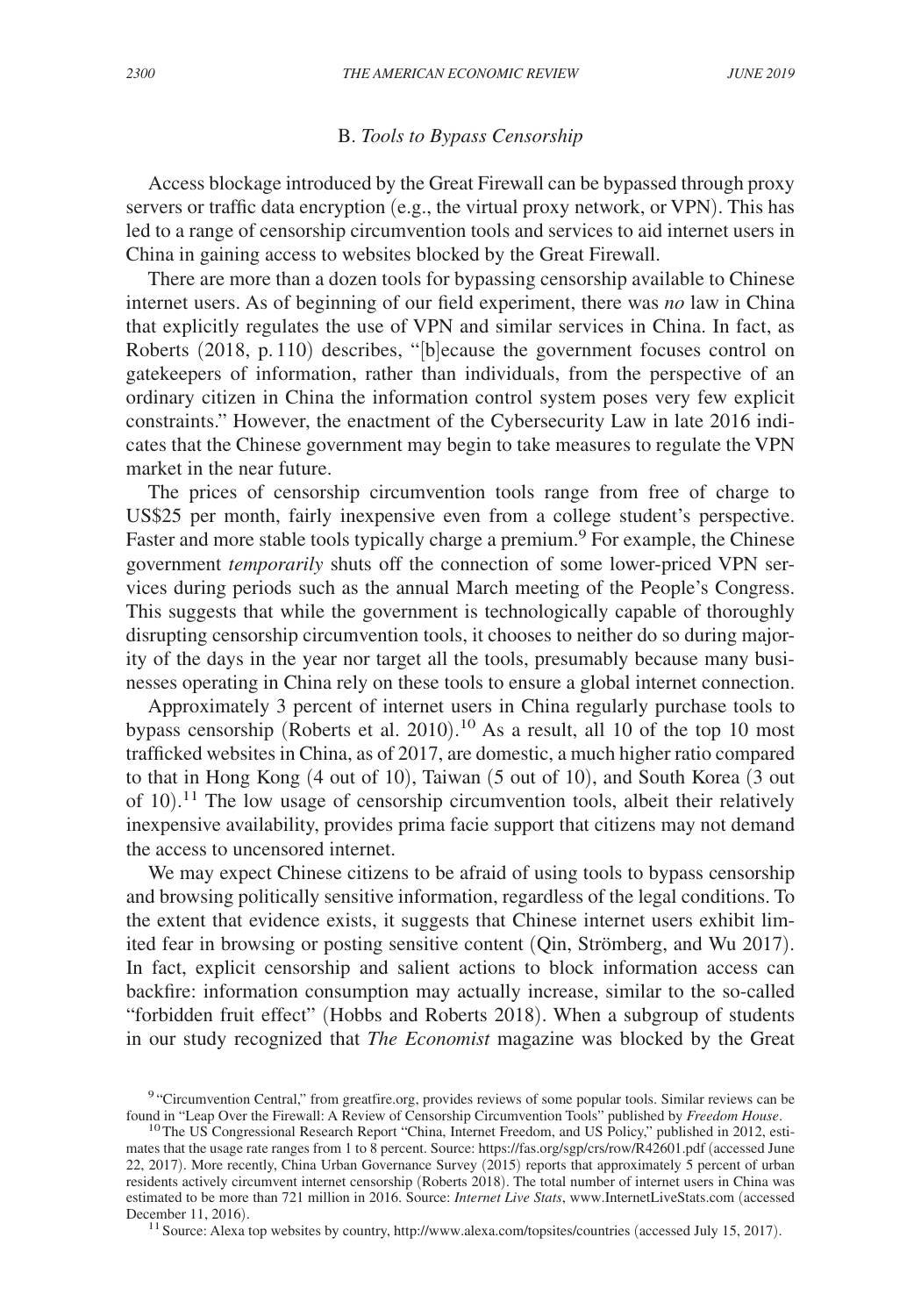### B. *Tools to Bypass Censorship*

Access blockage introduced by the Great Firewall can be bypassed through proxy servers or traffic data encryption (e.g., the virtual proxy network, or VPN). This has led to a range of censorship circumvention tools and services to aid internet users in China in gaining access to websites blocked by the Great Firewall.

There are more than a dozen tools for bypassing censorship available to Chinese internet users. As of beginning of our field experiment, there was *no* law in China that explicitly regulates the use of VPN and similar services in China. In fact, as Roberts (2018, p. 110) describes, "[b]ecause the government focuses control on gatekeepers of information, rather than individuals, from the perspective of an ordinary citizen in China the information control system poses very few explicit constraints." However, the enactment of the Cybersecurity Law in late 2016 indicates that the Chinese government may begin to take measures to regulate the VPN market in the near future.

The prices of censorship circumvention tools range from free of charge to US$25 per month, fairly inexpensive even from a college student's perspective. Faster and more stable tools typically charge a premium.[9] For example, the Chinese government *temporarily* shuts off the connection of some lower-priced VPN services during periods such as the annual March meeting of the People's Congress. This suggests that while the government is technologically capable of thoroughly disrupting censorship circumvention tools, it chooses to neither do so during majority of the days in the year nor target all the tools, presumably because many businesses operating in China rely on these tools to ensure a global internet connection.

Approximately 3 percent of internet users in China regularly purchase tools to bypass censorship (Roberts et al. 2010).[10] As a result, all 10 of the top 10 most trafficked websites in China, as of 2017, are domestic, a much higher ratio compared to that in Hong Kong (4 out of 10), Taiwan (5 out of 10), and South Korea (3 out of 10).[11] The low usage of censorship circumvention tools, albeit their relatively inexpensive availability, provides prima facie support that citizens may not demand the access to uncensored internet.

We may expect Chinese citizens to be afraid of using tools to bypass censorship and browsing politically sensitive information, regardless of the legal conditions. To the extent that evidence exists, it suggests that Chinese internet users exhibit limited fear in browsing or posting sensitive content (Qin, Strömberg, and Wu 2017). In fact, explicit censorship and salient actions to block information access can backfire: information consumption may actually increase, similar to the so-called "forbidden fruit effect" (Hobbs and Roberts 2018). When a subgroup of students in our study recognized that *The Economist* magazine was blocked by the Great

[9] "Circumvention Central," from greatfire.org, provides reviews of some popular tools. Similar reviews can be found in "Leap Over the Firewall: A Review of Censorship Circumvention Tools" published by *Freedom House*.

[10] The US Congressional Research Report "China, Internet Freedom, and US Policy," published in 2012, estimates that the usage rate ranges from 1 to 8 percent. Source: https://fas.org/sgp/crs/row/R42601.pdf (accessed June 22, 2017). More recently, China Urban Governance Survey (2015) reports that approximately 5 percent of urban residents actively circumvent internet censorship (Roberts 2018). The total number of internet users in China was estimated to be more than 721 million in 2016. Source: *Internet Live Stats*, www.InternetLiveStats.com (accessed December 11, 2016).

[11] Source: Alexa top websites by country, http://www.alexa.com/topsites/countries (accessed July 15, 2017).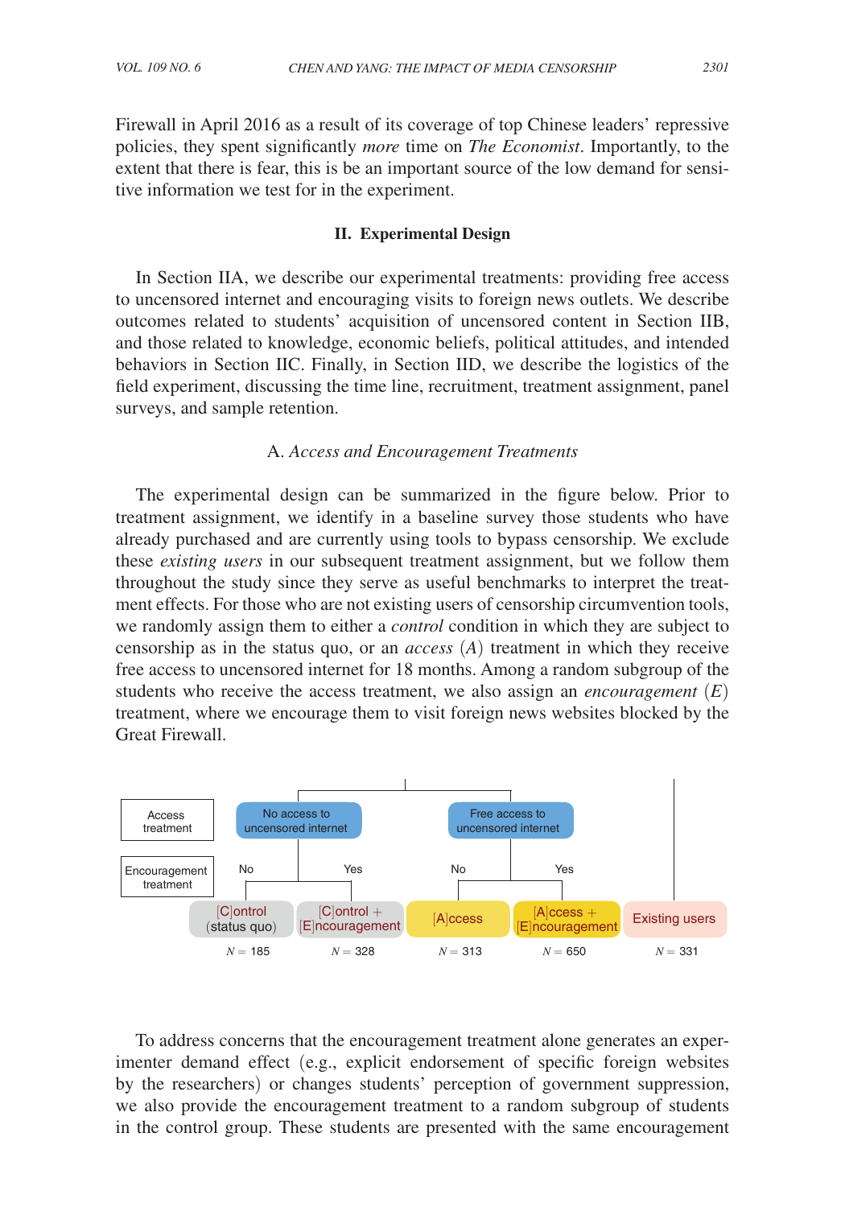Firewall in April 2016 as a result of its coverage of top Chinese leaders' repressive policies, they spent significantly *more* time on *The Economist*. Importantly, to the extent that there is fear, this is be an important source of the low demand for sensitive information we test for in the experiment.

## II. Experimental Design

In Section IIA, we describe our experimental treatments: providing free access to uncensored internet and encouraging visits to foreign news outlets. We describe outcomes related to students' acquisition of uncensored content in Section IIB, and those related to knowledge, economic beliefs, political attitudes, and intended behaviors in Section IIC. Finally, in Section IID, we describe the logistics of the field experiment, discussing the time line, recruitment, treatment assignment, panel surveys, and sample retention.

### A. *Access and Encouragement Treatments*

The experimental design can be summarized in the figure below. Prior to treatment assignment, we identify in a baseline survey those students who have already purchased and are currently using tools to bypass censorship. We exclude these *existing users* in our subsequent treatment assignment, but we follow them throughout the study since they serve as useful benchmarks to interpret the treatment effects. For those who are not existing users of censorship circumvention tools, we randomly assign them to either a *control* condition in which they are subject to censorship as in the status quo, or an *access* $(A)$ treatment in which they receive free access to uncensored internet for 18 months. Among a random subgroup of the students who receive the access treatment, we also assign an *encouragement* $(E)$ treatment, where we encourage them to visit foreign news websites blocked by the Great Firewall.

| Access treatment | No access to uncensored internet | | Free access to uncensored internet | | |
|---|---|---|---|---|---|
| Encouragement treatment | No | Yes | No | Yes | |
| | [C]ontrol (status quo) | [C]ontrol + [E]ncouragement | [A]ccess | [A]ccess + [E]ncouragement | Existing users |
| | $N = 185$ | $N = 328$ | $N = 313$ | $N = 650$ | $N = 331$ |

To address concerns that the encouragement treatment alone generates an experimenter demand effect (e.g., explicit endorsement of specific foreign websites by the researchers) or changes students' perception of government suppression, we also provide the encouragement treatment to a random subgroup of students in the control group. These students are presented with the same encouragement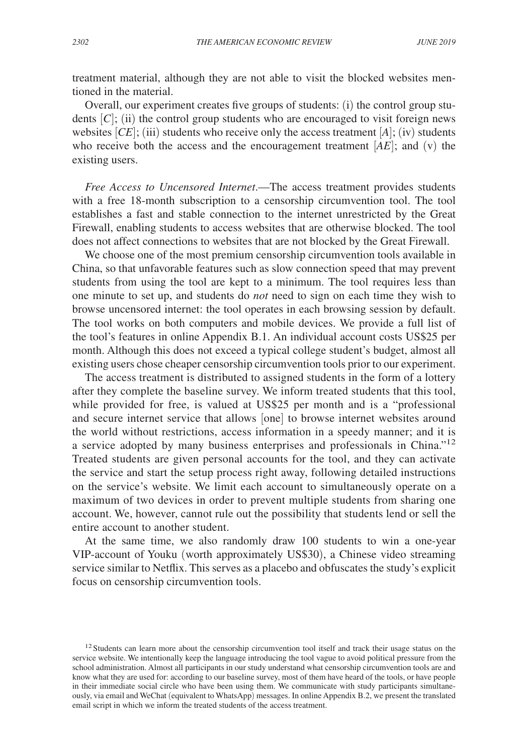treatment material, although they are not able to visit the blocked websites mentioned in the material.

Overall, our experiment creates five groups of students: (i) the control group students [*C*]; (ii) the control group students who are encouraged to visit foreign news websites [*CE*]; (iii) students who receive only the access treatment [*A*]; (iv) students who receive both the access and the encouragement treatment [*AE*]; and (v) the existing users.

*Free Access to Uncensored Internet*.—The access treatment provides students with a free 18-month subscription to a censorship circumvention tool. The tool establishes a fast and stable connection to the internet unrestricted by the Great Firewall, enabling students to access websites that are otherwise blocked. The tool does not affect connections to websites that are not blocked by the Great Firewall.

We choose one of the most premium censorship circumvention tools available in China, so that unfavorable features such as slow connection speed that may prevent students from using the tool are kept to a minimum. The tool requires less than one minute to set up, and students do *not* need to sign on each time they wish to browse uncensored internet: the tool operates in each browsing session by default. The tool works on both computers and mobile devices. We provide a full list of the tool's features in online Appendix B.1. An individual account costs US$25 per month. Although this does not exceed a typical college student's budget, almost all existing users chose cheaper censorship circumvention tools prior to our experiment.

The access treatment is distributed to assigned students in the form of a lottery after they complete the baseline survey. We inform treated students that this tool, while provided for free, is valued at US$25 per month and is a "professional and secure internet service that allows [one] to browse internet websites around the world without restrictions, access information in a speedy manner; and it is a service adopted by many business enterprises and professionals in China."[12] Treated students are given personal accounts for the tool, and they can activate the service and start the setup process right away, following detailed instructions on the service's website. We limit each account to simultaneously operate on a maximum of two devices in order to prevent multiple students from sharing one account. We, however, cannot rule out the possibility that students lend or sell the entire account to another student.

At the same time, we also randomly draw 100 students to win a one-year VIP-account of Youku (worth approximately US$30), a Chinese video streaming service similar to Netflix. This serves as a placebo and obfuscates the study's explicit focus on censorship circumvention tools.

[12] Students can learn more about the censorship circumvention tool itself and track their usage status on the service website. We intentionally keep the language introducing the tool vague to avoid political pressure from the school administration. Almost all participants in our study understand what censorship circumvention tools are and know what they are used for: according to our baseline survey, most of them have heard of the tools, or have people in their immediate social circle who have been using them. We communicate with study participants simultaneously, via email and WeChat (equivalent to WhatsApp) messages. In online Appendix B.2, we present the translated email script in which we inform the treated students of the access treatment.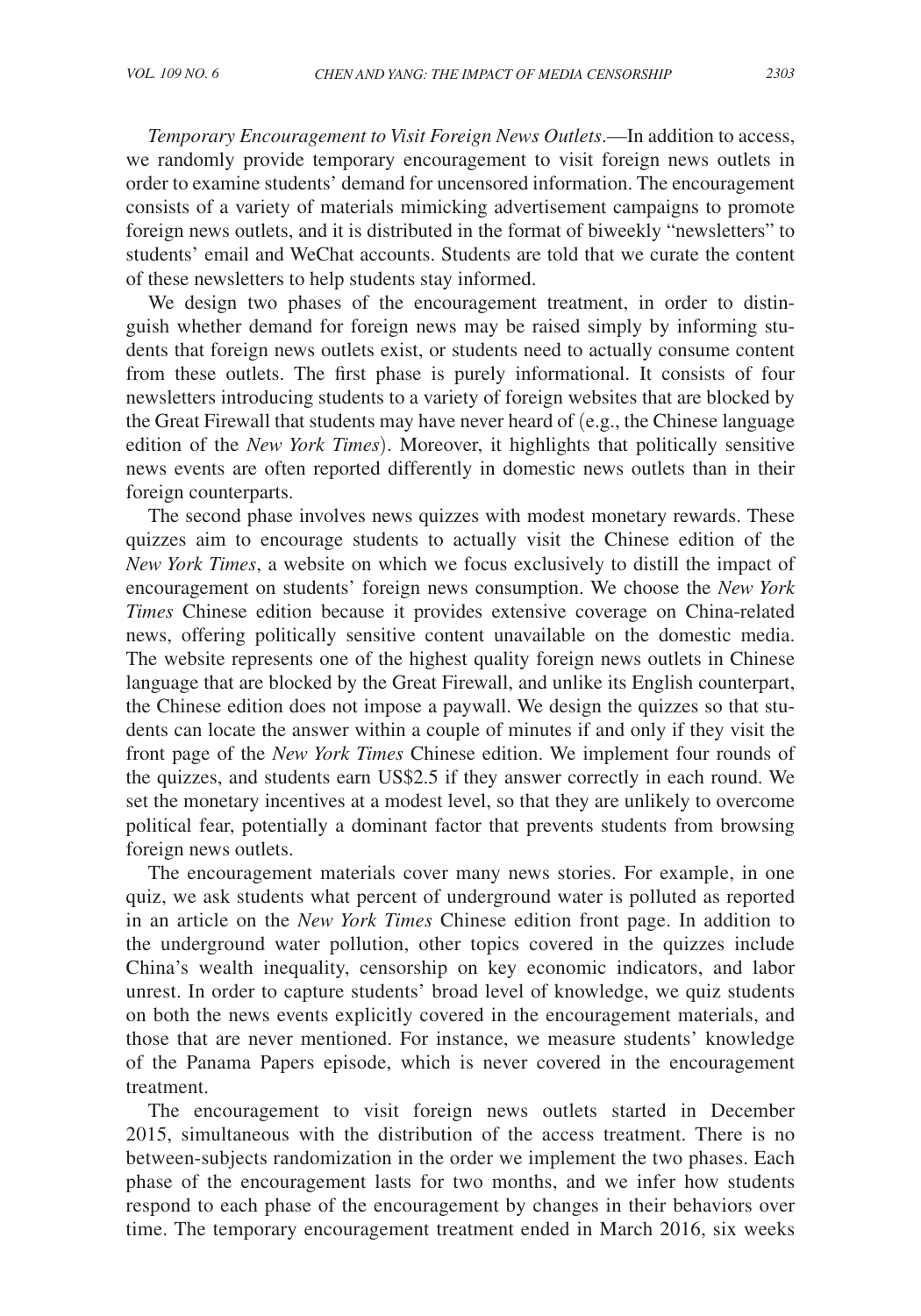*Temporary Encouragement to Visit Foreign News Outlets*.—In addition to access, we randomly provide temporary encouragement to visit foreign news outlets in order to examine students' demand for uncensored information. The encouragement consists of a variety of materials mimicking advertisement campaigns to promote foreign news outlets, and it is distributed in the format of biweekly "newsletters" to students' email and WeChat accounts. Students are told that we curate the content of these newsletters to help students stay informed.

We design two phases of the encouragement treatment, in order to distinguish whether demand for foreign news may be raised simply by informing students that foreign news outlets exist, or students need to actually consume content from these outlets. The first phase is purely informational. It consists of four newsletters introducing students to a variety of foreign websites that are blocked by the Great Firewall that students may have never heard of (e.g., the Chinese language edition of the *New York Times*). Moreover, it highlights that politically sensitive news events are often reported differently in domestic news outlets than in their foreign counterparts.

The second phase involves news quizzes with modest monetary rewards. These quizzes aim to encourage students to actually visit the Chinese edition of the *New York Times*, a website on which we focus exclusively to distill the impact of encouragement on students' foreign news consumption. We choose the *New York Times* Chinese edition because it provides extensive coverage on China-related news, offering politically sensitive content unavailable on the domestic media. The website represents one of the highest quality foreign news outlets in Chinese language that are blocked by the Great Firewall, and unlike its English counterpart, the Chinese edition does not impose a paywall. We design the quizzes so that students can locate the answer within a couple of minutes if and only if they visit the front page of the *New York Times* Chinese edition. We implement four rounds of the quizzes, and students earn US$2.5 if they answer correctly in each round. We set the monetary incentives at a modest level, so that they are unlikely to overcome political fear, potentially a dominant factor that prevents students from browsing foreign news outlets.

The encouragement materials cover many news stories. For example, in one quiz, we ask students what percent of underground water is polluted as reported in an article on the *New York Times* Chinese edition front page. In addition to the underground water pollution, other topics covered in the quizzes include China's wealth inequality, censorship on key economic indicators, and labor unrest. In order to capture students' broad level of knowledge, we quiz students on both the news events explicitly covered in the encouragement materials, and those that are never mentioned. For instance, we measure students' knowledge of the Panama Papers episode, which is never covered in the encouragement treatment.

The encouragement to visit foreign news outlets started in December 2015, simultaneous with the distribution of the access treatment. There is no between-subjects randomization in the order we implement the two phases. Each phase of the encouragement lasts for two months, and we infer how students respond to each phase of the encouragement by changes in their behaviors over time. The temporary encouragement treatment ended in March 2016, six weeks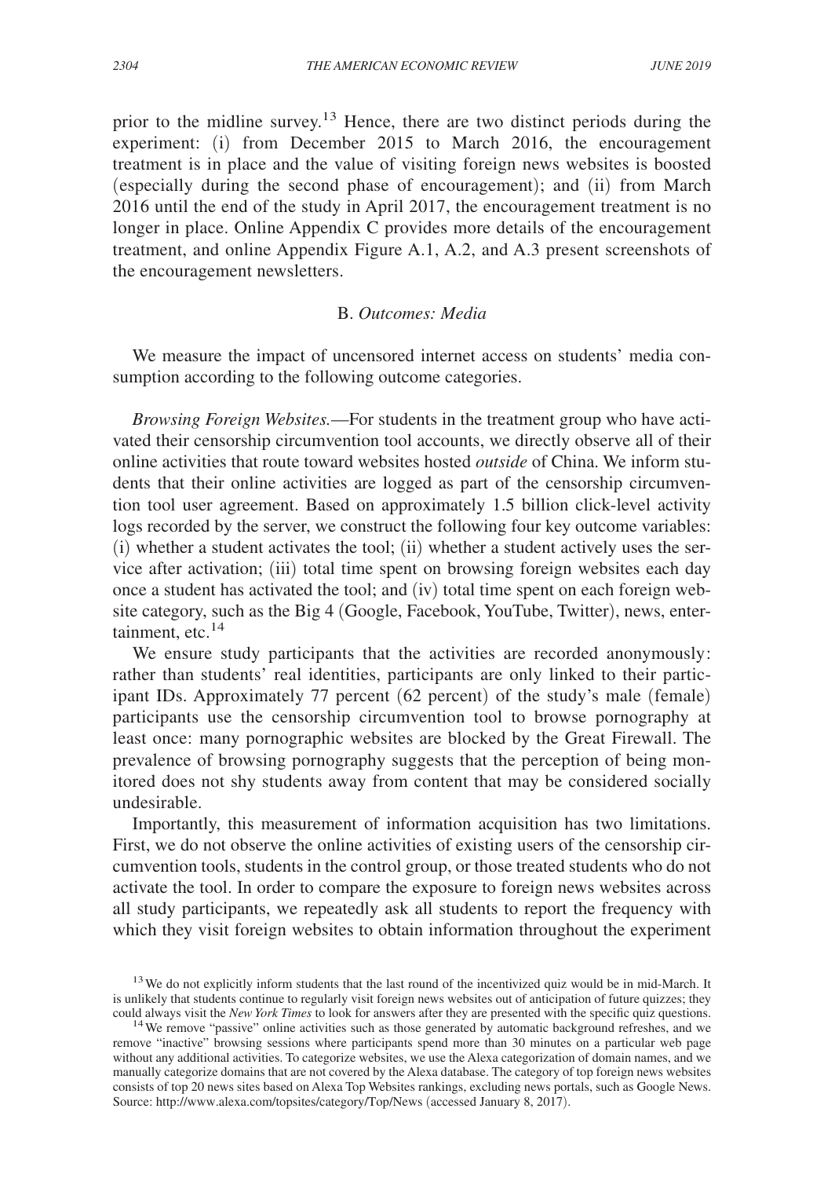prior to the midline survey.[13] Hence, there are two distinct periods during the experiment: (i) from December 2015 to March 2016, the encouragement treatment is in place and the value of visiting foreign news websites is boosted (especially during the second phase of encouragement); and (ii) from March 2016 until the end of the study in April 2017, the encouragement treatment is no longer in place. Online Appendix C provides more details of the encouragement treatment, and online Appendix Figure A.1, A.2, and A.3 present screenshots of the encouragement newsletters.

### B. *Outcomes: Media*

We measure the impact of uncensored internet access on students' media consumption according to the following outcome categories.

*Browsing Foreign Websites.*—For students in the treatment group who have activated their censorship circumvention tool accounts, we directly observe all of their online activities that route toward websites hosted *outside* of China. We inform students that their online activities are logged as part of the censorship circumvention tool user agreement. Based on approximately 1.5 billion click-level activity logs recorded by the server, we construct the following four key outcome variables: (i) whether a student activates the tool; (ii) whether a student actively uses the service after activation; (iii) total time spent on browsing foreign websites each day once a student has activated the tool; and (iv) total time spent on each foreign website category, such as the Big 4 (Google, Facebook, YouTube, Twitter), news, entertainment, etc.[14]

We ensure study participants that the activities are recorded anonymously: rather than students' real identities, participants are only linked to their participant IDs. Approximately 77 percent (62 percent) of the study's male (female) participants use the censorship circumvention tool to browse pornography at least once: many pornographic websites are blocked by the Great Firewall. The prevalence of browsing pornography suggests that the perception of being monitored does not shy students away from content that may be considered socially undesirable.

Importantly, this measurement of information acquisition has two limitations. First, we do not observe the online activities of existing users of the censorship circumvention tools, students in the control group, or those treated students who do not activate the tool. In order to compare the exposure to foreign news websites across all study participants, we repeatedly ask all students to report the frequency with which they visit foreign websites to obtain information throughout the experiment

[13] We do not explicitly inform students that the last round of the incentivized quiz would be in mid-March. It is unlikely that students continue to regularly visit foreign news websites out of anticipation of future quizzes; they could always visit the *New York Times* to look for answers after they are presented with the specific quiz questions.

[14] We remove "passive" online activities such as those generated by automatic background refreshes, and we remove "inactive" browsing sessions where participants spend more than 30 minutes on a particular web page without any additional activities. To categorize websites, we use the Alexa categorization of domain names, and we manually categorize domains that are not covered by the Alexa database. The category of top foreign news websites consists of top 20 news sites based on Alexa Top Websites rankings, excluding news portals, such as Google News. Source: http://www.alexa.com/topsites/category/Top/News (accessed January 8, 2017).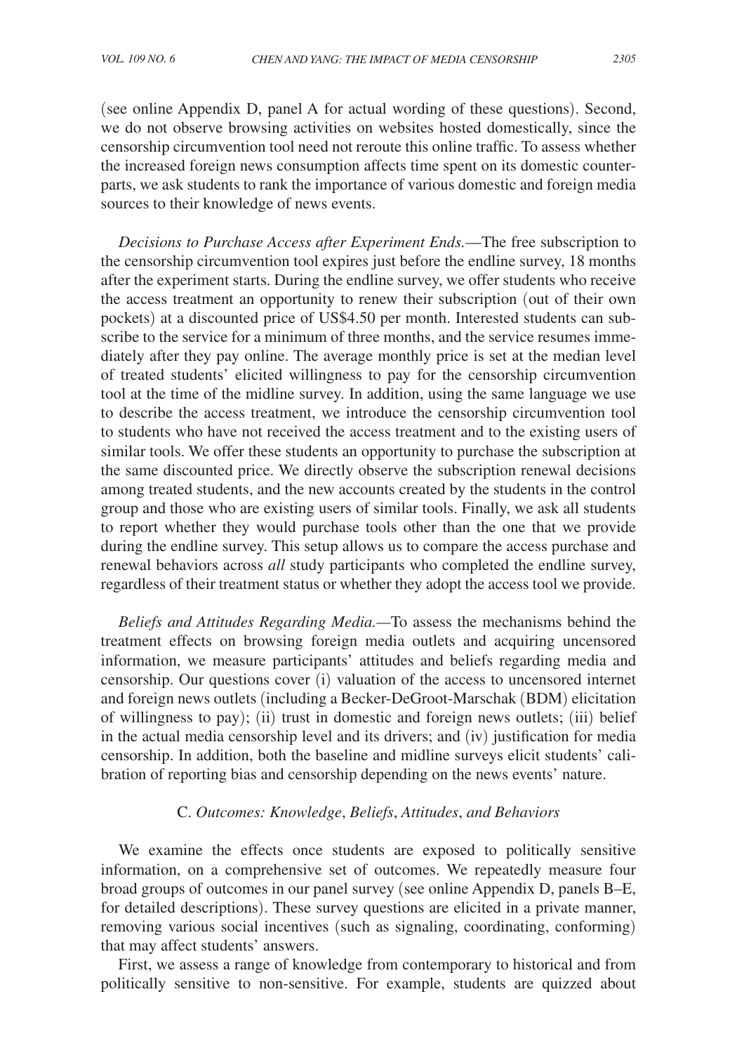(see online Appendix D, panel A for actual wording of these questions). Second, we do not observe browsing activities on websites hosted domestically, since the censorship circumvention tool need not reroute this online traffic. To assess whether the increased foreign news consumption affects time spent on its domestic counterparts, we ask students to rank the importance of various domestic and foreign media sources to their knowledge of news events.

*Decisions to Purchase Access after Experiment Ends.*—The free subscription to the censorship circumvention tool expires just before the endline survey, 18 months after the experiment starts. During the endline survey, we offer students who receive the access treatment an opportunity to renew their subscription (out of their own pockets) at a discounted price of US$4.50 per month. Interested students can subscribe to the service for a minimum of three months, and the service resumes immediately after they pay online. The average monthly price is set at the median level of treated students' elicited willingness to pay for the censorship circumvention tool at the time of the midline survey. In addition, using the same language we use to describe the access treatment, we introduce the censorship circumvention tool to students who have not received the access treatment and to the existing users of similar tools. We offer these students an opportunity to purchase the subscription at the same discounted price. We directly observe the subscription renewal decisions among treated students, and the new accounts created by the students in the control group and those who are existing users of similar tools. Finally, we ask all students to report whether they would purchase tools other than the one that we provide during the endline survey. This setup allows us to compare the access purchase and renewal behaviors across *all* study participants who completed the endline survey, regardless of their treatment status or whether they adopt the access tool we provide.

*Beliefs and Attitudes Regarding Media.*—To assess the mechanisms behind the treatment effects on browsing foreign media outlets and acquiring uncensored information, we measure participants' attitudes and beliefs regarding media and censorship. Our questions cover (i) valuation of the access to uncensored internet and foreign news outlets (including a Becker-DeGroot-Marschak (BDM) elicitation of willingness to pay); (ii) trust in domestic and foreign news outlets; (iii) belief in the actual media censorship level and its drivers; and (iv) justification for media censorship. In addition, both the baseline and midline surveys elicit students' calibration of reporting bias and censorship depending on the news events' nature.

### C. *Outcomes: Knowledge*, *Beliefs*, *Attitudes*, *and Behaviors*

We examine the effects once students are exposed to politically sensitive information, on a comprehensive set of outcomes. We repeatedly measure four broad groups of outcomes in our panel survey (see online Appendix D, panels B–E, for detailed descriptions). These survey questions are elicited in a private manner, removing various social incentives (such as signaling, coordinating, conforming) that may affect students' answers.

First, we assess a range of knowledge from contemporary to historical and from politically sensitive to non-sensitive. For example, students are quizzed about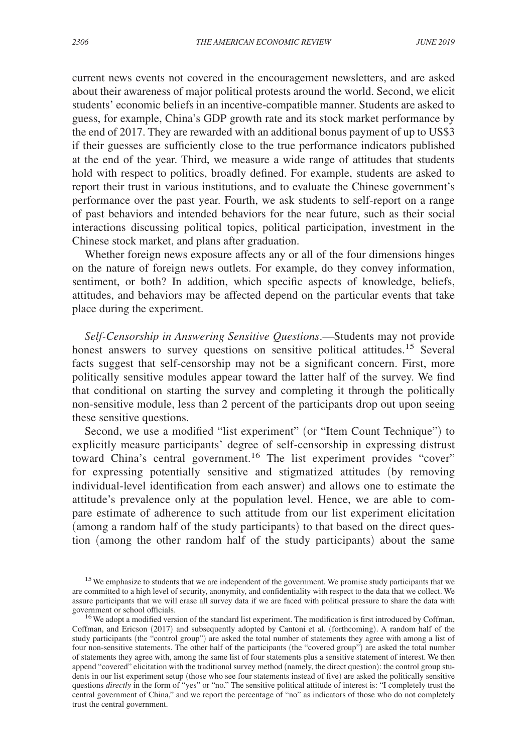current news events not covered in the encouragement newsletters, and are asked about their awareness of major political protests around the world. Second, we elicit students' economic beliefs in an incentive-compatible manner. Students are asked to guess, for example, China's GDP growth rate and its stock market performance by the end of 2017. They are rewarded with an additional bonus payment of up to US$3 if their guesses are sufficiently close to the true performance indicators published at the end of the year. Third, we measure a wide range of attitudes that students hold with respect to politics, broadly defined. For example, students are asked to report their trust in various institutions, and to evaluate the Chinese government's performance over the past year. Fourth, we ask students to self-report on a range of past behaviors and intended behaviors for the near future, such as their social interactions discussing political topics, political participation, investment in the Chinese stock market, and plans after graduation.

Whether foreign news exposure affects any or all of the four dimensions hinges on the nature of foreign news outlets. For example, do they convey information, sentiment, or both? In addition, which specific aspects of knowledge, beliefs, attitudes, and behaviors may be affected depend on the particular events that take place during the experiment.

*Self-Censorship in Answering Sensitive Questions*.—Students may not provide honest answers to survey questions on sensitive political attitudes.[15] Several facts suggest that self-censorship may not be a significant concern. First, more politically sensitive modules appear toward the latter half of the survey. We find that conditional on starting the survey and completing it through the politically non-sensitive module, less than 2 percent of the participants drop out upon seeing these sensitive questions.

Second, we use a modified "list experiment" (or "Item Count Technique") to explicitly measure participants' degree of self-censorship in expressing distrust toward China's central government.[16] The list experiment provides "cover" for expressing potentially sensitive and stigmatized attitudes (by removing individual-level identification from each answer) and allows one to estimate the attitude's prevalence only at the population level. Hence, we are able to compare estimate of adherence to such attitude from our list experiment elicitation (among a random half of the study participants) to that based on the direct question (among the other random half of the study participants) about the same

[15] We emphasize to students that we are independent of the government. We promise study participants that we are committed to a high level of security, anonymity, and confidentiality with respect to the data that we collect. We assure participants that we will erase all survey data if we are faced with political pressure to share the data with government or school officials.

[16] We adopt a modified version of the standard list experiment. The modification is first introduced by Coffman, Coffman, and Ericson (2017) and subsequently adopted by Cantoni et al. (forthcoming). A random half of the study participants (the "control group") are asked the total number of statements they agree with among a list of four non-sensitive statements. The other half of the participants (the "covered group") are asked the total number of statements they agree with, among the same list of four statements plus a sensitive statement of interest. We then append "covered" elicitation with the traditional survey method (namely, the direct question): the control group students in our list experiment setup (those who see four statements instead of five) are asked the politically sensitive questions *directly* in the form of "yes" or "no." The sensitive political attitude of interest is: "I completely trust the central government of China," and we report the percentage of "no" as indicators of those who do not completely trust the central government.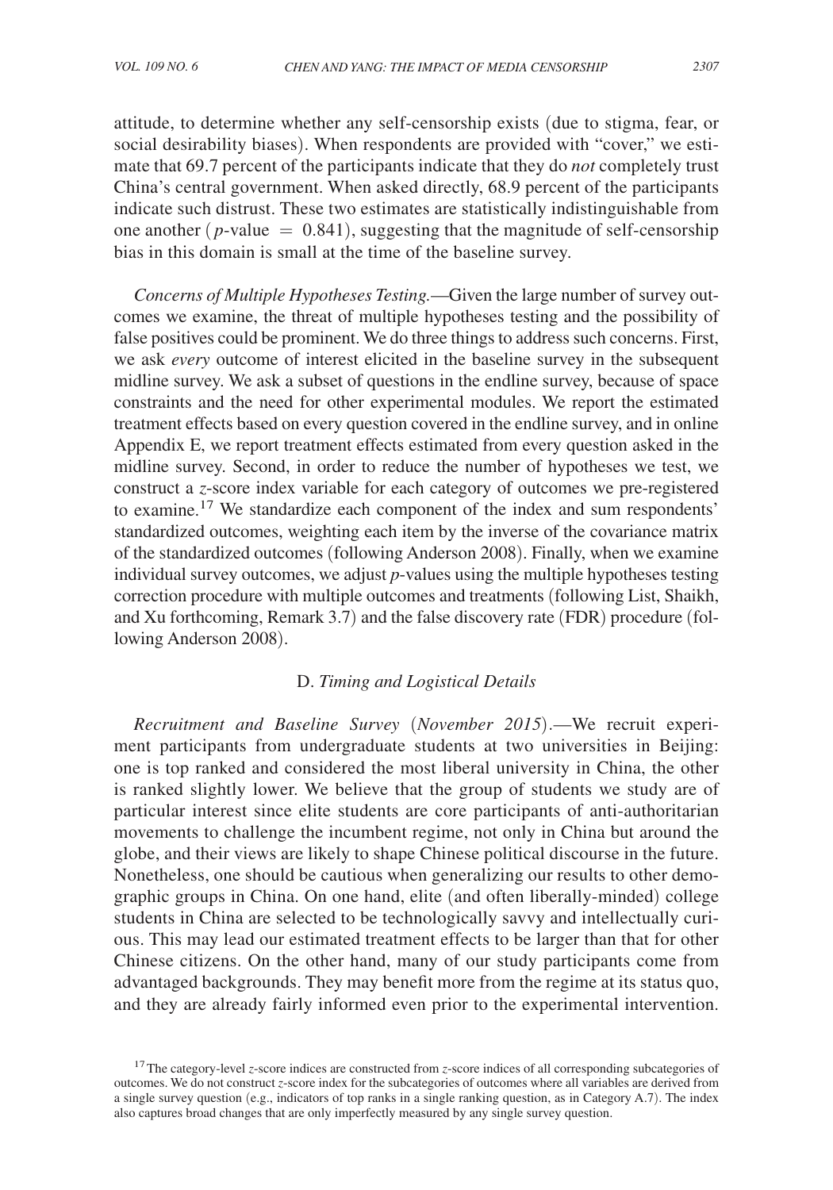attitude, to determine whether any self-censorship exists (due to stigma, fear, or social desirability biases). When respondents are provided with "cover," we estimate that 69.7 percent of the participants indicate that they do *not* completely trust China's central government. When asked directly, 68.9 percent of the participants indicate such distrust. These two estimates are statistically indistinguishable from one another ($p$-value $= 0.841$), suggesting that the magnitude of self-censorship bias in this domain is small at the time of the baseline survey.

*Concerns of Multiple Hypotheses Testing.*—Given the large number of survey outcomes we examine, the threat of multiple hypotheses testing and the possibility of false positives could be prominent. We do three things to address such concerns. First, we ask *every* outcome of interest elicited in the baseline survey in the subsequent midline survey. We ask a subset of questions in the endline survey, because of space constraints and the need for other experimental modules. We report the estimated treatment effects based on every question covered in the endline survey, and in online Appendix E, we report treatment effects estimated from every question asked in the midline survey. Second, in order to reduce the number of hypotheses we test, we construct a $z$-score index variable for each category of outcomes we pre-registered to examine.[17] We standardize each component of the index and sum respondents' standardized outcomes, weighting each item by the inverse of the covariance matrix of the standardized outcomes (following Anderson 2008). Finally, when we examine individual survey outcomes, we adjust $p$-values using the multiple hypotheses testing correction procedure with multiple outcomes and treatments (following List, Shaikh, and Xu forthcoming, Remark 3.7) and the false discovery rate (FDR) procedure (following Anderson 2008).

### D. *Timing and Logistical Details*

*Recruitment and Baseline Survey* (*November 2015*).—We recruit experiment participants from undergraduate students at two universities in Beijing: one is top ranked and considered the most liberal university in China, the other is ranked slightly lower. We believe that the group of students we study are of particular interest since elite students are core participants of anti-authoritarian movements to challenge the incumbent regime, not only in China but around the globe, and their views are likely to shape Chinese political discourse in the future. Nonetheless, one should be cautious when generalizing our results to other demographic groups in China. On one hand, elite (and often liberally-minded) college students in China are selected to be technologically savvy and intellectually curious. This may lead our estimated treatment effects to be larger than that for other Chinese citizens. On the other hand, many of our study participants come from advantaged backgrounds. They may benefit more from the regime at its status quo, and they are already fairly informed even prior to the experimental intervention.

[17] The category-level $z$-score indices are constructed from $z$-score indices of all corresponding subcategories of outcomes. We do not construct $z$-score index for the subcategories of outcomes where all variables are derived from a single survey question (e.g., indicators of top ranks in a single ranking question, as in Category A.7). The index also captures broad changes that are only imperfectly measured by any single survey question.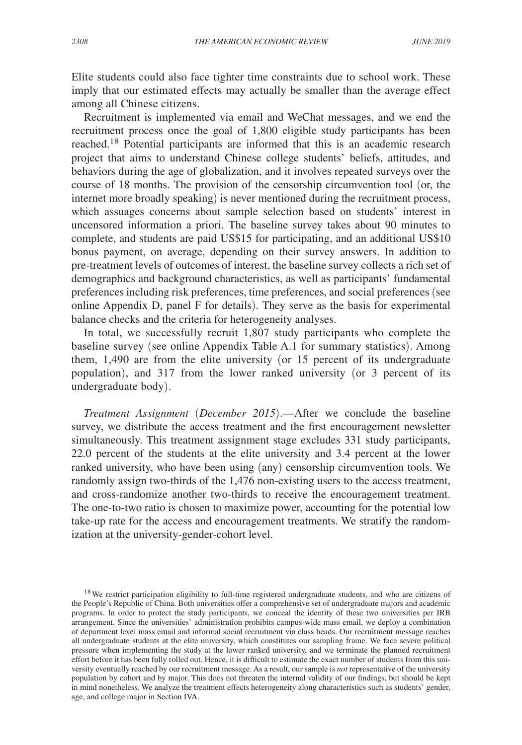Elite students could also face tighter time constraints due to school work. These imply that our estimated effects may actually be smaller than the average effect among all Chinese citizens.

Recruitment is implemented via email and WeChat messages, and we end the recruitment process once the goal of 1,800 eligible study participants has been reached.[18] Potential participants are informed that this is an academic research project that aims to understand Chinese college students' beliefs, attitudes, and behaviors during the age of globalization, and it involves repeated surveys over the course of 18 months. The provision of the censorship circumvention tool (or, the internet more broadly speaking) is never mentioned during the recruitment process, which assuages concerns about sample selection based on students' interest in uncensored information a priori. The baseline survey takes about 90 minutes to complete, and students are paid US$15 for participating, and an additional US$10 bonus payment, on average, depending on their survey answers. In addition to pre-treatment levels of outcomes of interest, the baseline survey collects a rich set of demographics and background characteristics, as well as participants' fundamental preferences including risk preferences, time preferences, and social preferences (see online Appendix D, panel F for details). They serve as the basis for experimental balance checks and the criteria for heterogeneity analyses.

In total, we successfully recruit 1,807 study participants who complete the baseline survey (see online Appendix Table A.1 for summary statistics). Among them, 1,490 are from the elite university (or 15 percent of its undergraduate population), and 317 from the lower ranked university (or 3 percent of its undergraduate body).

*Treatment Assignment* (*December 2015*).—After we conclude the baseline survey, we distribute the access treatment and the first encouragement newsletter simultaneously. This treatment assignment stage excludes 331 study participants, 22.0 percent of the students at the elite university and 3.4 percent at the lower ranked university, who have been using (any) censorship circumvention tools. We randomly assign two-thirds of the 1,476 non-existing users to the access treatment, and cross-randomize another two-thirds to receive the encouragement treatment. The one-to-two ratio is chosen to maximize power, accounting for the potential low take-up rate for the access and encouragement treatments. We stratify the randomization at the university-gender-cohort level.

[18] We restrict participation eligibility to full-time registered undergraduate students, and who are citizens of the People's Republic of China. Both universities offer a comprehensive set of undergraduate majors and academic programs. In order to protect the study participants, we conceal the identity of these two universities per IRB arrangement. Since the universities' administration prohibits campus-wide mass email, we deploy a combination of department level mass email and informal social recruitment via class heads. Our recruitment message reaches all undergraduate students at the elite university, which constitutes our sampling frame. We face severe political pressure when implementing the study at the lower ranked university, and we terminate the planned recruitment effort before it has been fully rolled out. Hence, it is difficult to estimate the exact number of students from this university eventually reached by our recruitment message. As a result, our sample is *not* representative of the university population by cohort and by major. This does not threaten the internal validity of our findings, but should be kept in mind nonetheless. We analyze the treatment effects heterogeneity along characteristics such as students' gender, age, and college major in Section IVA.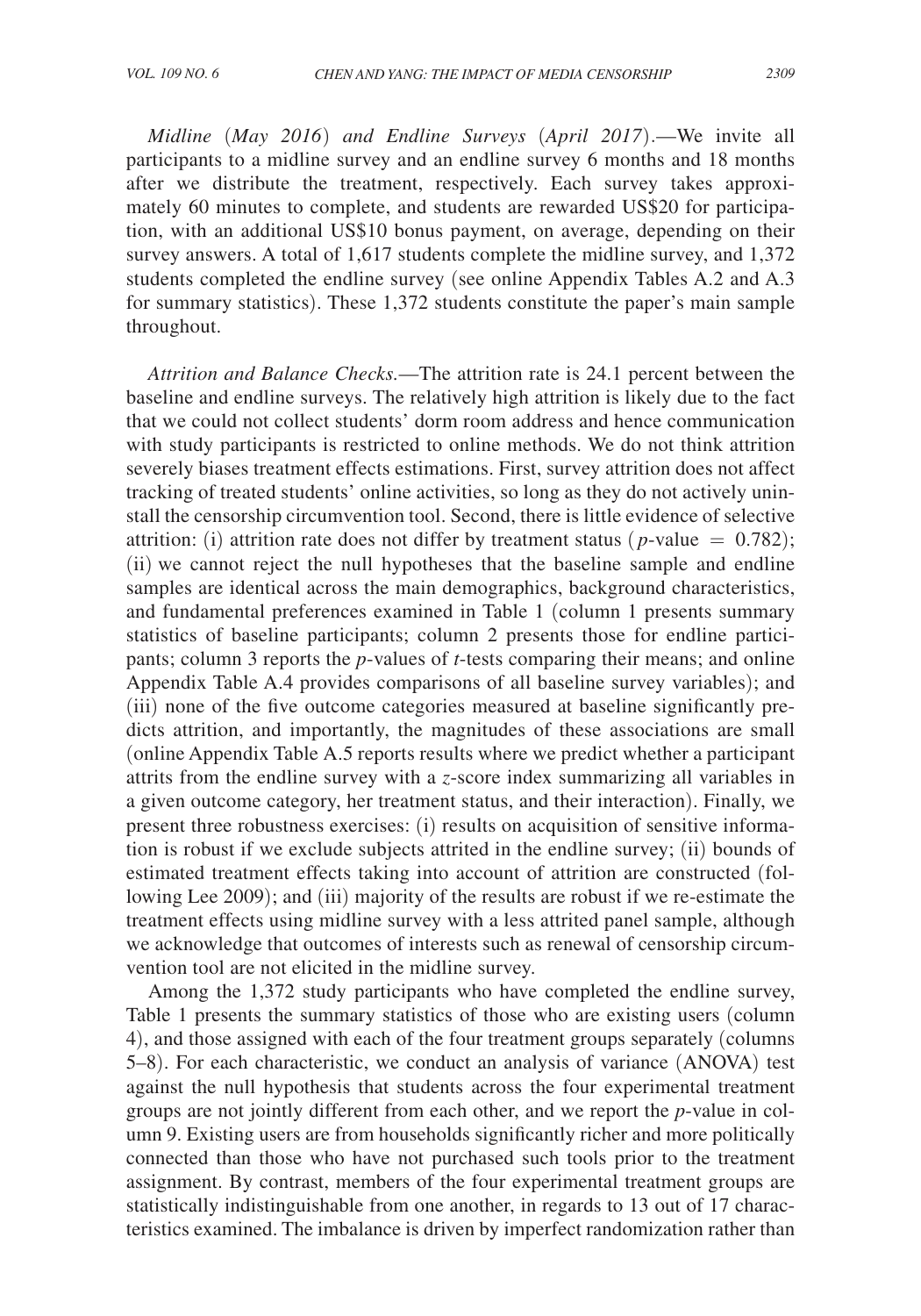*Midline (May 2016) and Endline Surveys (April 2017)*.—We invite all participants to a midline survey and an endline survey 6 months and 18 months after we distribute the treatment, respectively. Each survey takes approximately 60 minutes to complete, and students are rewarded US$20 for participation, with an additional US$10 bonus payment, on average, depending on their survey answers. A total of 1,617 students complete the midline survey, and 1,372 students completed the endline survey (see online Appendix Tables A.2 and A.3 for summary statistics). These 1,372 students constitute the paper's main sample throughout.

*Attrition and Balance Checks*.—The attrition rate is 24.1 percent between the baseline and endline surveys. The relatively high attrition is likely due to the fact that we could not collect students' dorm room address and hence communication with study participants is restricted to online methods. We do not think attrition severely biases treatment effects estimations. First, survey attrition does not affect tracking of treated students' online activities, so long as they do not actively uninstall the censorship circumvention tool. Second, there is little evidence of selective attrition: (i) attrition rate does not differ by treatment status ($p$-value $= 0.782$); (ii) we cannot reject the null hypotheses that the baseline sample and endline samples are identical across the main demographics, background characteristics, and fundamental preferences examined in Table 1 (column 1 presents summary statistics of baseline participants; column 2 presents those for endline participants; column 3 reports the $p$-values of $t$-tests comparing their means; and online Appendix Table A.4 provides comparisons of all baseline survey variables); and (iii) none of the five outcome categories measured at baseline significantly predicts attrition, and importantly, the magnitudes of these associations are small (online Appendix Table A.5 reports results where we predict whether a participant attrits from the endline survey with a $z$-score index summarizing all variables in a given outcome category, her treatment status, and their interaction). Finally, we present three robustness exercises: (i) results on acquisition of sensitive information is robust if we exclude subjects attrited in the endline survey; (ii) bounds of estimated treatment effects taking into account of attrition are constructed (following Lee 2009); and (iii) majority of the results are robust if we re-estimate the treatment effects using midline survey with a less attrited panel sample, although we acknowledge that outcomes of interests such as renewal of censorship circumvention tool are not elicited in the midline survey.

Among the 1,372 study participants who have completed the endline survey, Table 1 presents the summary statistics of those who are existing users (column 4), and those assigned with each of the four treatment groups separately (columns 5–8). For each characteristic, we conduct an analysis of variance (ANOVA) test against the null hypothesis that students across the four experimental treatment groups are not jointly different from each other, and we report the $p$-value in column 9. Existing users are from households significantly richer and more politically connected than those who have not purchased such tools prior to the treatment assignment. By contrast, members of the four experimental treatment groups are statistically indistinguishable from one another, in regards to 13 out of 17 characteristics examined. The imbalance is driven by imperfect randomization rather than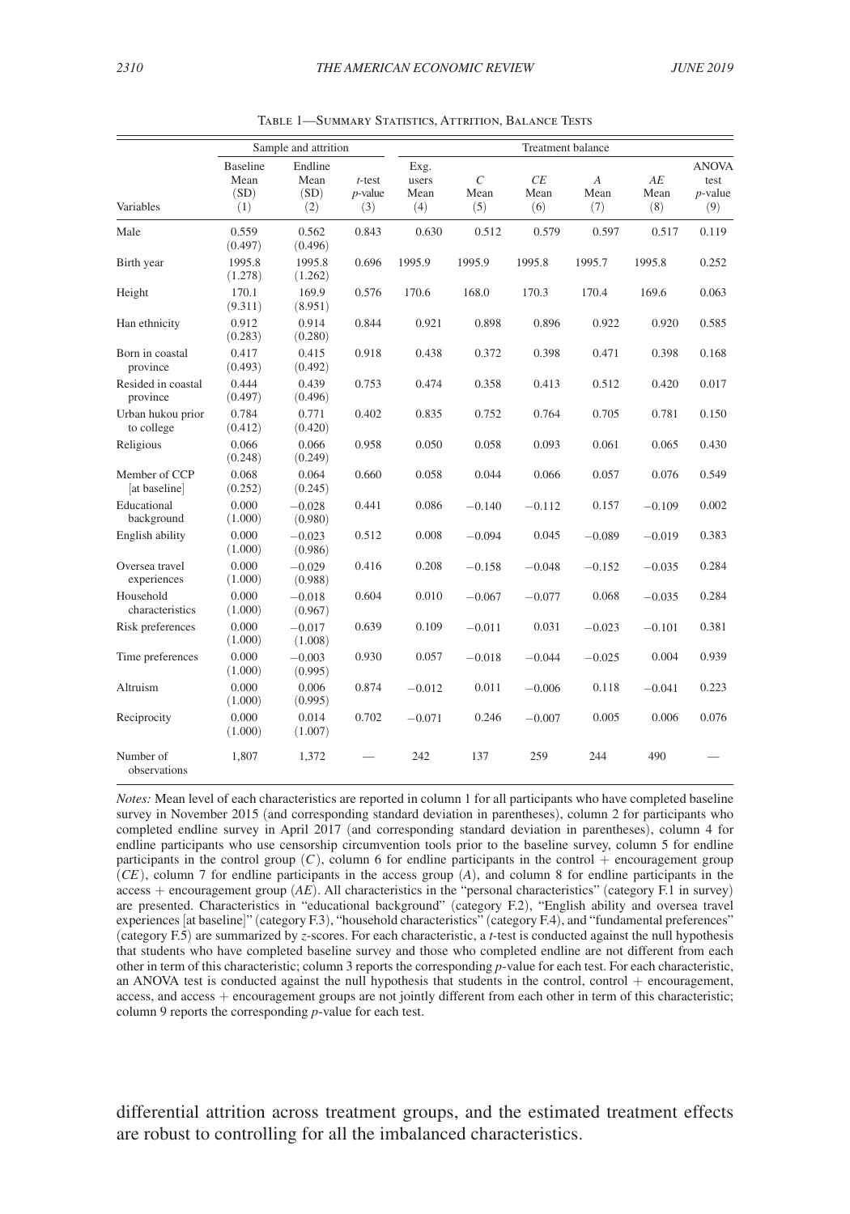Table 1—Summary Statistics, Attrition, Balance Tests

| | Sample and attrition | | | Treatment balance | | | | | |
|---|---|---|---|---|---|---|---|---|---|
| Variables | Baseline Mean (SD) (1) | Endline Mean (SD) (2) | $t$-test $p$-value (3) | Exg. users Mean (4) | $C$ Mean (5) | $CE$ Mean (6) | $A$ Mean (7) | $AE$ Mean (8) | ANOVA test $p$-value (9) |
| Male | 0.559 (0.497) | 0.562 (0.496) | 0.843 | 0.630 | 0.512 | 0.579 | 0.597 | 0.517 | 0.119 |
| Birth year | 1995.8 (1.278) | 1995.8 (1.262) | 0.696 | 1995.9 | 1995.9 | 1995.8 | 1995.7 | 1995.8 | 0.252 |
| Height | 170.1 (9.311) | 169.9 (8.951) | 0.576 | 170.6 | 168.0 | 170.3 | 170.4 | 169.6 | 0.063 |
| Han ethnicity | 0.912 (0.283) | 0.914 (0.280) | 0.844 | 0.921 | 0.898 | 0.896 | 0.922 | 0.920 | 0.585 |
| Born in coastal province | 0.417 (0.493) | 0.415 (0.492) | 0.918 | 0.438 | 0.372 | 0.398 | 0.471 | 0.398 | 0.168 |
| Resided in coastal province | 0.444 (0.497) | 0.439 (0.496) | 0.753 | 0.474 | 0.358 | 0.413 | 0.512 | 0.420 | 0.017 |
| Urban hukou prior to college | 0.784 (0.412) | 0.771 (0.420) | 0.402 | 0.835 | 0.752 | 0.764 | 0.705 | 0.781 | 0.150 |
| Religious | 0.066 (0.248) | 0.066 (0.249) | 0.958 | 0.050 | 0.058 | 0.093 | 0.061 | 0.065 | 0.430 |
| Member of CCP [at baseline] | 0.068 (0.252) | 0.064 (0.245) | 0.660 | 0.058 | 0.044 | 0.066 | 0.057 | 0.076 | 0.549 |
| Educational background | 0.000 (1.000) | −0.028 (0.980) | 0.441 | 0.086 | −0.140 | −0.112 | 0.157 | −0.109 | 0.002 |
| English ability | 0.000 (1.000) | −0.023 (0.986) | 0.512 | 0.008 | −0.094 | 0.045 | −0.089 | −0.019 | 0.383 |
| Oversea travel experiences | 0.000 (1.000) | −0.029 (0.988) | 0.416 | 0.208 | −0.158 | −0.048 | −0.152 | −0.035 | 0.284 |
| Household characteristics | 0.000 (1.000) | −0.018 (0.967) | 0.604 | 0.010 | −0.067 | −0.077 | 0.068 | −0.035 | 0.284 |
| Risk preferences | 0.000 (1.000) | −0.017 (1.008) | 0.639 | 0.109 | −0.011 | 0.031 | −0.023 | −0.101 | 0.381 |
| Time preferences | 0.000 (1.000) | −0.003 (0.995) | 0.930 | 0.057 | −0.018 | −0.044 | −0.025 | 0.004 | 0.939 |
| Altruism | 0.000 (1.000) | 0.006 (0.995) | 0.874 | −0.012 | 0.011 | −0.006 | 0.118 | −0.041 | 0.223 |
| Reciprocity | 0.000 (1.000) | 0.014 (1.007) | 0.702 | −0.071 | 0.246 | −0.007 | 0.005 | 0.006 | 0.076 |
| Number of observations | 1,807 | 1,372 | — | 242 | 137 | 259 | 244 | 490 | — |

*Notes:* Mean level of each characteristics are reported in column 1 for all participants who have completed baseline survey in November 2015 (and corresponding standard deviation in parentheses), column 2 for participants who completed endline survey in April 2017 (and corresponding standard deviation in parentheses), column 4 for endline participants who use censorship circumvention tools prior to the baseline survey, column 5 for endline participants in the control group ($C$), column 6 for endline participants in the control + encouragement group ($CE$), column 7 for endline participants in the access group ($A$), and column 8 for endline participants in the access + encouragement group ($AE$). All characteristics in the "personal characteristics" (category F.1 in survey) are presented. Characteristics in "educational background" (category F.2), "English ability and oversea travel experiences [at baseline]" (category F.3), "household characteristics" (category F.4), and "fundamental preferences" (category F.5) are summarized by $z$-scores. For each characteristic, a $t$-test is conducted against the null hypothesis that students who have completed baseline survey and those who completed endline are not different from each other in term of this characteristic; column 3 reports the corresponding $p$-value for each test. For each characteristic, an ANOVA test is conducted against the null hypothesis that students in the control, control + encouragement, access, and access + encouragement groups are not jointly different from each other in term of this characteristic; column 9 reports the corresponding $p$-value for each test.

differential attrition across treatment groups, and the estimated treatment effects are robust to controlling for all the imbalanced characteristics.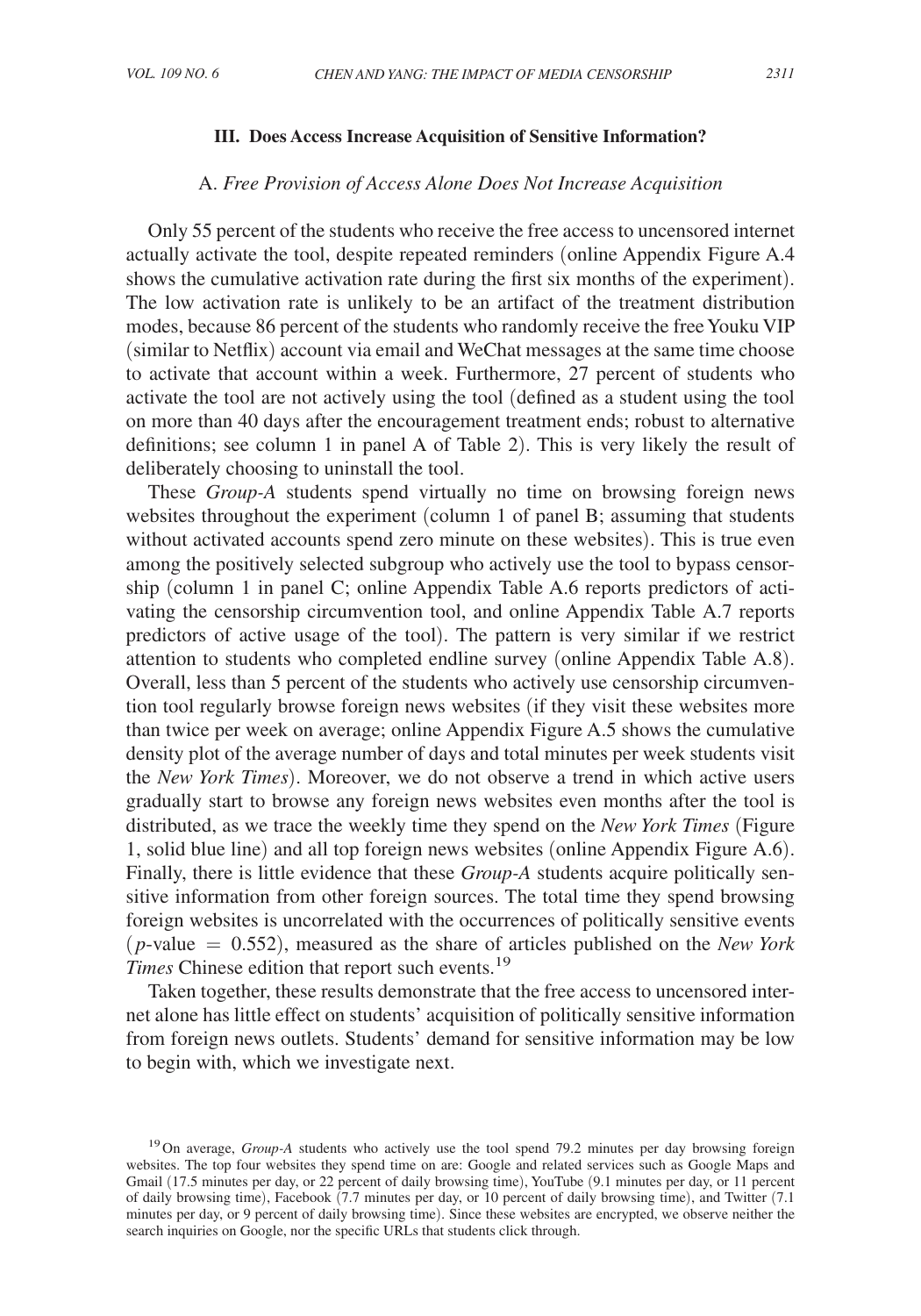## III. Does Access Increase Acquisition of Sensitive Information?

### A. *Free Provision of Access Alone Does Not Increase Acquisition*

Only 55 percent of the students who receive the free access to uncensored internet actually activate the tool, despite repeated reminders (online Appendix Figure A.4 shows the cumulative activation rate during the first six months of the experiment). The low activation rate is unlikely to be an artifact of the treatment distribution modes, because 86 percent of the students who randomly receive the free Youku VIP (similar to Netflix) account via email and WeChat messages at the same time choose to activate that account within a week. Furthermore, 27 percent of students who activate the tool are not actively using the tool (defined as a student using the tool on more than 40 days after the encouragement treatment ends; robust to alternative definitions; see column 1 in panel A of Table 2). This is very likely the result of deliberately choosing to uninstall the tool.

These *Group-A* students spend virtually no time on browsing foreign news websites throughout the experiment (column 1 of panel B; assuming that students without activated accounts spend zero minute on these websites). This is true even among the positively selected subgroup who actively use the tool to bypass censorship (column 1 in panel C; online Appendix Table A.6 reports predictors of activating the censorship circumvention tool, and online Appendix Table A.7 reports predictors of active usage of the tool). The pattern is very similar if we restrict attention to students who completed endline survey (online Appendix Table A.8). Overall, less than 5 percent of the students who actively use censorship circumvention tool regularly browse foreign news websites (if they visit these websites more than twice per week on average; online Appendix Figure A.5 shows the cumulative density plot of the average number of days and total minutes per week students visit the *New York Times*). Moreover, we do not observe a trend in which active users gradually start to browse any foreign news websites even months after the tool is distributed, as we trace the weekly time they spend on the *New York Times* (Figure 1, solid blue line) and all top foreign news websites (online Appendix Figure A.6). Finally, there is little evidence that these *Group-A* students acquire politically sensitive information from other foreign sources. The total time they spend browsing foreign websites is uncorrelated with the occurrences of politically sensitive events ($p$-value $= 0.552$), measured as the share of articles published on the *New York Times* Chinese edition that report such events.[19]

Taken together, these results demonstrate that the free access to uncensored internet alone has little effect on students' acquisition of politically sensitive information from foreign news outlets. Students' demand for sensitive information may be low to begin with, which we investigate next.

[19] On average, *Group-A* students who actively use the tool spend 79.2 minutes per day browsing foreign websites. The top four websites they spend time on are: Google and related services such as Google Maps and Gmail (17.5 minutes per day, or 22 percent of daily browsing time), YouTube (9.1 minutes per day, or 11 percent of daily browsing time), Facebook (7.7 minutes per day, or 10 percent of daily browsing time), and Twitter (7.1 minutes per day, or 9 percent of daily browsing time). Since these websites are encrypted, we observe neither the search inquiries on Google, nor the specific URLs that students click through.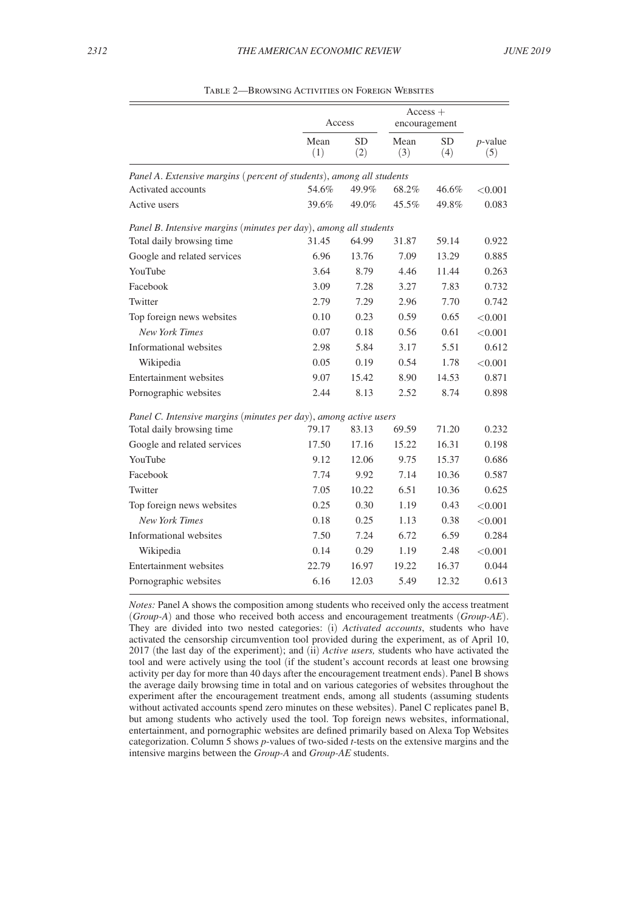Table 2—Browsing Activities on Foreign Websites

| | Access | | Access + encouragement | | |
|---|---|---|---|---|---|
| | Mean (1) | SD (2) | Mean (3) | SD (4) | *p*-value (5) |
| *Panel A. Extensive margins (percent of students), among all students* | | | | | |
| Activated accounts | 54.6% | 49.9% | 68.2% | 46.6% | <0.001 |
| Active users | 39.6% | 49.0% | 45.5% | 49.8% | 0.083 |
| *Panel B. Intensive margins (minutes per day), among all students* | | | | | |
| Total daily browsing time | 31.45 | 64.99 | 31.87 | 59.14 | 0.922 |
| Google and related services | 6.96 | 13.76 | 7.09 | 13.29 | 0.885 |
| YouTube | 3.64 | 8.79 | 4.46 | 11.44 | 0.263 |
| Facebook | 3.09 | 7.28 | 3.27 | 7.83 | 0.732 |
| Twitter | 2.79 | 7.29 | 2.96 | 7.70 | 0.742 |
| Top foreign news websites | 0.10 | 0.23 | 0.59 | 0.65 | <0.001 |
| *New York Times* | 0.07 | 0.18 | 0.56 | 0.61 | <0.001 |
| Informational websites | 2.98 | 5.84 | 3.17 | 5.51 | 0.612 |
| Wikipedia | 0.05 | 0.19 | 0.54 | 1.78 | <0.001 |
| Entertainment websites | 9.07 | 15.42 | 8.90 | 14.53 | 0.871 |
| Pornographic websites | 2.44 | 8.13 | 2.52 | 8.74 | 0.898 |
| *Panel C. Intensive margins (minutes per day), among active users* | | | | | |
| Total daily browsing time | 79.17 | 83.13 | 69.59 | 71.20 | 0.232 |
| Google and related services | 17.50 | 17.16 | 15.22 | 16.31 | 0.198 |
| YouTube | 9.12 | 12.06 | 9.75 | 15.37 | 0.686 |
| Facebook | 7.74 | 9.92 | 7.14 | 10.36 | 0.587 |
| Twitter | 7.05 | 10.22 | 6.51 | 10.36 | 0.625 |
| Top foreign news websites | 0.25 | 0.30 | 1.19 | 0.43 | <0.001 |
| *New York Times* | 0.18 | 0.25 | 1.13 | 0.38 | <0.001 |
| Informational websites | 7.50 | 7.24 | 6.72 | 6.59 | 0.284 |
| Wikipedia | 0.14 | 0.29 | 1.19 | 2.48 | <0.001 |
| Entertainment websites | 22.79 | 16.97 | 19.22 | 16.37 | 0.044 |
| Pornographic websites | 6.16 | 12.03 | 5.49 | 12.32 | 0.613 |

*Notes:* Panel A shows the composition among students who received only the access treatment (*Group-A*) and those who received both access and encouragement treatments (*Group-AE*). They are divided into two nested categories: (i) *Activated accounts*, students who have activated the censorship circumvention tool provided during the experiment, as of April 10, 2017 (the last day of the experiment); and (ii) *Active users,* students who have activated the tool and were actively using the tool (if the student's account records at least one browsing activity per day for more than 40 days after the encouragement treatment ends). Panel B shows the average daily browsing time in total and on various categories of websites throughout the experiment after the encouragement treatment ends, among all students (assuming students without activated accounts spend zero minutes on these websites). Panel C replicates panel B, but among students who actively used the tool. Top foreign news websites, informational, entertainment, and pornographic websites are defined primarily based on Alexa Top Websites categorization. Column 5 shows *p*-values of two-sided *t*-tests on the extensive margins and the intensive margins between the *Group-A* and *Group-AE* students.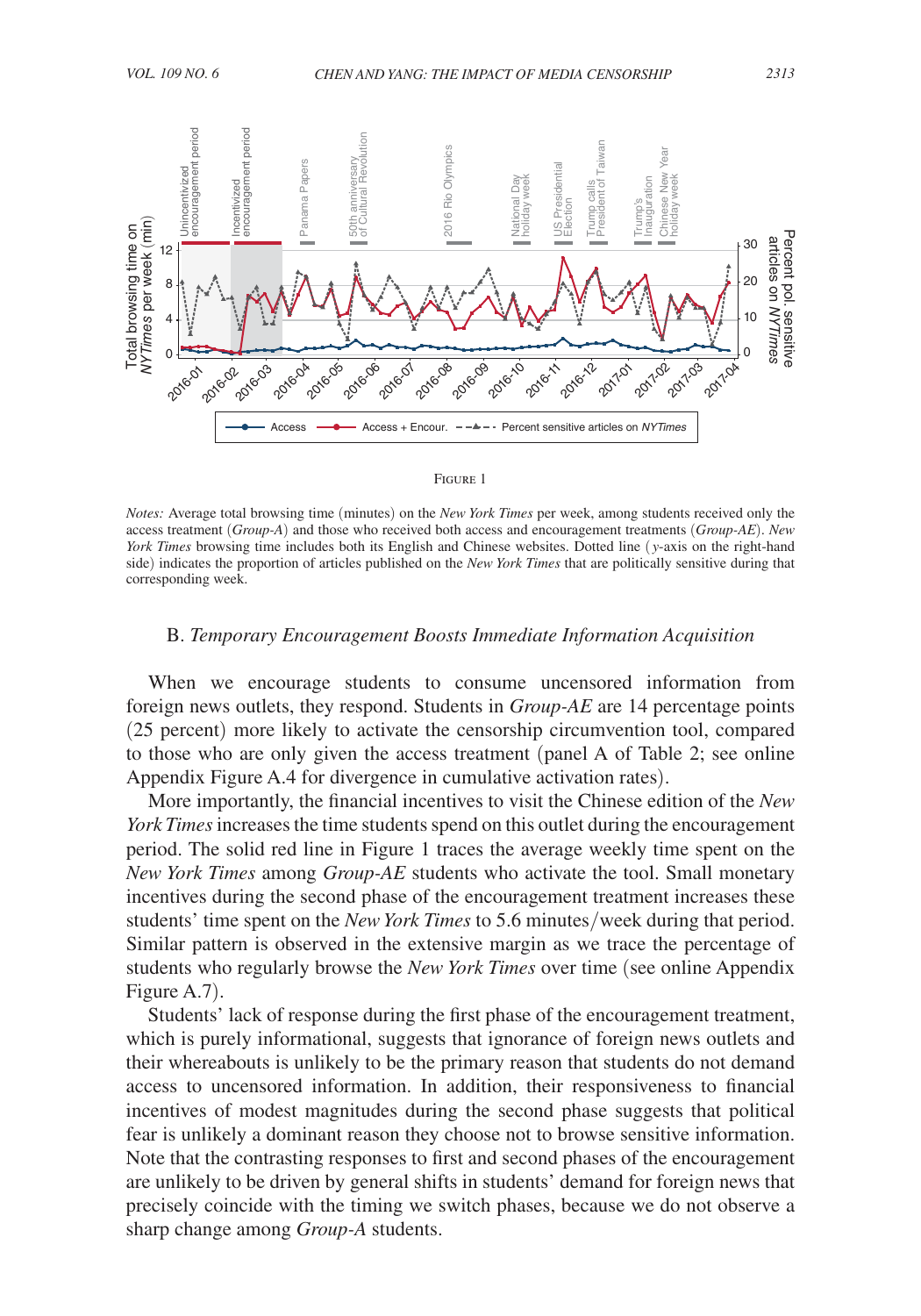Figure 1

*Notes:* Average total browsing time (minutes) on the *New York Times* per week, among students received only the access treatment (*Group-A*) and those who received both access and encouragement treatments (*Group-AE*). *New York Times* browsing time includes both its English and Chinese websites. Dotted line ($y$-axis on the right-hand side) indicates the proportion of articles published on the *New York Times* that are politically sensitive during that corresponding week.

### B. *Temporary Encouragement Boosts Immediate Information Acquisition*

When we encourage students to consume uncensored information from foreign news outlets, they respond. Students in *Group-AE* are 14 percentage points (25 percent) more likely to activate the censorship circumvention tool, compared to those who are only given the access treatment (panel A of Table 2; see online Appendix Figure A.4 for divergence in cumulative activation rates).

More importantly, the financial incentives to visit the Chinese edition of the *New York Times* increases the time students spend on this outlet during the encouragement period. The solid red line in Figure 1 traces the average weekly time spent on the *New York Times* among *Group-AE* students who activate the tool. Small monetary incentives during the second phase of the encouragement treatment increases these students' time spent on the *New York Times* to 5.6 minutes/week during that period. Similar pattern is observed in the extensive margin as we trace the percentage of students who regularly browse the *New York Times* over time (see online Appendix Figure A.7).

Students' lack of response during the first phase of the encouragement treatment, which is purely informational, suggests that ignorance of foreign news outlets and their whereabouts is unlikely to be the primary reason that students do not demand access to uncensored information. In addition, their responsiveness to financial incentives of modest magnitudes during the second phase suggests that political fear is unlikely a dominant reason they choose not to browse sensitive information. Note that the contrasting responses to first and second phases of the encouragement are unlikely to be driven by general shifts in students' demand for foreign news that precisely coincide with the timing we switch phases, because we do not observe a sharp change among *Group-A* students.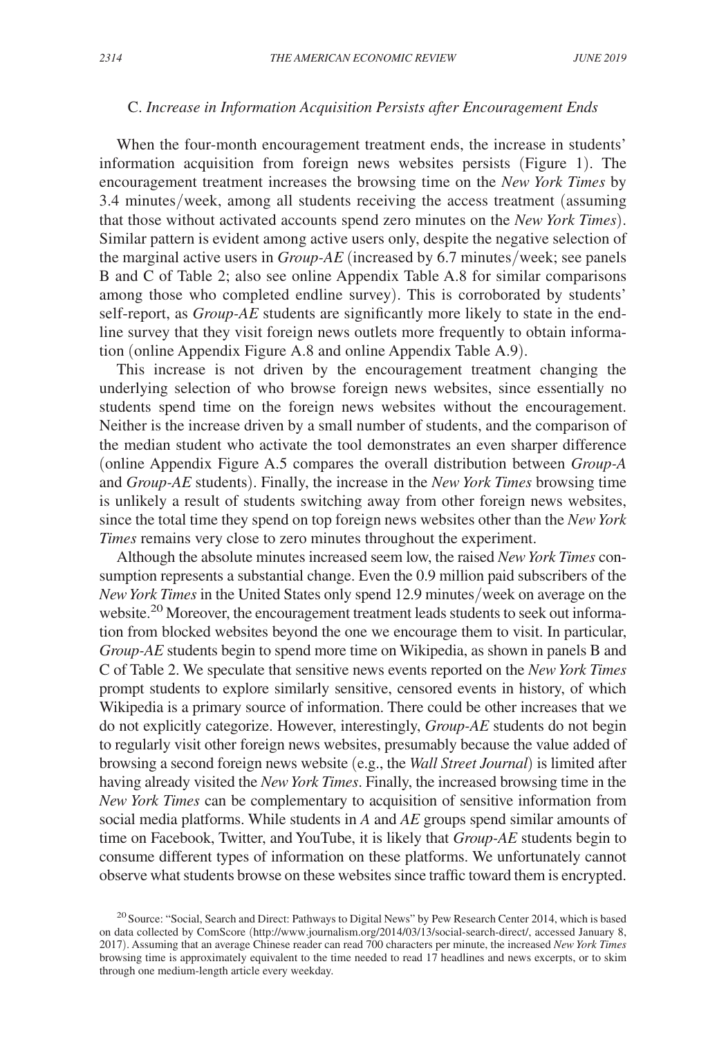### C. *Increase in Information Acquisition Persists after Encouragement Ends*

When the four-month encouragement treatment ends, the increase in students' information acquisition from foreign news websites persists (Figure 1). The encouragement treatment increases the browsing time on the *New York Times* by 3.4 minutes/week, among all students receiving the access treatment (assuming that those without activated accounts spend zero minutes on the *New York Times*). Similar pattern is evident among active users only, despite the negative selection of the marginal active users in *Group-AE* (increased by 6.7 minutes/week; see panels B and C of Table 2; also see online Appendix Table A.8 for similar comparisons among those who completed endline survey). This is corroborated by students' self-report, as *Group-AE* students are significantly more likely to state in the endline survey that they visit foreign news outlets more frequently to obtain information (online Appendix Figure A.8 and online Appendix Table A.9).

This increase is not driven by the encouragement treatment changing the underlying selection of who browse foreign news websites, since essentially no students spend time on the foreign news websites without the encouragement. Neither is the increase driven by a small number of students, and the comparison of the median student who activate the tool demonstrates an even sharper difference (online Appendix Figure A.5 compares the overall distribution between *Group-A* and *Group-AE* students). Finally, the increase in the *New York Times* browsing time is unlikely a result of students switching away from other foreign news websites, since the total time they spend on top foreign news websites other than the *New York Times* remains very close to zero minutes throughout the experiment.

Although the absolute minutes increased seem low, the raised *New York Times* consumption represents a substantial change. Even the 0.9 million paid subscribers of the *New York Times* in the United States only spend 12.9 minutes/week on average on the website.[20] Moreover, the encouragement treatment leads students to seek out information from blocked websites beyond the one we encourage them to visit. In particular, *Group-AE* students begin to spend more time on Wikipedia, as shown in panels B and C of Table 2. We speculate that sensitive news events reported on the *New York Times* prompt students to explore similarly sensitive, censored events in history, of which Wikipedia is a primary source of information. There could be other increases that we do not explicitly categorize. However, interestingly, *Group-AE* students do not begin to regularly visit other foreign news websites, presumably because the value added of browsing a second foreign news website (e.g., the *Wall Street Journal*) is limited after having already visited the *New York Times*. Finally, the increased browsing time in the *New York Times* can be complementary to acquisition of sensitive information from social media platforms. While students in *A* and *AE* groups spend similar amounts of time on Facebook, Twitter, and YouTube, it is likely that *Group-AE* students begin to consume different types of information on these platforms. We unfortunately cannot observe what students browse on these websites since traffic toward them is encrypted.

[20] Source: "Social, Search and Direct: Pathways to Digital News" by Pew Research Center 2014, which is based on data collected by ComScore (http://www.journalism.org/2014/03/13/social-search-direct/, accessed January 8, 2017). Assuming that an average Chinese reader can read 700 characters per minute, the increased *New York Times* browsing time is approximately equivalent to the time needed to read 17 headlines and news excerpts, or to skim through one medium-length article every weekday.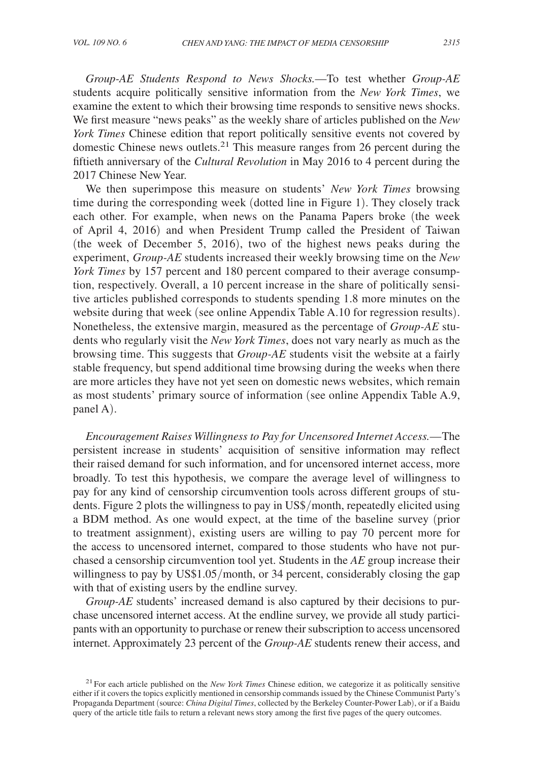*Group-AE Students Respond to News Shocks.*—To test whether *Group-AE* students acquire politically sensitive information from the *New York Times*, we examine the extent to which their browsing time responds to sensitive news shocks. We first measure "news peaks" as the weekly share of articles published on the *New York Times* Chinese edition that report politically sensitive events not covered by domestic Chinese news outlets.[21] This measure ranges from 26 percent during the fiftieth anniversary of the *Cultural Revolution* in May 2016 to 4 percent during the 2017 Chinese New Year.

We then superimpose this measure on students' *New York Times* browsing time during the corresponding week (dotted line in Figure 1). They closely track each other. For example, when news on the Panama Papers broke (the week of April 4, 2016) and when President Trump called the President of Taiwan (the week of December 5, 2016), two of the highest news peaks during the experiment, *Group-AE* students increased their weekly browsing time on the *New York Times* by 157 percent and 180 percent compared to their average consumption, respectively. Overall, a 10 percent increase in the share of politically sensitive articles published corresponds to students spending 1.8 more minutes on the website during that week (see online Appendix Table A.10 for regression results). Nonetheless, the extensive margin, measured as the percentage of *Group-AE* students who regularly visit the *New York Times*, does not vary nearly as much as the browsing time. This suggests that *Group-AE* students visit the website at a fairly stable frequency, but spend additional time browsing during the weeks when there are more articles they have not yet seen on domestic news websites, which remain as most students' primary source of information (see online Appendix Table A.9, panel A).

*Encouragement Raises Willingness to Pay for Uncensored Internet Access.*—The persistent increase in students' acquisition of sensitive information may reflect their raised demand for such information, and for uncensored internet access, more broadly. To test this hypothesis, we compare the average level of willingness to pay for any kind of censorship circumvention tools across different groups of students. Figure 2 plots the willingness to pay in US$/month, repeatedly elicited using a BDM method. As one would expect, at the time of the baseline survey (prior to treatment assignment), existing users are willing to pay 70 percent more for the access to uncensored internet, compared to those students who have not purchased a censorship circumvention tool yet. Students in the *AE* group increase their willingness to pay by US$1.05/month, or 34 percent, considerably closing the gap with that of existing users by the endline survey.

*Group-AE* students' increased demand is also captured by their decisions to purchase uncensored internet access. At the endline survey, we provide all study participants with an opportunity to purchase or renew their subscription to access uncensored internet. Approximately 23 percent of the *Group-AE* students renew their access, and

[21] For each article published on the *New York Times* Chinese edition, we categorize it as politically sensitive either if it covers the topics explicitly mentioned in censorship commands issued by the Chinese Communist Party's Propaganda Department (source: *China Digital Times*, collected by the Berkeley Counter-Power Lab), or if a Baidu query of the article title fails to return a relevant news story among the first five pages of the query outcomes.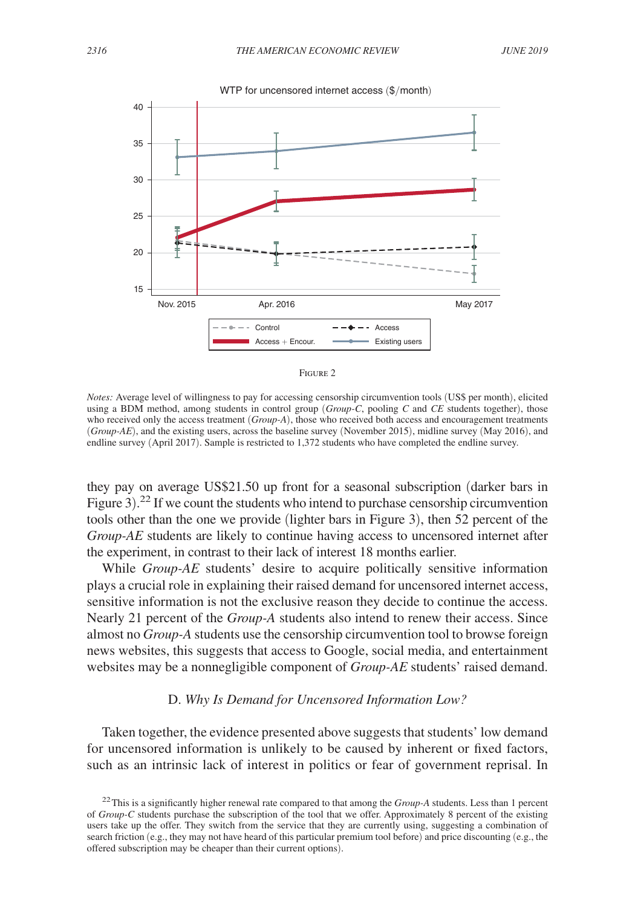FIGURE 2

*Notes:* Average level of willingness to pay for accessing censorship circumvention tools (US$ per month), elicited using a BDM method, among students in control group (*Group-C*, pooling *C* and *CE* students together), those who received only the access treatment (*Group-A*), those who received both access and encouragement treatments (*Group-AE*), and the existing users, across the baseline survey (November 2015), midline survey (May 2016), and endline survey (April 2017). Sample is restricted to 1,372 students who have completed the endline survey.

they pay on average US$21.50 up front for a seasonal subscription (darker bars in Figure 3).[22] If we count the students who intend to purchase censorship circumvention tools other than the one we provide (lighter bars in Figure 3), then 52 percent of the *Group-AE* students are likely to continue having access to uncensored internet after the experiment, in contrast to their lack of interest 18 months earlier.

While *Group-AE* students' desire to acquire politically sensitive information plays a crucial role in explaining their raised demand for uncensored internet access, sensitive information is not the exclusive reason they decide to continue the access. Nearly 21 percent of the *Group-A* students also intend to renew their access. Since almost no *Group-A* students use the censorship circumvention tool to browse foreign news websites, this suggests that access to Google, social media, and entertainment websites may be a nonnegligible component of *Group-AE* students' raised demand.

### D. *Why Is Demand for Uncensored Information Low?*

Taken together, the evidence presented above suggests that students' low demand for uncensored information is unlikely to be caused by inherent or fixed factors, such as an intrinsic lack of interest in politics or fear of government reprisal. In

[22] This is a significantly higher renewal rate compared to that among the *Group-A* students. Less than 1 percent of *Group-C* students purchase the subscription of the tool that we offer. Approximately 8 percent of the existing users take up the offer. They switch from the service that they are currently using, suggesting a combination of search friction (e.g., they may not have heard of this particular premium tool before) and price discounting (e.g., the offered subscription may be cheaper than their current options).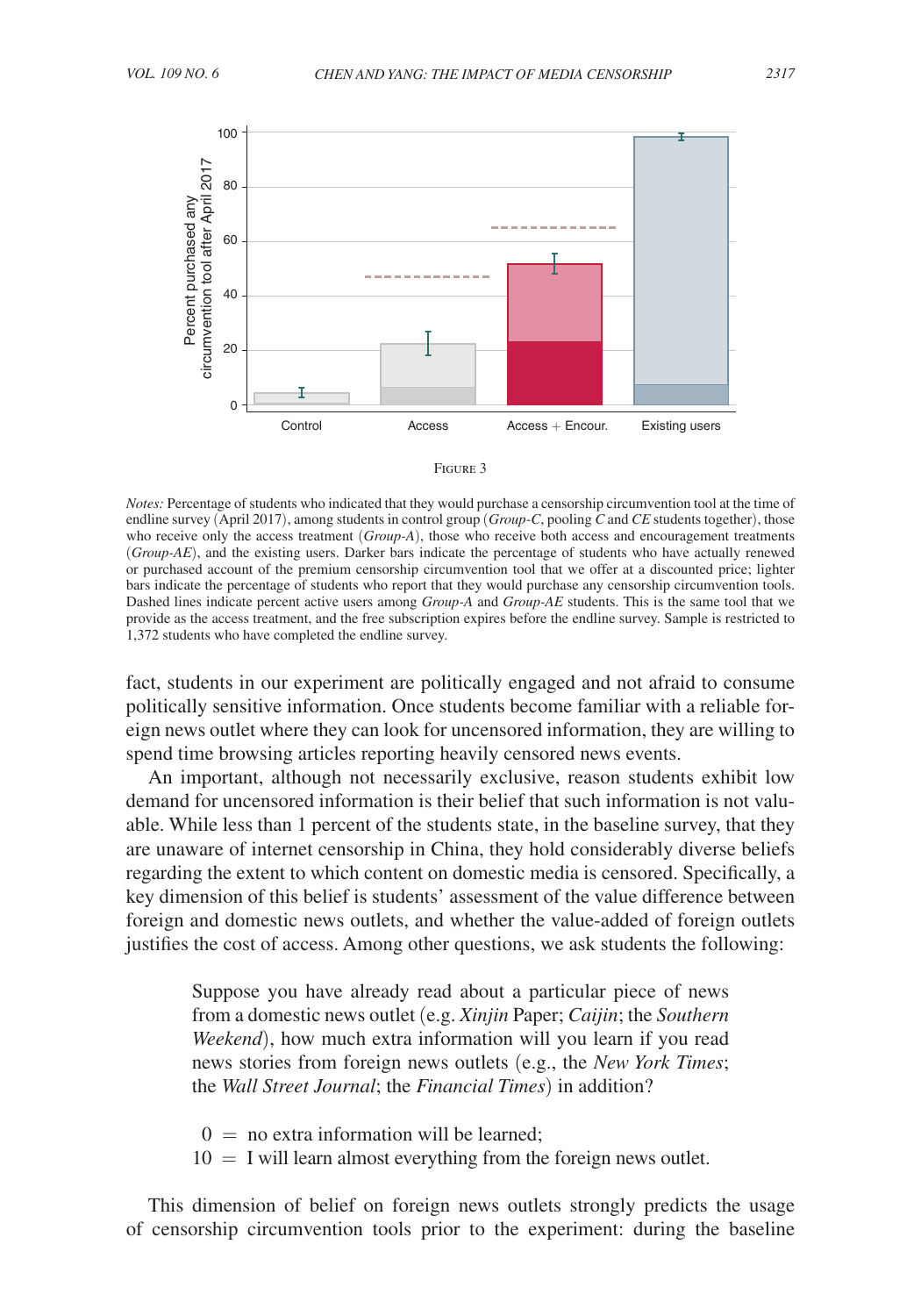Figure 3

*Notes:* Percentage of students who indicated that they would purchase a censorship circumvention tool at the time of endline survey (April 2017), among students in control group (*Group-C*, pooling *C* and *CE* students together), those who receive only the access treatment (*Group-A*), those who receive both access and encouragement treatments (*Group-AE*), and the existing users. Darker bars indicate the percentage of students who have actually renewed or purchased account of the premium censorship circumvention tool that we offer at a discounted price; lighter bars indicate the percentage of students who report that they would purchase any censorship circumvention tools. Dashed lines indicate percent active users among *Group-A* and *Group-AE* students. This is the same tool that we provide as the access treatment, and the free subscription expires before the endline survey. Sample is restricted to 1,372 students who have completed the endline survey.

fact, students in our experiment are politically engaged and not afraid to consume politically sensitive information. Once students become familiar with a reliable foreign news outlet where they can look for uncensored information, they are willing to spend time browsing articles reporting heavily censored news events.

An important, although not necessarily exclusive, reason students exhibit low demand for uncensored information is their belief that such information is not valuable. While less than 1 percent of the students state, in the baseline survey, that they are unaware of internet censorship in China, they hold considerably diverse beliefs regarding the extent to which content on domestic media is censored. Specifically, a key dimension of this belief is students' assessment of the value difference between foreign and domestic news outlets, and whether the value-added of foreign outlets justifies the cost of access. Among other questions, we ask students the following:

> Suppose you have already read about a particular piece of news from a domestic news outlet (e.g. *Xinjin* Paper; *Caijin*; the *Southern Weekend*), how much extra information will you learn if you read news stories from foreign news outlets (e.g., the *New York Times*; the *Wall Street Journal*; the *Financial Times*) in addition?
>
> $0$ = no extra information will be learned;
>
> $10$ = I will learn almost everything from the foreign news outlet.

This dimension of belief on foreign news outlets strongly predicts the usage of censorship circumvention tools prior to the experiment: during the baseline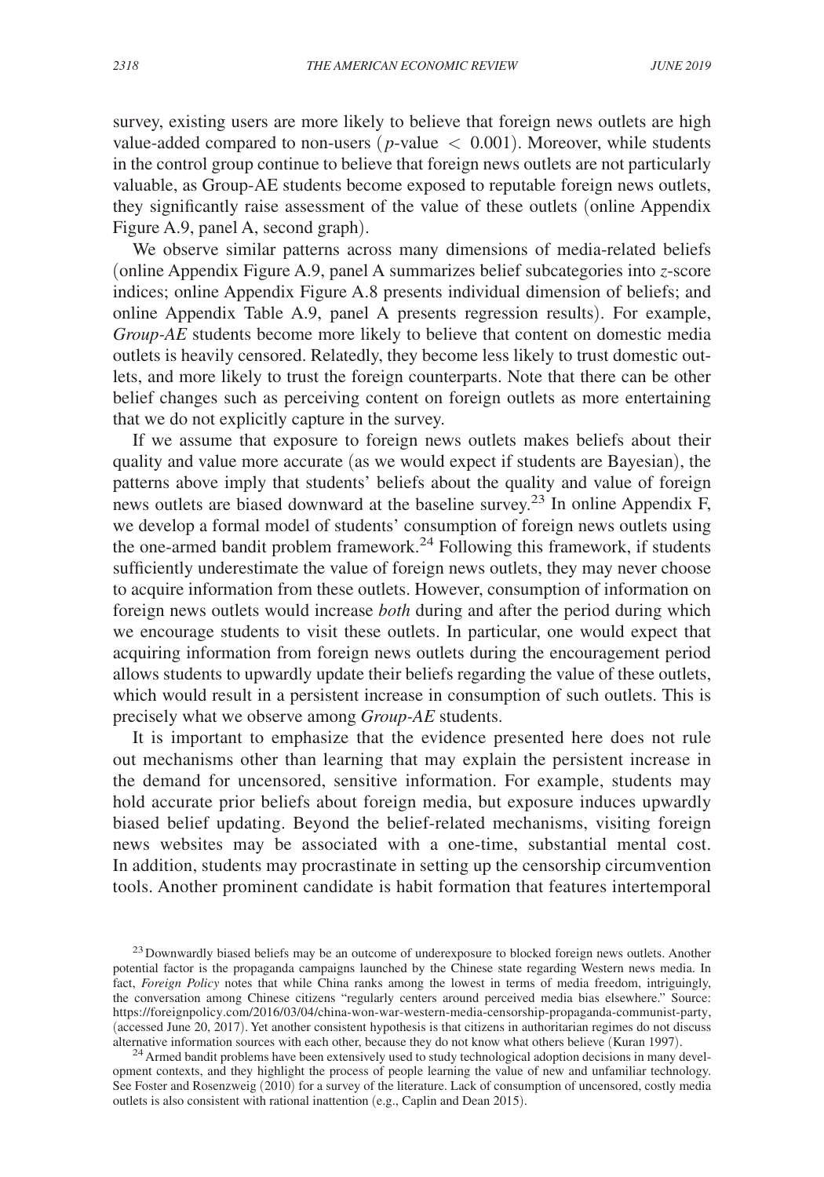survey, existing users are more likely to believe that foreign news outlets are high value-added compared to non-users ($p$-value $< 0.001$). Moreover, while students in the control group continue to believe that foreign news outlets are not particularly valuable, as Group-AE students become exposed to reputable foreign news outlets, they significantly raise assessment of the value of these outlets (online Appendix Figure A.9, panel A, second graph).

We observe similar patterns across many dimensions of media-related beliefs (online Appendix Figure A.9, panel A summarizes belief subcategories into $z$-score indices; online Appendix Figure A.8 presents individual dimension of beliefs; and online Appendix Table A.9, panel A presents regression results). For example, *Group-AE* students become more likely to believe that content on domestic media outlets is heavily censored. Relatedly, they become less likely to trust domestic outlets, and more likely to trust the foreign counterparts. Note that there can be other belief changes such as perceiving content on foreign outlets as more entertaining that we do not explicitly capture in the survey.

If we assume that exposure to foreign news outlets makes beliefs about their quality and value more accurate (as we would expect if students are Bayesian), the patterns above imply that students' beliefs about the quality and value of foreign news outlets are biased downward at the baseline survey.[23] In online Appendix F, we develop a formal model of students' consumption of foreign news outlets using the one-armed bandit problem framework.[24] Following this framework, if students sufficiently underestimate the value of foreign news outlets, they may never choose to acquire information from these outlets. However, consumption of information on foreign news outlets would increase *both* during and after the period during which we encourage students to visit these outlets. In particular, one would expect that acquiring information from foreign news outlets during the encouragement period allows students to upwardly update their beliefs regarding the value of these outlets, which would result in a persistent increase in consumption of such outlets. This is precisely what we observe among *Group-AE* students.

It is important to emphasize that the evidence presented here does not rule out mechanisms other than learning that may explain the persistent increase in the demand for uncensored, sensitive information. For example, students may hold accurate prior beliefs about foreign media, but exposure induces upwardly biased belief updating. Beyond the belief-related mechanisms, visiting foreign news websites may be associated with a one-time, substantial mental cost. In addition, students may procrastinate in setting up the censorship circumvention tools. Another prominent candidate is habit formation that features intertemporal

[23] Downwardly biased beliefs may be an outcome of underexposure to blocked foreign news outlets. Another potential factor is the propaganda campaigns launched by the Chinese state regarding Western news media. In fact, *Foreign Policy* notes that while China ranks among the lowest in terms of media freedom, intriguingly, the conversation among Chinese citizens "regularly centers around perceived media bias elsewhere." Source: https://foreignpolicy.com/2016/03/04/china-won-war-western-media-censorship-propaganda-communist-party, (accessed June 20, 2017). Yet another consistent hypothesis is that citizens in authoritarian regimes do not discuss alternative information sources with each other, because they do not know what others believe (Kuran 1997).

[24] Armed bandit problems have been extensively used to study technological adoption decisions in many development contexts, and they highlight the process of people learning the value of new and unfamiliar technology. See Foster and Rosenzweig (2010) for a survey of the literature. Lack of consumption of uncensored, costly media outlets is also consistent with rational inattention (e.g., Caplin and Dean 2015).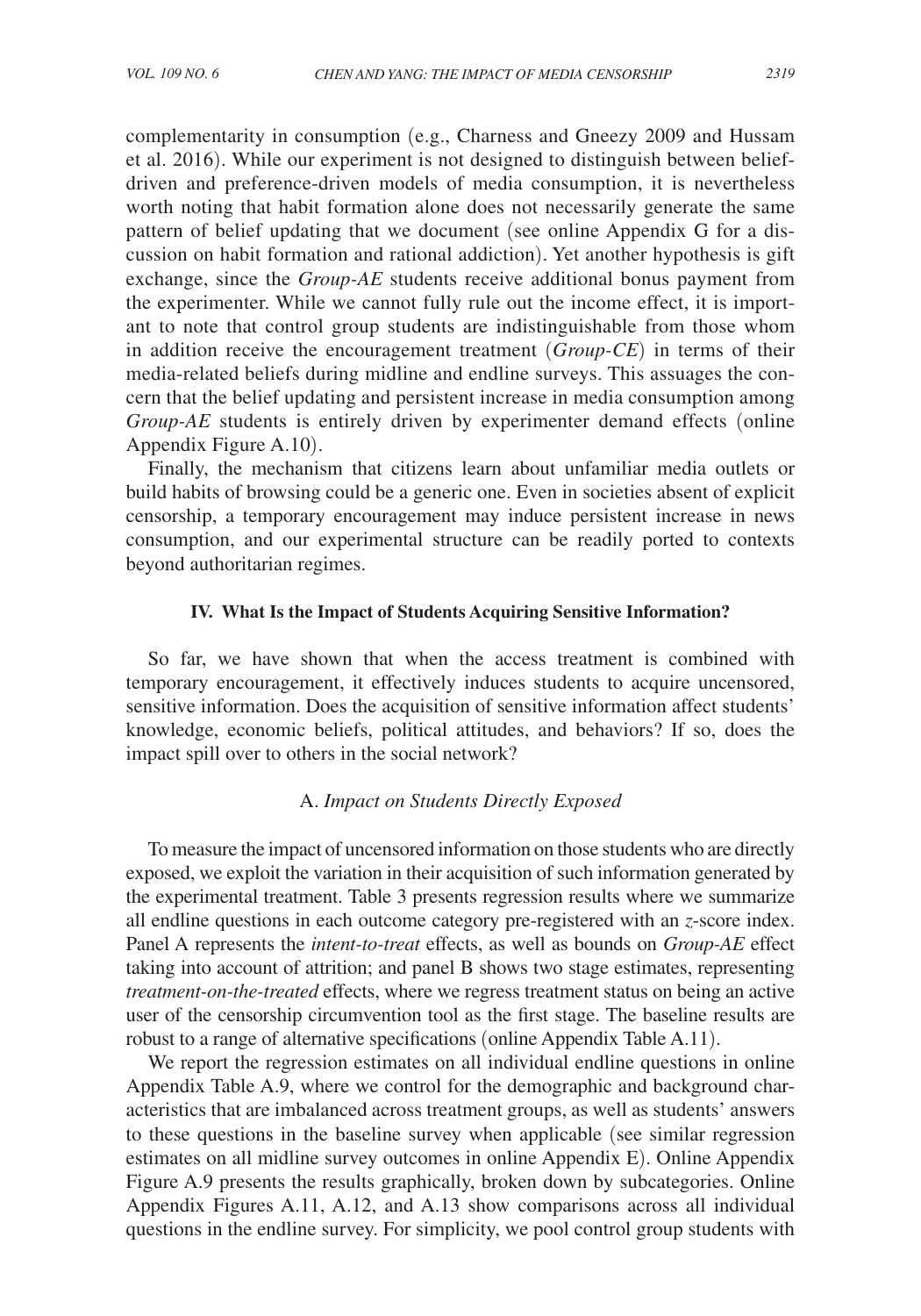complementarity in consumption (e.g., Charness and Gneezy 2009 and Hussam et al. 2016). While our experiment is not designed to distinguish between belief-driven and preference-driven models of media consumption, it is nevertheless worth noting that habit formation alone does not necessarily generate the same pattern of belief updating that we document (see online Appendix G for a discussion on habit formation and rational addiction). Yet another hypothesis is gift exchange, since the *Group-AE* students receive additional bonus payment from the experimenter. While we cannot fully rule out the income effect, it is important to note that control group students are indistinguishable from those whom in addition receive the encouragement treatment (*Group-CE*) in terms of their media-related beliefs during midline and endline surveys. This assuages the concern that the belief updating and persistent increase in media consumption among *Group-AE* students is entirely driven by experimenter demand effects (online Appendix Figure A.10).

Finally, the mechanism that citizens learn about unfamiliar media outlets or build habits of browsing could be a generic one. Even in societies absent of explicit censorship, a temporary encouragement may induce persistent increase in news consumption, and our experimental structure can be readily ported to contexts beyond authoritarian regimes.

## IV. What Is the Impact of Students Acquiring Sensitive Information?

So far, we have shown that when the access treatment is combined with temporary encouragement, it effectively induces students to acquire uncensored, sensitive information. Does the acquisition of sensitive information affect students' knowledge, economic beliefs, political attitudes, and behaviors? If so, does the impact spill over to others in the social network?

### A. *Impact on Students Directly Exposed*

To measure the impact of uncensored information on those students who are directly exposed, we exploit the variation in their acquisition of such information generated by the experimental treatment. Table 3 presents regression results where we summarize all endline questions in each outcome category pre-registered with an *z*-score index. Panel A represents the *intent-to-treat* effects, as well as bounds on *Group-AE* effect taking into account of attrition; and panel B shows two stage estimates, representing *treatment-on-the-treated* effects, where we regress treatment status on being an active user of the censorship circumvention tool as the first stage. The baseline results are robust to a range of alternative specifications (online Appendix Table A.11).

We report the regression estimates on all individual endline questions in online Appendix Table A.9, where we control for the demographic and background characteristics that are imbalanced across treatment groups, as well as students' answers to these questions in the baseline survey when applicable (see similar regression estimates on all midline survey outcomes in online Appendix E). Online Appendix Figure A.9 presents the results graphically, broken down by subcategories. Online Appendix Figures A.11, A.12, and A.13 show comparisons across all individual questions in the endline survey. For simplicity, we pool control group students with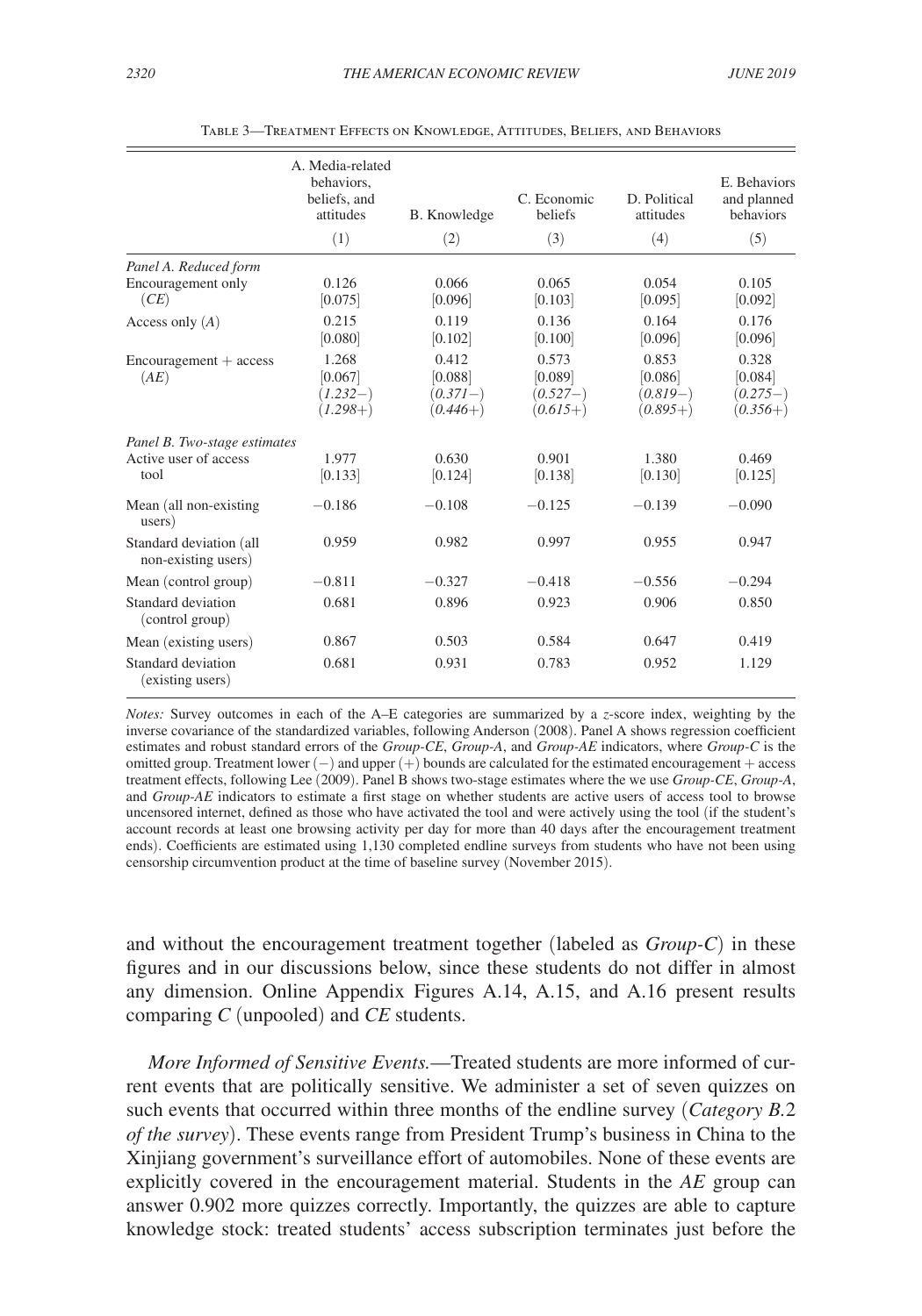Table 3—Treatment Effects on Knowledge, Attitudes, Beliefs, and Behaviors

| | A. Media-related behaviors, beliefs, and attitudes | B. Knowledge | C. Economic beliefs | D. Political attitudes | E. Behaviors and planned behaviors |
|---|---|---|---|---|---|
| | (1) | (2) | (3) | (4) | (5) |
| *Panel A. Reduced form* | | | | | |
| Encouragement only (*CE*) | 0.126 | 0.066 | 0.065 | 0.054 | 0.105 |
| | [0.075] | [0.096] | [0.103] | [0.095] | [0.092] |
| Access only (*A*) | 0.215 | 0.119 | 0.136 | 0.164 | 0.176 |
| | [0.080] | [0.102] | [0.100] | [0.096] | [0.096] |
| Encouragement + access (*AE*) | 1.268 | 0.412 | 0.573 | 0.853 | 0.328 |
| | [0.067] | [0.088] | [0.089] | [0.086] | [0.084] |
| | (*1.232*−) | (*0.371*−) | (*0.527*−) | (*0.819*−) | (*0.275*−) |
| | (*1.298*+) | (*0.446*+) | (*0.615*+) | (*0.895*+) | (*0.356*+) |
| *Panel B. Two-stage estimates* | | | | | |
| Active user of access tool | 1.977 | 0.630 | 0.901 | 1.380 | 0.469 |
| | [0.133] | [0.124] | [0.138] | [0.130] | [0.125] |
| Mean (all non-existing users) | −0.186 | −0.108 | −0.125 | −0.139 | −0.090 |
| Standard deviation (all non-existing users) | 0.959 | 0.982 | 0.997 | 0.955 | 0.947 |
| Mean (control group) | −0.811 | −0.327 | −0.418 | −0.556 | −0.294 |
| Standard deviation (control group) | 0.681 | 0.896 | 0.923 | 0.906 | 0.850 |
| Mean (existing users) | 0.867 | 0.503 | 0.584 | 0.647 | 0.419 |
| Standard deviation (existing users) | 0.681 | 0.931 | 0.783 | 0.952 | 1.129 |

*Notes:* Survey outcomes in each of the A–E categories are summarized by a *z*-score index, weighting by the inverse covariance of the standardized variables, following Anderson (2008). Panel A shows regression coefficient estimates and robust standard errors of the *Group-CE*, *Group-A*, and *Group-AE* indicators, where *Group-C* is the omitted group. Treatment lower (−) and upper (+) bounds are calculated for the estimated encouragement + access treatment effects, following Lee (2009). Panel B shows two-stage estimates where the we use *Group-CE*, *Group-A*, and *Group-AE* indicators to estimate a first stage on whether students are active users of access tool to browse uncensored internet, defined as those who have activated the tool and were actively using the tool (if the student's account records at least one browsing activity per day for more than 40 days after the encouragement treatment ends). Coefficients are estimated using 1,130 completed endline surveys from students who have not been using censorship circumvention product at the time of baseline survey (November 2015).

and without the encouragement treatment together (labeled as *Group-C*) in these figures and in our discussions below, since these students do not differ in almost any dimension. Online Appendix Figures A.14, A.15, and A.16 present results comparing *C* (unpooled) and *CE* students.

*More Informed of Sensitive Events.*—Treated students are more informed of current events that are politically sensitive. We administer a set of seven quizzes on such events that occurred within three months of the endline survey (*Category B.2 of the survey*). These events range from President Trump's business in China to the Xinjiang government's surveillance effort of automobiles. None of these events are explicitly covered in the encouragement material. Students in the *AE* group can answer 0.902 more quizzes correctly. Importantly, the quizzes are able to capture knowledge stock: treated students' access subscription terminates just before the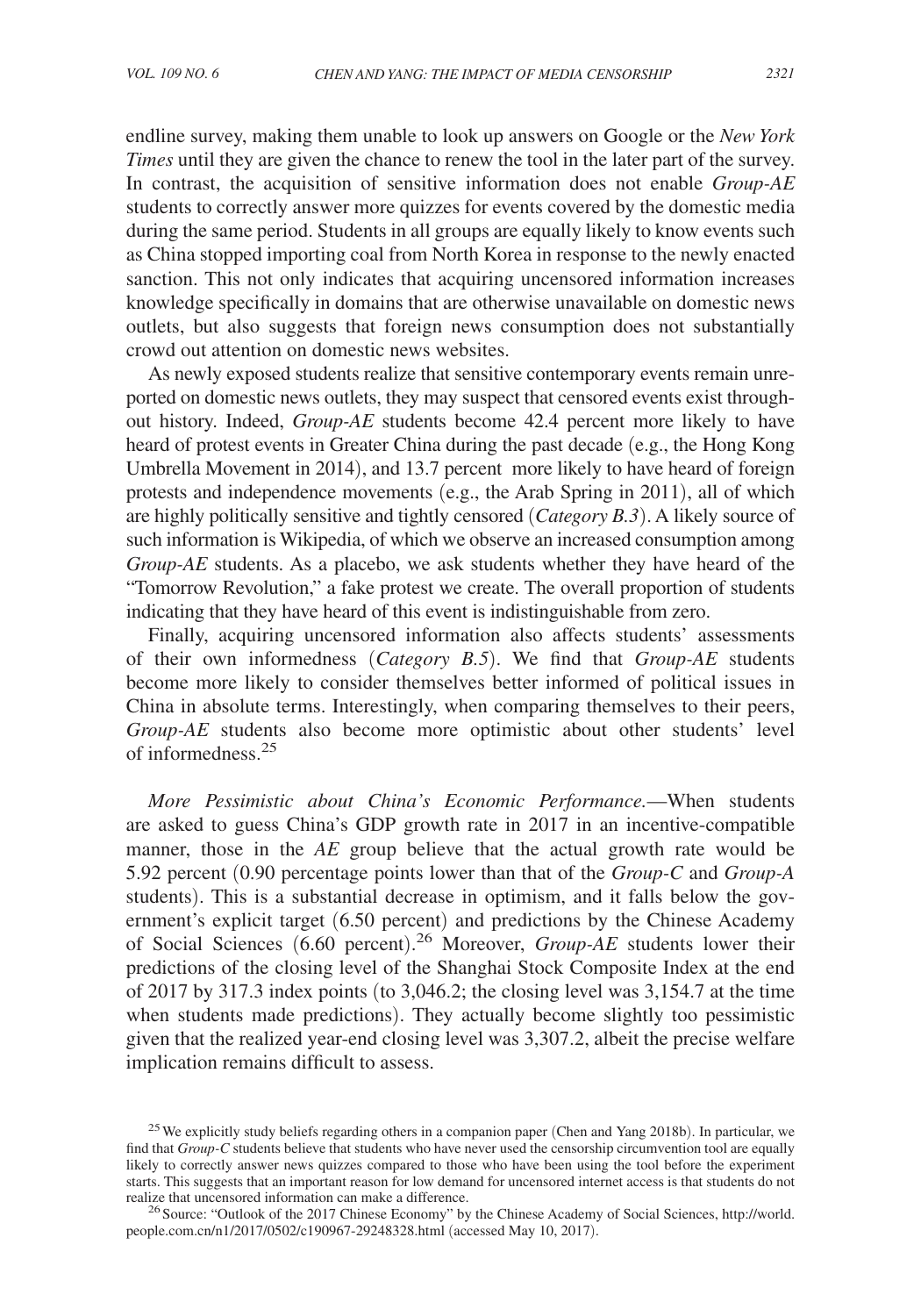endline survey, making them unable to look up answers on Google or the *New York Times* until they are given the chance to renew the tool in the later part of the survey. In contrast, the acquisition of sensitive information does not enable *Group-AE* students to correctly answer more quizzes for events covered by the domestic media during the same period. Students in all groups are equally likely to know events such as China stopped importing coal from North Korea in response to the newly enacted sanction. This not only indicates that acquiring uncensored information increases knowledge specifically in domains that are otherwise unavailable on domestic news outlets, but also suggests that foreign news consumption does not substantially crowd out attention on domestic news websites.

As newly exposed students realize that sensitive contemporary events remain unreported on domestic news outlets, they may suspect that censored events exist throughout history. Indeed, *Group-AE* students become 42.4 percent more likely to have heard of protest events in Greater China during the past decade (e.g., the Hong Kong Umbrella Movement in 2014), and 13.7 percent more likely to have heard of foreign protests and independence movements (e.g., the Arab Spring in 2011), all of which are highly politically sensitive and tightly censored (*Category B.3*). A likely source of such information is Wikipedia, of which we observe an increased consumption among *Group-AE* students. As a placebo, we ask students whether they have heard of the "Tomorrow Revolution," a fake protest we create. The overall proportion of students indicating that they have heard of this event is indistinguishable from zero.

Finally, acquiring uncensored information also affects students' assessments of their own informedness (*Category B.5*). We find that *Group-AE* students become more likely to consider themselves better informed of political issues in China in absolute terms. Interestingly, when comparing themselves to their peers, *Group-AE* students also become more optimistic about other students' level of informedness.[25]

*More Pessimistic about China's Economic Performance.*—When students are asked to guess China's GDP growth rate in 2017 in an incentive-compatible manner, those in the *AE* group believe that the actual growth rate would be 5.92 percent (0.90 percentage points lower than that of the *Group-C* and *Group-A* students). This is a substantial decrease in optimism, and it falls below the government's explicit target (6.50 percent) and predictions by the Chinese Academy of Social Sciences (6.60 percent).[26] Moreover, *Group-AE* students lower their predictions of the closing level of the Shanghai Stock Composite Index at the end of 2017 by 317.3 index points (to 3,046.2; the closing level was 3,154.7 at the time when students made predictions). They actually become slightly too pessimistic given that the realized year-end closing level was 3,307.2, albeit the precise welfare implication remains difficult to assess.

[25] We explicitly study beliefs regarding others in a companion paper (Chen and Yang 2018b). In particular, we find that *Group-C* students believe that students who have never used the censorship circumvention tool are equally likely to correctly answer news quizzes compared to those who have been using the tool before the experiment starts. This suggests that an important reason for low demand for uncensored internet access is that students do not realize that uncensored information can make a difference.

[26] Source: "Outlook of the 2017 Chinese Economy" by the Chinese Academy of Social Sciences, http://world.people.com.cn/n1/2017/0502/c190967-29248328.html (accessed May 10, 2017).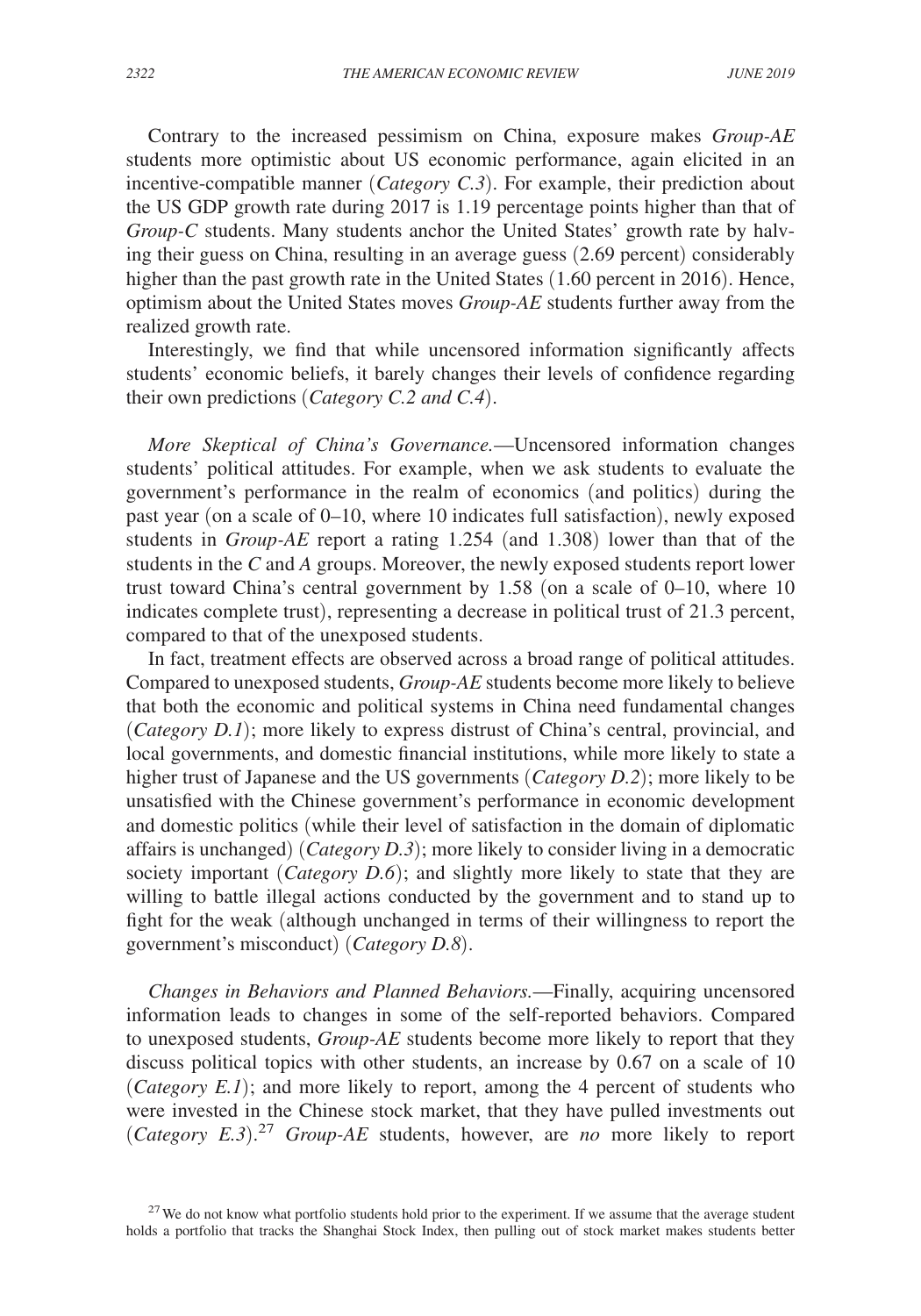Contrary to the increased pessimism on China, exposure makes *Group-AE* students more optimistic about US economic performance, again elicited in an incentive-compatible manner (*Category C.3*). For example, their prediction about the US GDP growth rate during 2017 is 1.19 percentage points higher than that of *Group-C* students. Many students anchor the United States' growth rate by halving their guess on China, resulting in an average guess (2.69 percent) considerably higher than the past growth rate in the United States (1.60 percent in 2016). Hence, optimism about the United States moves *Group-AE* students further away from the realized growth rate.

Interestingly, we find that while uncensored information significantly affects students' economic beliefs, it barely changes their levels of confidence regarding their own predictions (*Category C.2 and C.4*).

*More Skeptical of China's Governance.*—Uncensored information changes students' political attitudes. For example, when we ask students to evaluate the government's performance in the realm of economics (and politics) during the past year (on a scale of 0–10, where 10 indicates full satisfaction), newly exposed students in *Group-AE* report a rating 1.254 (and 1.308) lower than that of the students in the *C* and *A* groups. Moreover, the newly exposed students report lower trust toward China's central government by 1.58 (on a scale of 0–10, where 10 indicates complete trust), representing a decrease in political trust of 21.3 percent, compared to that of the unexposed students.

In fact, treatment effects are observed across a broad range of political attitudes. Compared to unexposed students, *Group-AE* students become more likely to believe that both the economic and political systems in China need fundamental changes (*Category D.1*); more likely to express distrust of China's central, provincial, and local governments, and domestic financial institutions, while more likely to state a higher trust of Japanese and the US governments (*Category D.2*); more likely to be unsatisfied with the Chinese government's performance in economic development and domestic politics (while their level of satisfaction in the domain of diplomatic affairs is unchanged) (*Category D.3*); more likely to consider living in a democratic society important (*Category D.6*); and slightly more likely to state that they are willing to battle illegal actions conducted by the government and to stand up to fight for the weak (although unchanged in terms of their willingness to report the government's misconduct) (*Category D.8*).

*Changes in Behaviors and Planned Behaviors.*—Finally, acquiring uncensored information leads to changes in some of the self-reported behaviors. Compared to unexposed students, *Group-AE* students become more likely to report that they discuss political topics with other students, an increase by 0.67 on a scale of 10 (*Category E.1*); and more likely to report, among the 4 percent of students who were invested in the Chinese stock market, that they have pulled investments out (*Category E.3*).[27] *Group-AE* students, however, are *no* more likely to report

[27] We do not know what portfolio students hold prior to the experiment. If we assume that the average student holds a portfolio that tracks the Shanghai Stock Index, then pulling out of stock market makes students better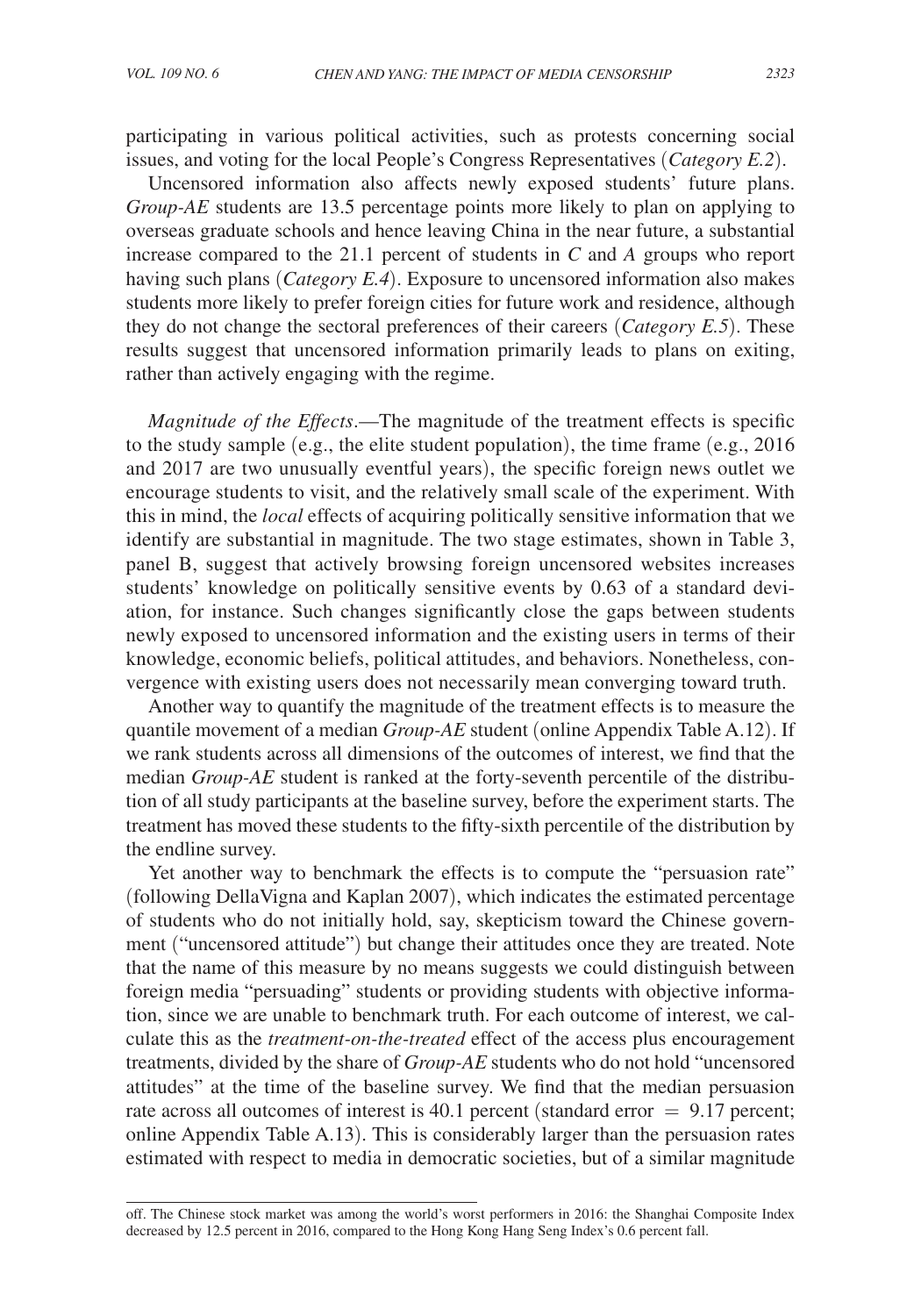participating in various political activities, such as protests concerning social issues, and voting for the local People's Congress Representatives (*Category E.2*).

Uncensored information also affects newly exposed students' future plans. *Group-AE* students are 13.5 percentage points more likely to plan on applying to overseas graduate schools and hence leaving China in the near future, a substantial increase compared to the 21.1 percent of students in *C* and *A* groups who report having such plans (*Category E.4*). Exposure to uncensored information also makes students more likely to prefer foreign cities for future work and residence, although they do not change the sectoral preferences of their careers (*Category E.5*). These results suggest that uncensored information primarily leads to plans on exiting, rather than actively engaging with the regime.

*Magnitude of the Effects*.—The magnitude of the treatment effects is specific to the study sample (e.g., the elite student population), the time frame (e.g., 2016 and 2017 are two unusually eventful years), the specific foreign news outlet we encourage students to visit, and the relatively small scale of the experiment. With this in mind, the *local* effects of acquiring politically sensitive information that we identify are substantial in magnitude. The two stage estimates, shown in Table 3, panel B, suggest that actively browsing foreign uncensored websites increases students' knowledge on politically sensitive events by 0.63 of a standard deviation, for instance. Such changes significantly close the gaps between students newly exposed to uncensored information and the existing users in terms of their knowledge, economic beliefs, political attitudes, and behaviors. Nonetheless, convergence with existing users does not necessarily mean converging toward truth.

Another way to quantify the magnitude of the treatment effects is to measure the quantile movement of a median *Group-AE* student (online Appendix Table A.12). If we rank students across all dimensions of the outcomes of interest, we find that the median *Group-AE* student is ranked at the forty-seventh percentile of the distribution of all study participants at the baseline survey, before the experiment starts. The treatment has moved these students to the fifty-sixth percentile of the distribution by the endline survey.

Yet another way to benchmark the effects is to compute the "persuasion rate" (following DellaVigna and Kaplan 2007), which indicates the estimated percentage of students who do not initially hold, say, skepticism toward the Chinese government ("uncensored attitude") but change their attitudes once they are treated. Note that the name of this measure by no means suggests we could distinguish between foreign media "persuading" students or providing students with objective information, since we are unable to benchmark truth. For each outcome of interest, we calculate this as the *treatment-on-the-treated* effect of the access plus encouragement treatments, divided by the share of *Group-AE* students who do not hold "uncensored attitudes" at the time of the baseline survey. We find that the median persuasion rate across all outcomes of interest is 40.1 percent (standard error = 9.17 percent; online Appendix Table A.13). This is considerably larger than the persuasion rates estimated with respect to media in democratic societies, but of a similar magnitude

off. The Chinese stock market was among the world's worst performers in 2016: the Shanghai Composite Index decreased by 12.5 percent in 2016, compared to the Hong Kong Hang Seng Index's 0.6 percent fall.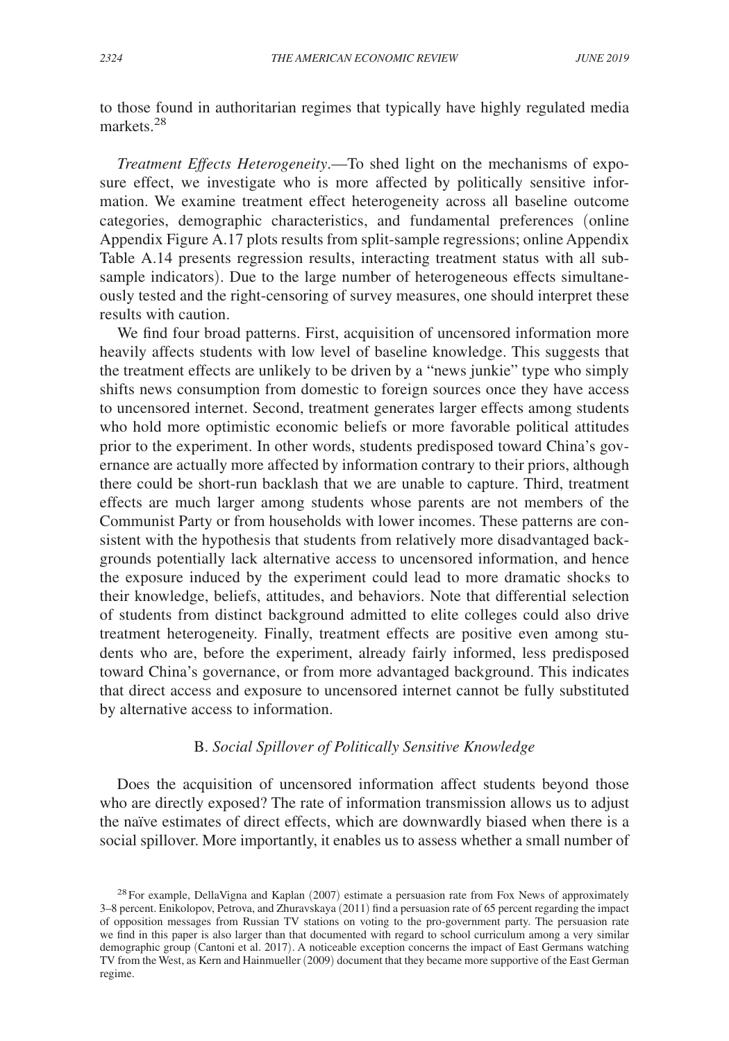to those found in authoritarian regimes that typically have highly regulated media markets.[28]

*Treatment Effects Heterogeneity*.—To shed light on the mechanisms of exposure effect, we investigate who is more affected by politically sensitive information. We examine treatment effect heterogeneity across all baseline outcome categories, demographic characteristics, and fundamental preferences (online Appendix Figure A.17 plots results from split-sample regressions; online Appendix Table A.14 presents regression results, interacting treatment status with all subsample indicators). Due to the large number of heterogeneous effects simultaneously tested and the right-censoring of survey measures, one should interpret these results with caution.

We find four broad patterns. First, acquisition of uncensored information more heavily affects students with low level of baseline knowledge. This suggests that the treatment effects are unlikely to be driven by a "news junkie" type who simply shifts news consumption from domestic to foreign sources once they have access to uncensored internet. Second, treatment generates larger effects among students who hold more optimistic economic beliefs or more favorable political attitudes prior to the experiment. In other words, students predisposed toward China's governance are actually more affected by information contrary to their priors, although there could be short-run backlash that we are unable to capture. Third, treatment effects are much larger among students whose parents are not members of the Communist Party or from households with lower incomes. These patterns are consistent with the hypothesis that students from relatively more disadvantaged backgrounds potentially lack alternative access to uncensored information, and hence the exposure induced by the experiment could lead to more dramatic shocks to their knowledge, beliefs, attitudes, and behaviors. Note that differential selection of students from distinct background admitted to elite colleges could also drive treatment heterogeneity. Finally, treatment effects are positive even among students who are, before the experiment, already fairly informed, less predisposed toward China's governance, or from more advantaged background. This indicates that direct access and exposure to uncensored internet cannot be fully substituted by alternative access to information.

## B. *Social Spillover of Politically Sensitive Knowledge*

Does the acquisition of uncensored information affect students beyond those who are directly exposed? The rate of information transmission allows us to adjust the naïve estimates of direct effects, which are downwardly biased when there is a social spillover. More importantly, it enables us to assess whether a small number of

[28] For example, DellaVigna and Kaplan (2007) estimate a persuasion rate from Fox News of approximately 3–8 percent. Enikolopov, Petrova, and Zhuravskaya (2011) find a persuasion rate of 65 percent regarding the impact of opposition messages from Russian TV stations on voting to the pro-government party. The persuasion rate we find in this paper is also larger than that documented with regard to school curriculum among a very similar demographic group (Cantoni et al. 2017). A noticeable exception concerns the impact of East Germans watching TV from the West, as Kern and Hainmueller (2009) document that they became more supportive of the East German regime.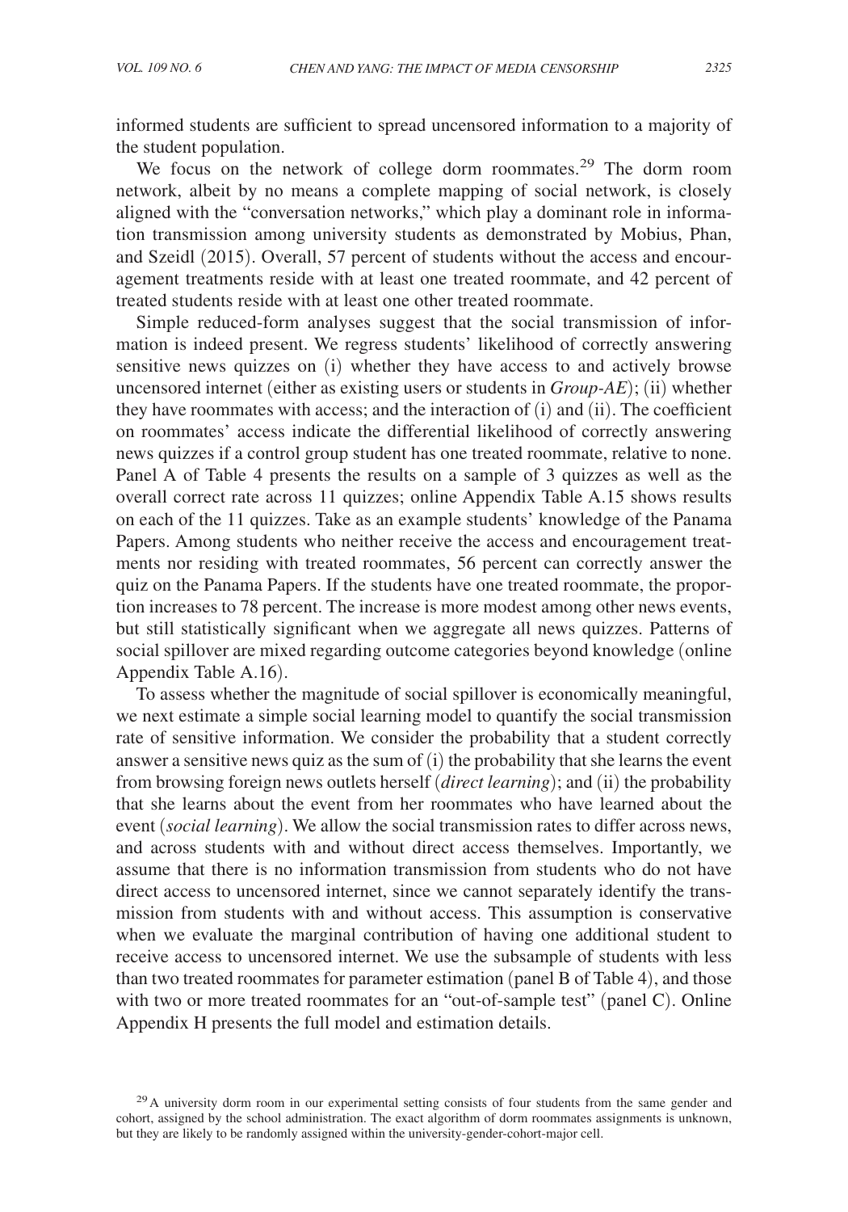informed students are sufficient to spread uncensored information to a majority of the student population.

We focus on the network of college dorm roommates.[29] The dorm room network, albeit by no means a complete mapping of social network, is closely aligned with the "conversation networks," which play a dominant role in information transmission among university students as demonstrated by Mobius, Phan, and Szeidl (2015). Overall, 57 percent of students without the access and encouragement treatments reside with at least one treated roommate, and 42 percent of treated students reside with at least one other treated roommate.

Simple reduced-form analyses suggest that the social transmission of information is indeed present. We regress students' likelihood of correctly answering sensitive news quizzes on (i) whether they have access to and actively browse uncensored internet (either as existing users or students in *Group-AE*); (ii) whether they have roommates with access; and the interaction of (i) and (ii). The coefficient on roommates' access indicate the differential likelihood of correctly answering news quizzes if a control group student has one treated roommate, relative to none. Panel A of Table 4 presents the results on a sample of 3 quizzes as well as the overall correct rate across 11 quizzes; online Appendix Table A.15 shows results on each of the 11 quizzes. Take as an example students' knowledge of the Panama Papers. Among students who neither receive the access and encouragement treatments nor residing with treated roommates, 56 percent can correctly answer the quiz on the Panama Papers. If the students have one treated roommate, the proportion increases to 78 percent. The increase is more modest among other news events, but still statistically significant when we aggregate all news quizzes. Patterns of social spillover are mixed regarding outcome categories beyond knowledge (online Appendix Table A.16).

To assess whether the magnitude of social spillover is economically meaningful, we next estimate a simple social learning model to quantify the social transmission rate of sensitive information. We consider the probability that a student correctly answer a sensitive news quiz as the sum of (i) the probability that she learns the event from browsing foreign news outlets herself (*direct learning*); and (ii) the probability that she learns about the event from her roommates who have learned about the event (*social learning*). We allow the social transmission rates to differ across news, and across students with and without direct access themselves. Importantly, we assume that there is no information transmission from students who do not have direct access to uncensored internet, since we cannot separately identify the transmission from students with and without access. This assumption is conservative when we evaluate the marginal contribution of having one additional student to receive access to uncensored internet. We use the subsample of students with less than two treated roommates for parameter estimation (panel B of Table 4), and those with two or more treated roommates for an "out-of-sample test" (panel C). Online Appendix H presents the full model and estimation details.

[29] A university dorm room in our experimental setting consists of four students from the same gender and cohort, assigned by the school administration. The exact algorithm of dorm roommates assignments is unknown, but they are likely to be randomly assigned within the university-gender-cohort-major cell.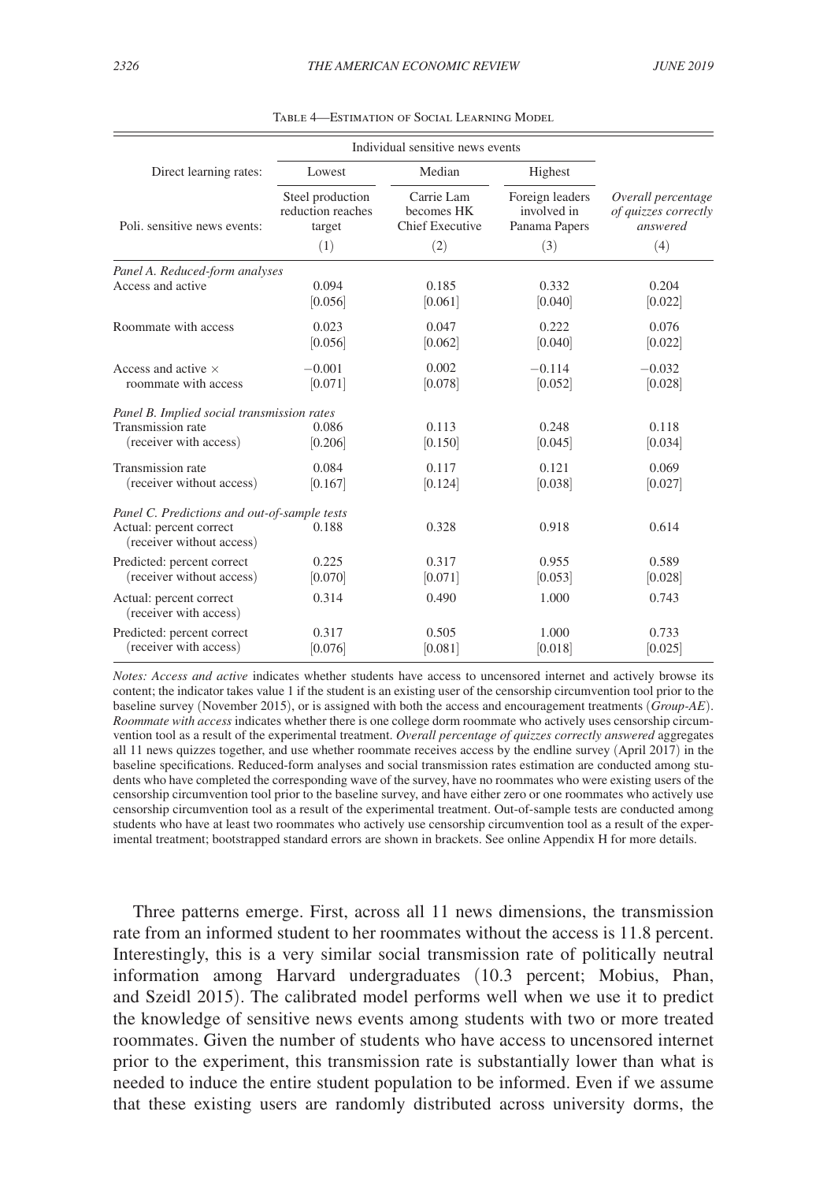Table 4—Estimation of Social Learning Model

| | Individual sensitive news events | | | |
|---|---|---|---|---|
| Direct learning rates: | Lowest | Median | Highest | |
| Poli. sensitive news events: | Steel production reduction reaches target | Carrie Lam becomes HK Chief Executive | Foreign leaders involved in Panama Papers | *Overall percentage of quizzes correctly answered* |
| | (1) | (2) | (3) | (4) |
| *Panel A. Reduced-form analyses* | | | | |
| Access and active | 0.094 | 0.185 | 0.332 | 0.204 |
| | [0.056] | [0.061] | [0.040] | [0.022] |
| Roommate with access | 0.023 | 0.047 | 0.222 | 0.076 |
| | [0.056] | [0.062] | [0.040] | [0.022] |
| Access and active × roommate with access | −0.001 | 0.002 | −0.114 | −0.032 |
| | [0.071] | [0.078] | [0.052] | [0.028] |
| *Panel B. Implied social transmission rates* | | | | |
| Transmission rate (receiver with access) | 0.086 | 0.113 | 0.248 | 0.118 |
| | [0.206] | [0.150] | [0.045] | [0.034] |
| Transmission rate (receiver without access) | 0.084 | 0.117 | 0.121 | 0.069 |
| | [0.167] | [0.124] | [0.038] | [0.027] |
| *Panel C. Predictions and out-of-sample tests* | | | | |
| Actual: percent correct (receiver without access) | 0.188 | 0.328 | 0.918 | 0.614 |
| Predicted: percent correct (receiver without access) | 0.225 | 0.317 | 0.955 | 0.589 |
| | [0.070] | [0.071] | [0.053] | [0.028] |
| Actual: percent correct (receiver with access) | 0.314 | 0.490 | 1.000 | 0.743 |
| Predicted: percent correct (receiver with access) | 0.317 | 0.505 | 1.000 | 0.733 |
| | [0.076] | [0.081] | [0.018] | [0.025] |

*Notes: Access and active* indicates whether students have access to uncensored internet and actively browse its content; the indicator takes value 1 if the student is an existing user of the censorship circumvention tool prior to the baseline survey (November 2015), or is assigned with both the access and encouragement treatments (*Group-AE*). *Roommate with access* indicates whether there is one college dorm roommate who actively uses censorship circumvention tool as a result of the experimental treatment. *Overall percentage of quizzes correctly answered* aggregates all 11 news quizzes together, and use whether roommate receives access by the endline survey (April 2017) in the baseline specifications. Reduced-form analyses and social transmission rates estimation are conducted among students who have completed the corresponding wave of the survey, have no roommates who were existing users of the censorship circumvention tool prior to the baseline survey, and have either zero or one roommates who actively use censorship circumvention tool as a result of the experimental treatment. Out-of-sample tests are conducted among students who have at least two roommates who actively use censorship circumvention tool as a result of the experimental treatment; bootstrapped standard errors are shown in brackets. See online Appendix H for more details.

Three patterns emerge. First, across all 11 news dimensions, the transmission rate from an informed student to her roommates without the access is 11.8 percent. Interestingly, this is a very similar social transmission rate of politically neutral information among Harvard undergraduates (10.3 percent; Mobius, Phan, and Szeidl 2015). The calibrated model performs well when we use it to predict the knowledge of sensitive news events among students with two or more treated roommates. Given the number of students who have access to uncensored internet prior to the experiment, this transmission rate is substantially lower than what is needed to induce the entire student population to be informed. Even if we assume that these existing users are randomly distributed across university dorms, the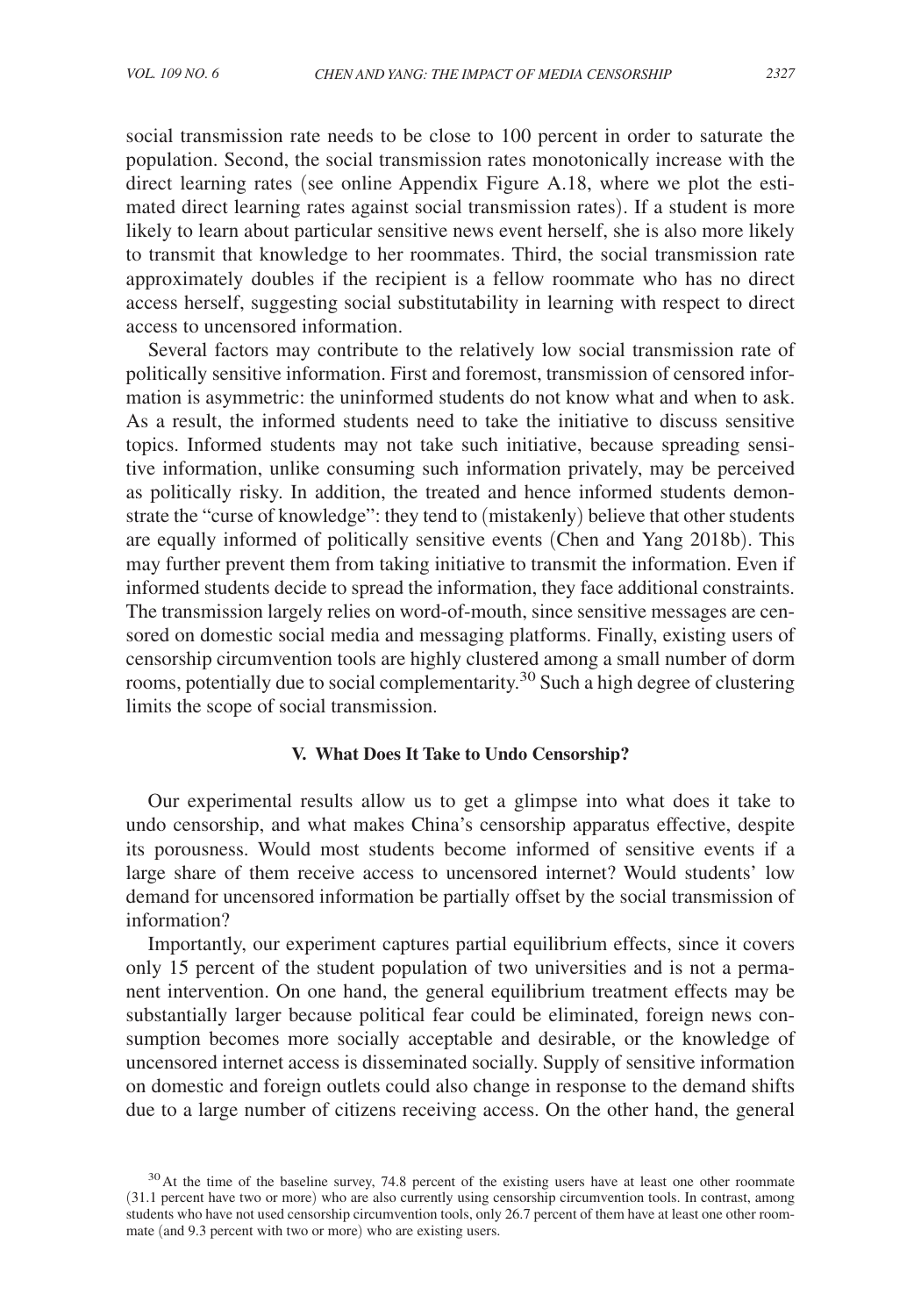social transmission rate needs to be close to 100 percent in order to saturate the population. Second, the social transmission rates monotonically increase with the direct learning rates (see online Appendix Figure A.18, where we plot the estimated direct learning rates against social transmission rates). If a student is more likely to learn about particular sensitive news event herself, she is also more likely to transmit that knowledge to her roommates. Third, the social transmission rate approximately doubles if the recipient is a fellow roommate who has no direct access herself, suggesting social substitutability in learning with respect to direct access to uncensored information.

Several factors may contribute to the relatively low social transmission rate of politically sensitive information. First and foremost, transmission of censored information is asymmetric: the uninformed students do not know what and when to ask. As a result, the informed students need to take the initiative to discuss sensitive topics. Informed students may not take such initiative, because spreading sensitive information, unlike consuming such information privately, may be perceived as politically risky. In addition, the treated and hence informed students demonstrate the "curse of knowledge": they tend to (mistakenly) believe that other students are equally informed of politically sensitive events (Chen and Yang 2018b). This may further prevent them from taking initiative to transmit the information. Even if informed students decide to spread the information, they face additional constraints. The transmission largely relies on word-of-mouth, since sensitive messages are censored on domestic social media and messaging platforms. Finally, existing users of censorship circumvention tools are highly clustered among a small number of dorm rooms, potentially due to social complementarity.[30] Such a high degree of clustering limits the scope of social transmission.

## V. What Does It Take to Undo Censorship?

Our experimental results allow us to get a glimpse into what does it take to undo censorship, and what makes China's censorship apparatus effective, despite its porousness. Would most students become informed of sensitive events if a large share of them receive access to uncensored internet? Would students' low demand for uncensored information be partially offset by the social transmission of information?

Importantly, our experiment captures partial equilibrium effects, since it covers only 15 percent of the student population of two universities and is not a permanent intervention. On one hand, the general equilibrium treatment effects may be substantially larger because political fear could be eliminated, foreign news consumption becomes more socially acceptable and desirable, or the knowledge of uncensored internet access is disseminated socially. Supply of sensitive information on domestic and foreign outlets could also change in response to the demand shifts due to a large number of citizens receiving access. On the other hand, the general

[30] At the time of the baseline survey, 74.8 percent of the existing users have at least one other roommate (31.1 percent have two or more) who are also currently using censorship circumvention tools. In contrast, among students who have not used censorship circumvention tools, only 26.7 percent of them have at least one other roommate (and 9.3 percent with two or more) who are existing users.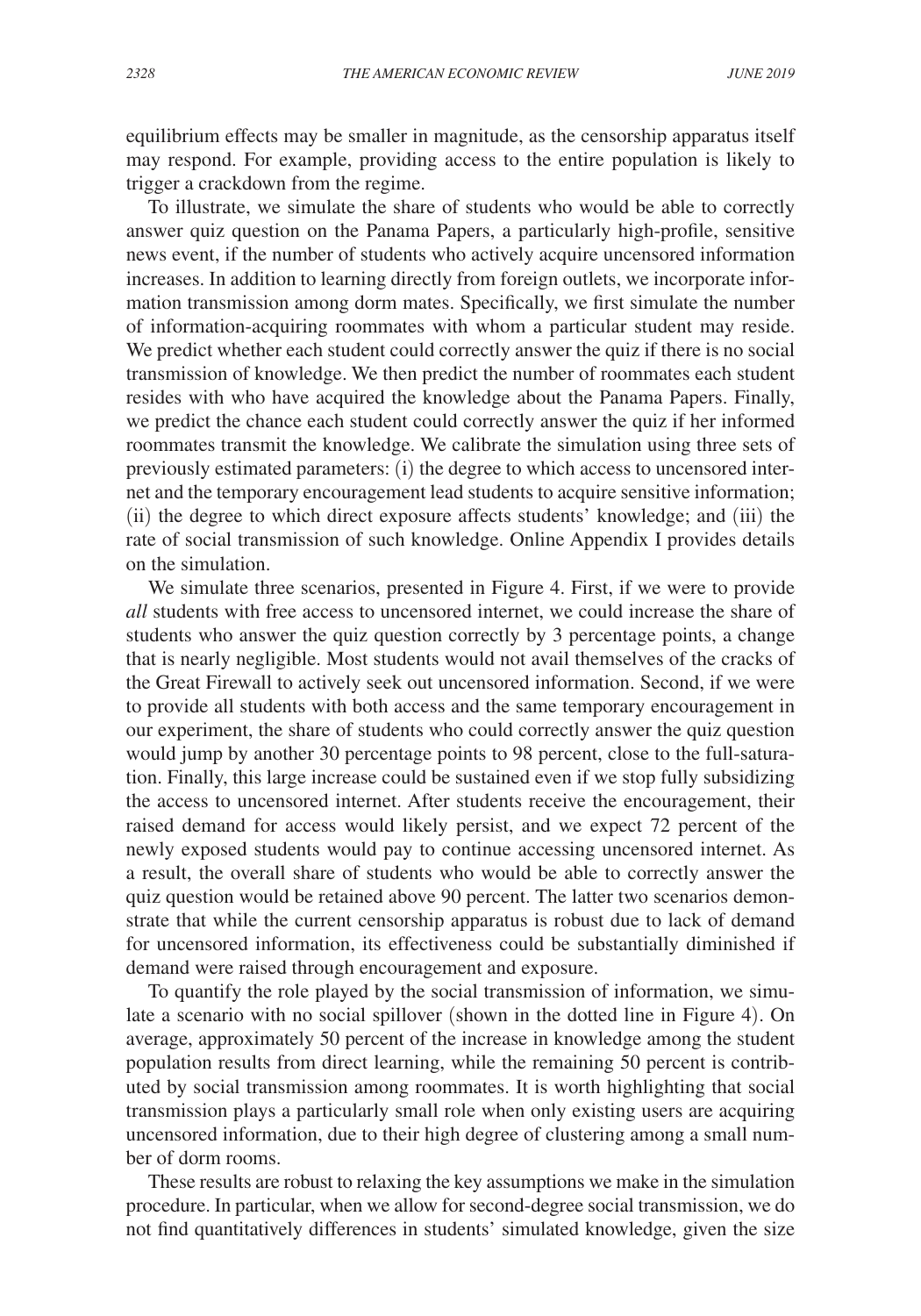equilibrium effects may be smaller in magnitude, as the censorship apparatus itself may respond. For example, providing access to the entire population is likely to trigger a crackdown from the regime.

To illustrate, we simulate the share of students who would be able to correctly answer quiz question on the Panama Papers, a particularly high-profile, sensitive news event, if the number of students who actively acquire uncensored information increases. In addition to learning directly from foreign outlets, we incorporate information transmission among dorm mates. Specifically, we first simulate the number of information-acquiring roommates with whom a particular student may reside. We predict whether each student could correctly answer the quiz if there is no social transmission of knowledge. We then predict the number of roommates each student resides with who have acquired the knowledge about the Panama Papers. Finally, we predict the chance each student could correctly answer the quiz if her informed roommates transmit the knowledge. We calibrate the simulation using three sets of previously estimated parameters: (i) the degree to which access to uncensored internet and the temporary encouragement lead students to acquire sensitive information; (ii) the degree to which direct exposure affects students' knowledge; and (iii) the rate of social transmission of such knowledge. Online Appendix I provides details on the simulation.

We simulate three scenarios, presented in Figure 4. First, if we were to provide *all* students with free access to uncensored internet, we could increase the share of students who answer the quiz question correctly by 3 percentage points, a change that is nearly negligible. Most students would not avail themselves of the cracks of the Great Firewall to actively seek out uncensored information. Second, if we were to provide all students with both access and the same temporary encouragement in our experiment, the share of students who could correctly answer the quiz question would jump by another 30 percentage points to 98 percent, close to the full-saturation. Finally, this large increase could be sustained even if we stop fully subsidizing the access to uncensored internet. After students receive the encouragement, their raised demand for access would likely persist, and we expect 72 percent of the newly exposed students would pay to continue accessing uncensored internet. As a result, the overall share of students who would be able to correctly answer the quiz question would be retained above 90 percent. The latter two scenarios demonstrate that while the current censorship apparatus is robust due to lack of demand for uncensored information, its effectiveness could be substantially diminished if demand were raised through encouragement and exposure.

To quantify the role played by the social transmission of information, we simulate a scenario with no social spillover (shown in the dotted line in Figure 4). On average, approximately 50 percent of the increase in knowledge among the student population results from direct learning, while the remaining 50 percent is contributed by social transmission among roommates. It is worth highlighting that social transmission plays a particularly small role when only existing users are acquiring uncensored information, due to their high degree of clustering among a small number of dorm rooms.

These results are robust to relaxing the key assumptions we make in the simulation procedure. In particular, when we allow for second-degree social transmission, we do not find quantitatively differences in students' simulated knowledge, given the size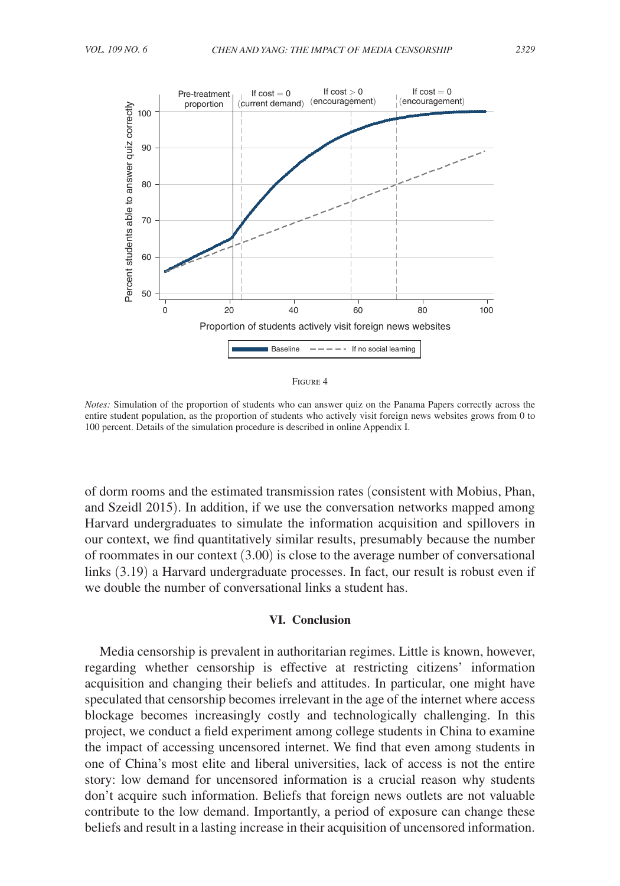Figure 4

*Notes:* Simulation of the proportion of students who can answer quiz on the Panama Papers correctly across the entire student population, as the proportion of students who actively visit foreign news websites grows from 0 to 100 percent. Details of the simulation procedure is described in online Appendix I.

of dorm rooms and the estimated transmission rates (consistent with Mobius, Phan, and Szeidl 2015). In addition, if we use the conversation networks mapped among Harvard undergraduates to simulate the information acquisition and spillovers in our context, we find quantitatively similar results, presumably because the number of roommates in our context (3.00) is close to the average number of conversational links (3.19) a Harvard undergraduate processes. In fact, our result is robust even if we double the number of conversational links a student has.

## VI. Conclusion

Media censorship is prevalent in authoritarian regimes. Little is known, however, regarding whether censorship is effective at restricting citizens' information acquisition and changing their beliefs and attitudes. In particular, one might have speculated that censorship becomes irrelevant in the age of the internet where access blockage becomes increasingly costly and technologically challenging. In this project, we conduct a field experiment among college students in China to examine the impact of accessing uncensored internet. We find that even among students in one of China's most elite and liberal universities, lack of access is not the entire story: low demand for uncensored information is a crucial reason why students don't acquire such information. Beliefs that foreign news outlets are not valuable contribute to the low demand. Importantly, a period of exposure can change these beliefs and result in a lasting increase in their acquisition of uncensored information.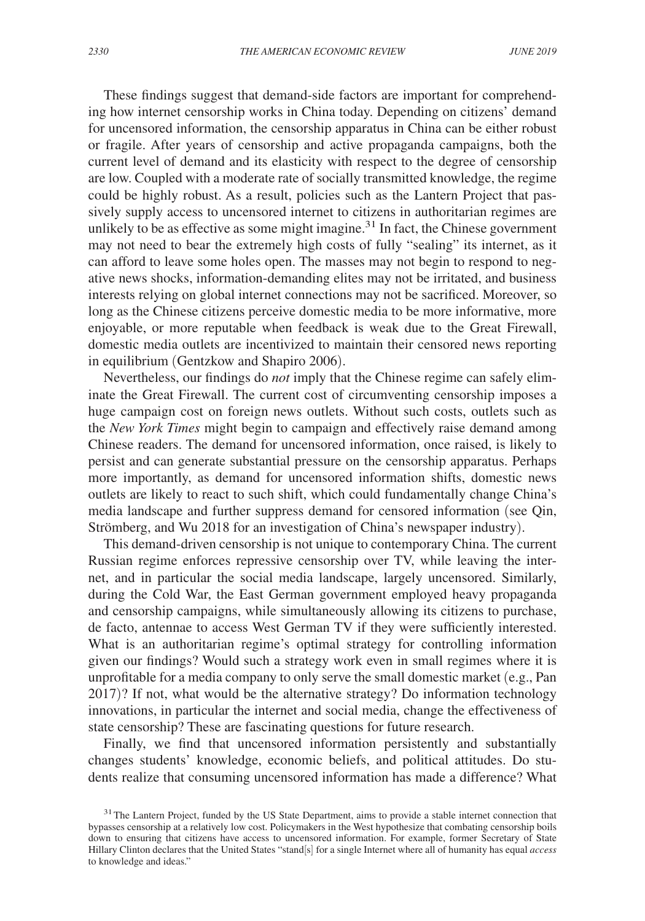These findings suggest that demand-side factors are important for comprehending how internet censorship works in China today. Depending on citizens' demand for uncensored information, the censorship apparatus in China can be either robust or fragile. After years of censorship and active propaganda campaigns, both the current level of demand and its elasticity with respect to the degree of censorship are low. Coupled with a moderate rate of socially transmitted knowledge, the regime could be highly robust. As a result, policies such as the Lantern Project that passively supply access to uncensored internet to citizens in authoritarian regimes are unlikely to be as effective as some might imagine.[31] In fact, the Chinese government may not need to bear the extremely high costs of fully "sealing" its internet, as it can afford to leave some holes open. The masses may not begin to respond to negative news shocks, information-demanding elites may not be irritated, and business interests relying on global internet connections may not be sacrificed. Moreover, so long as the Chinese citizens perceive domestic media to be more informative, more enjoyable, or more reputable when feedback is weak due to the Great Firewall, domestic media outlets are incentivized to maintain their censored news reporting in equilibrium (Gentzkow and Shapiro 2006).

Nevertheless, our findings do *not* imply that the Chinese regime can safely eliminate the Great Firewall. The current cost of circumventing censorship imposes a huge campaign cost on foreign news outlets. Without such costs, outlets such as the *New York Times* might begin to campaign and effectively raise demand among Chinese readers. The demand for uncensored information, once raised, is likely to persist and can generate substantial pressure on the censorship apparatus. Perhaps more importantly, as demand for uncensored information shifts, domestic news outlets are likely to react to such shift, which could fundamentally change China's media landscape and further suppress demand for censored information (see Qin, Strömberg, and Wu 2018 for an investigation of China's newspaper industry).

This demand-driven censorship is not unique to contemporary China. The current Russian regime enforces repressive censorship over TV, while leaving the internet, and in particular the social media landscape, largely uncensored. Similarly, during the Cold War, the East German government employed heavy propaganda and censorship campaigns, while simultaneously allowing its citizens to purchase, de facto, antennae to access West German TV if they were sufficiently interested. What is an authoritarian regime's optimal strategy for controlling information given our findings? Would such a strategy work even in small regimes where it is unprofitable for a media company to only serve the small domestic market (e.g., Pan 2017)? If not, what would be the alternative strategy? Do information technology innovations, in particular the internet and social media, change the effectiveness of state censorship? These are fascinating questions for future research.

Finally, we find that uncensored information persistently and substantially changes students' knowledge, economic beliefs, and political attitudes. Do students realize that consuming uncensored information has made a difference? What

[31] The Lantern Project, funded by the US State Department, aims to provide a stable internet connection that bypasses censorship at a relatively low cost. Policymakers in the West hypothesize that combating censorship boils down to ensuring that citizens have access to uncensored information. For example, former Secretary of State Hillary Clinton declares that the United States "stand[s] for a single Internet where all of humanity has equal *access* to knowledge and ideas."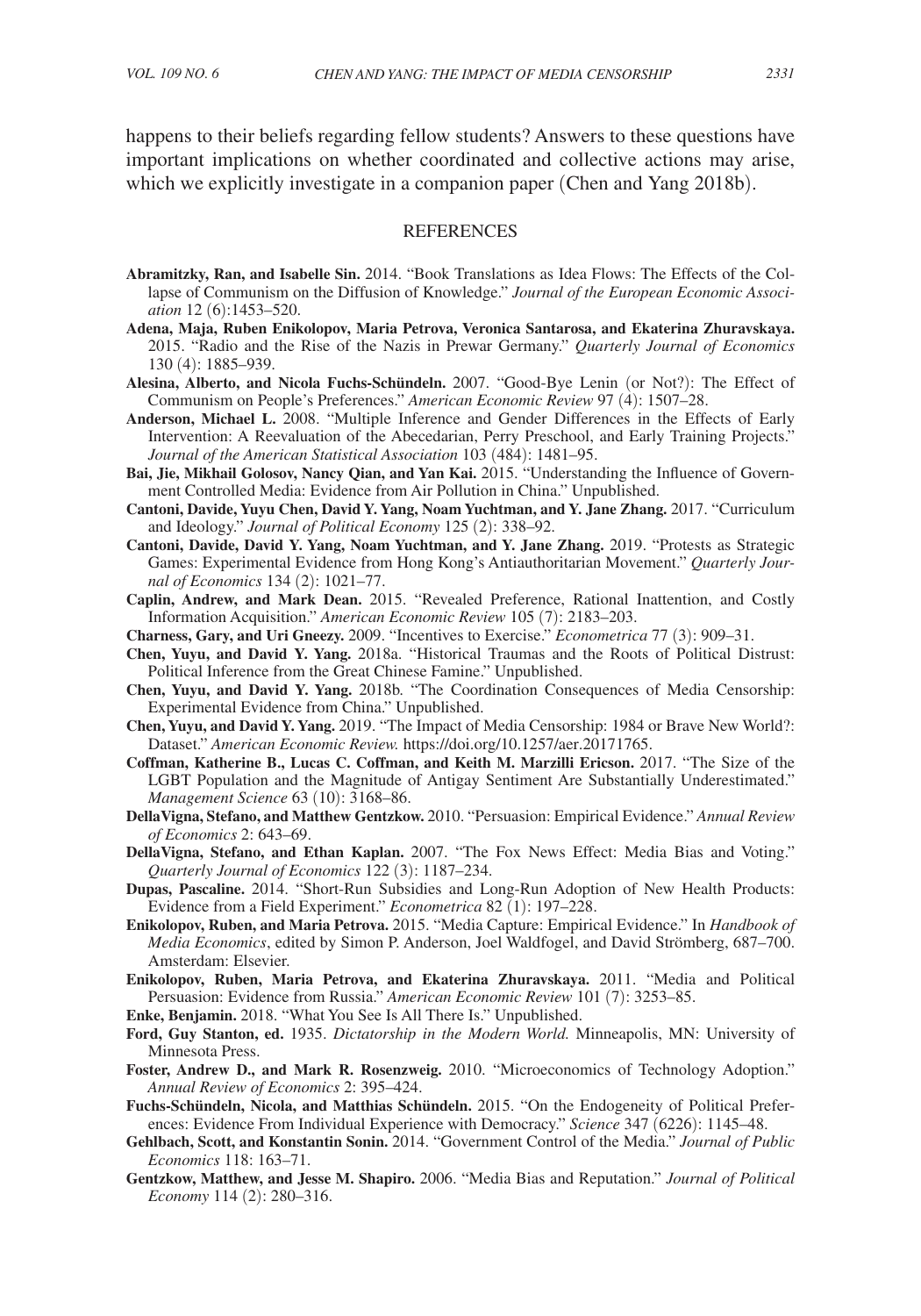happens to their beliefs regarding fellow students? Answers to these questions have important implications on whether coordinated and collective actions may arise, which we explicitly investigate in a companion paper (Chen and Yang 2018b).

## REFERENCES

**Abramitzky, Ran, and Isabelle Sin.** 2014. "Book Translations as Idea Flows: The Effects of the Collapse of Communism on the Diffusion of Knowledge." *Journal of the European Economic Association* 12 (6):1453–520.

**Adena, Maja, Ruben Enikolopov, Maria Petrova, Veronica Santarosa, and Ekaterina Zhuravskaya.** 2015. "Radio and the Rise of the Nazis in Prewar Germany." *Quarterly Journal of Economics* 130 (4): 1885–939.

**Alesina, Alberto, and Nicola Fuchs-Schündeln.** 2007. "Good-Bye Lenin (or Not?): The Effect of Communism on People's Preferences." *American Economic Review* 97 (4): 1507–28.

**Anderson, Michael L.** 2008. "Multiple Inference and Gender Differences in the Effects of Early Intervention: A Reevaluation of the Abecedarian, Perry Preschool, and Early Training Projects." *Journal of the American Statistical Association* 103 (484): 1481–95.

**Bai, Jie, Mikhail Golosov, Nancy Qian, and Yan Kai.** 2015. "Understanding the Influence of Government Controlled Media: Evidence from Air Pollution in China." Unpublished.

**Cantoni, Davide, Yuyu Chen, David Y. Yang, Noam Yuchtman, and Y. Jane Zhang.** 2017. "Curriculum and Ideology." *Journal of Political Economy* 125 (2): 338–92.

**Cantoni, Davide, David Y. Yang, Noam Yuchtman, and Y. Jane Zhang.** 2019. "Protests as Strategic Games: Experimental Evidence from Hong Kong's Antiauthoritarian Movement." *Quarterly Journal of Economics* 134 (2): 1021–77.

**Caplin, Andrew, and Mark Dean.** 2015. "Revealed Preference, Rational Inattention, and Costly Information Acquisition." *American Economic Review* 105 (7): 2183–203.

**Charness, Gary, and Uri Gneezy.** 2009. "Incentives to Exercise." *Econometrica* 77 (3): 909–31.

**Chen, Yuyu, and David Y. Yang.** 2018a. "Historical Traumas and the Roots of Political Distrust: Political Inference from the Great Chinese Famine." Unpublished.

**Chen, Yuyu, and David Y. Yang.** 2018b. "The Coordination Consequences of Media Censorship: Experimental Evidence from China." Unpublished.

**Chen, Yuyu, and David Y. Yang.** 2019. "The Impact of Media Censorship: 1984 or Brave New World?: Dataset." *American Economic Review.* https://doi.org/10.1257/aer.20171765.

**Coffman, Katherine B., Lucas C. Coffman, and Keith M. Marzilli Ericson.** 2017. "The Size of the LGBT Population and the Magnitude of Antigay Sentiment Are Substantially Underestimated." *Management Science* 63 (10): 3168–86.

**DellaVigna, Stefano, and Matthew Gentzkow.** 2010. "Persuasion: Empirical Evidence." *Annual Review of Economics* 2: 643–69.

**DellaVigna, Stefano, and Ethan Kaplan.** 2007. "The Fox News Effect: Media Bias and Voting." *Quarterly Journal of Economics* 122 (3): 1187–234.

**Dupas, Pascaline.** 2014. "Short-Run Subsidies and Long-Run Adoption of New Health Products: Evidence from a Field Experiment." *Econometrica* 82 (1): 197–228.

**Enikolopov, Ruben, and Maria Petrova.** 2015. "Media Capture: Empirical Evidence." In *Handbook of Media Economics*, edited by Simon P. Anderson, Joel Waldfogel, and David Strömberg, 687–700. Amsterdam: Elsevier.

**Enikolopov, Ruben, Maria Petrova, and Ekaterina Zhuravskaya.** 2011. "Media and Political Persuasion: Evidence from Russia." *American Economic Review* 101 (7): 3253–85.

**Enke, Benjamin.** 2018. "What You See Is All There Is." Unpublished.

**Ford, Guy Stanton, ed.** 1935. *Dictatorship in the Modern World.* Minneapolis, MN: University of Minnesota Press.

**Foster, Andrew D., and Mark R. Rosenzweig.** 2010. "Microeconomics of Technology Adoption." *Annual Review of Economics* 2: 395–424.

**Fuchs-Schündeln, Nicola, and Matthias Schündeln.** 2015. "On the Endogeneity of Political Preferences: Evidence From Individual Experience with Democracy." *Science* 347 (6226): 1145–48.

**Gehlbach, Scott, and Konstantin Sonin.** 2014. "Government Control of the Media." *Journal of Public Economics* 118: 163–71.

**Gentzkow, Matthew, and Jesse M. Shapiro.** 2006. "Media Bias and Reputation." *Journal of Political Economy* 114 (2): 280–316.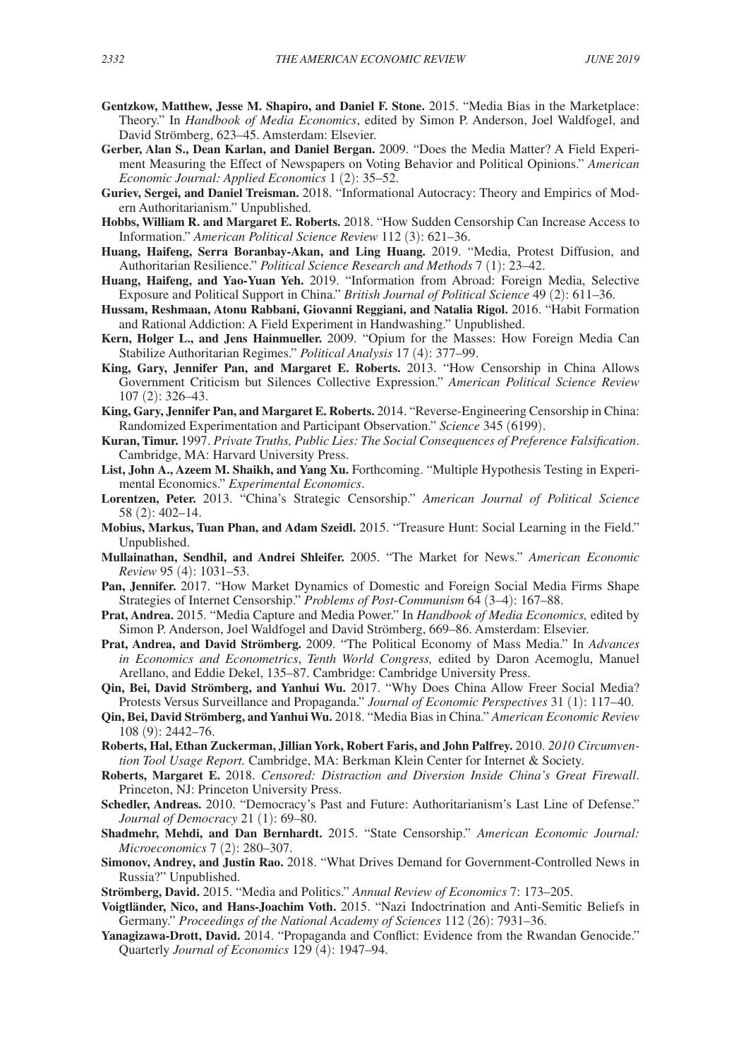**Gentzkow, Matthew, Jesse M. Shapiro, and Daniel F. Stone.** 2015. "Media Bias in the Marketplace: Theory." In *Handbook of Media Economics*, edited by Simon P. Anderson, Joel Waldfogel, and David Strömberg, 623–45. Amsterdam: Elsevier.

**Gerber, Alan S., Dean Karlan, and Daniel Bergan.** 2009. "Does the Media Matter? A Field Experiment Measuring the Effect of Newspapers on Voting Behavior and Political Opinions." *American Economic Journal: Applied Economics* 1 (2): 35–52.

**Guriev, Sergei, and Daniel Treisman.** 2018. "Informational Autocracy: Theory and Empirics of Modern Authoritarianism." Unpublished.

**Hobbs, William R. and Margaret E. Roberts.** 2018. "How Sudden Censorship Can Increase Access to Information." *American Political Science Review* 112 (3): 621–36.

**Huang, Haifeng, Serra Boranbay-Akan, and Ling Huang.** 2019. "Media, Protest Diffusion, and Authoritarian Resilience." *Political Science Research and Methods* 7 (1): 23–42.

**Huang, Haifeng, and Yao-Yuan Yeh.** 2019. "Information from Abroad: Foreign Media, Selective Exposure and Political Support in China." *British Journal of Political Science* 49 (2): 611–36.

**Hussam, Reshmaan, Atonu Rabbani, Giovanni Reggiani, and Natalia Rigol.** 2016. "Habit Formation and Rational Addiction: A Field Experiment in Handwashing." Unpublished.

**Kern, Holger L., and Jens Hainmueller.** 2009. "Opium for the Masses: How Foreign Media Can Stabilize Authoritarian Regimes." *Political Analysis* 17 (4): 377–99.

**King, Gary, Jennifer Pan, and Margaret E. Roberts.** 2013. "How Censorship in China Allows Government Criticism but Silences Collective Expression." *American Political Science Review* 107 (2): 326–43.

**King, Gary, Jennifer Pan, and Margaret E. Roberts.** 2014. "Reverse-Engineering Censorship in China: Randomized Experimentation and Participant Observation." *Science* 345 (6199).

**Kuran, Timur.** 1997. *Private Truths, Public Lies: The Social Consequences of Preference Falsification*. Cambridge, MA: Harvard University Press.

**List, John A., Azeem M. Shaikh, and Yang Xu.** Forthcoming. "Multiple Hypothesis Testing in Experimental Economics." *Experimental Economics*.

**Lorentzen, Peter.** 2013. "China's Strategic Censorship." *American Journal of Political Science* 58 (2): 402–14.

**Mobius, Markus, Tuan Phan, and Adam Szeidl.** 2015. "Treasure Hunt: Social Learning in the Field." Unpublished.

**Mullainathan, Sendhil, and Andrei Shleifer.** 2005. "The Market for News." *American Economic Review* 95 (4): 1031–53.

**Pan, Jennifer.** 2017. "How Market Dynamics of Domestic and Foreign Social Media Firms Shape Strategies of Internet Censorship." *Problems of Post-Communism* 64 (3–4): 167–88.

**Prat, Andrea.** 2015. "Media Capture and Media Power." In *Handbook of Media Economics,* edited by Simon P. Anderson, Joel Waldfogel and David Strömberg, 669–86. Amsterdam: Elsevier.

**Prat, Andrea, and David Strömberg.** 2009. "The Political Economy of Mass Media." In *Advances in Economics and Econometrics*, *Tenth World Congress,* edited by Daron Acemoglu, Manuel Arellano, and Eddie Dekel, 135–87. Cambridge: Cambridge University Press.

**Qin, Bei, David Strömberg, and Yanhui Wu.** 2017. "Why Does China Allow Freer Social Media? Protests Versus Surveillance and Propaganda." *Journal of Economic Perspectives* 31 (1): 117–40.

**Qin, Bei, David Strömberg, and Yanhui Wu.** 2018. "Media Bias in China." *American Economic Review* 108 (9): 2442–76.

**Roberts, Hal, Ethan Zuckerman, Jillian York, Robert Faris, and John Palfrey.** 2010. *2010 Circumvention Tool Usage Report.* Cambridge, MA: Berkman Klein Center for Internet & Society.

**Roberts, Margaret E.** 2018. *Censored: Distraction and Diversion Inside China's Great Firewall*. Princeton, NJ: Princeton University Press.

**Schedler, Andreas.** 2010. "Democracy's Past and Future: Authoritarianism's Last Line of Defense." *Journal of Democracy* 21 (1): 69–80.

**Shadmehr, Mehdi, and Dan Bernhardt.** 2015. "State Censorship." *American Economic Journal: Microeconomics* 7 (2): 280–307.

**Simonov, Andrey, and Justin Rao.** 2018. "What Drives Demand for Government-Controlled News in Russia?" Unpublished.

**Strömberg, David.** 2015. "Media and Politics." *Annual Review of Economics* 7: 173–205.

**Voigtländer, Nico, and Hans-Joachim Voth.** 2015. "Nazi Indoctrination and Anti-Semitic Beliefs in Germany." *Proceedings of the National Academy of Sciences* 112 (26): 7931–36.

**Yanagizawa-Drott, David.** 2014. "Propaganda and Conflict: Evidence from the Rwandan Genocide." Quarterly *Journal of Economics* 129 (4): 1947–94.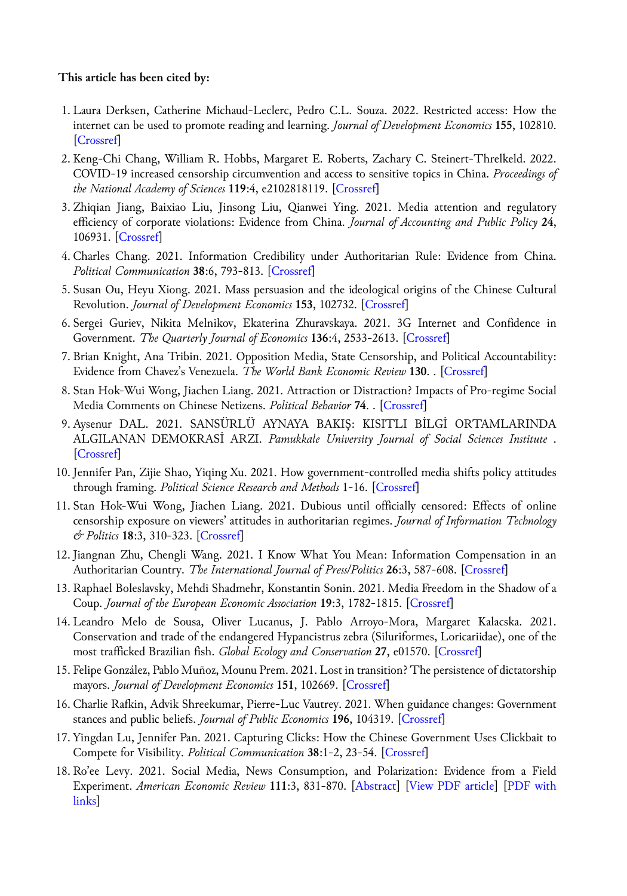**This article has been cited by:**

1. Laura Derksen, Catherine Michaud-Leclerc, Pedro C.L. Souza. 2022. Restricted access: How the internet can be used to promote reading and learning. *Journal of Development Economics* **155**, 102810. [Crossref]
2. Keng-Chi Chang, William R. Hobbs, Margaret E. Roberts, Zachary C. Steinert-Threlkeld. 2022. COVID-19 increased censorship circumvention and access to sensitive topics in China. *Proceedings of the National Academy of Sciences* **119**:4, e2102818119. [Crossref]
3. Zhiqian Jiang, Baixiao Liu, Jinsong Liu, Qianwei Ying. 2021. Media attention and regulatory efficiency of corporate violations: Evidence from China. *Journal of Accounting and Public Policy* **24**, 106931. [Crossref]
4. Charles Chang. 2021. Information Credibility under Authoritarian Rule: Evidence from China. *Political Communication* **38**:6, 793-813. [Crossref]
5. Susan Ou, Heyu Xiong. 2021. Mass persuasion and the ideological origins of the Chinese Cultural Revolution. *Journal of Development Economics* **153**, 102732. [Crossref]
6. Sergei Guriev, Nikita Melnikov, Ekaterina Zhuravskaya. 2021. 3G Internet and Confidence in Government. *The Quarterly Journal of Economics* **136**:4, 2533-2613. [Crossref]
7. Brian Knight, Ana Tribin. 2021. Opposition Media, State Censorship, and Political Accountability: Evidence from Chavez's Venezuela. *The World Bank Economic Review* **130**. . [Crossref]
8. Stan Hok-Wui Wong, Jiachen Liang. 2021. Attraction or Distraction? Impacts of Pro-regime Social Media Comments on Chinese Netizens. *Political Behavior* **74**. . [Crossref]
9. Aysenur DAL. 2021. SANSÜRLÜ AYNAYA BAKIŞ: KISITLI BİLGİ ORTAMLARINDA ALGILANAN DEMOKRASİ ARZI. *Pamukkale University Journal of Social Sciences Institute* . [Crossref]
10. Jennifer Pan, Zijie Shao, Yiqing Xu. 2021. How government-controlled media shifts policy attitudes through framing. *Political Science Research and Methods* 1-16. [Crossref]
11. Stan Hok-Wui Wong, Jiachen Liang. 2021. Dubious until officially censored: Effects of online censorship exposure on viewers' attitudes in authoritarian regimes. *Journal of Information Technology & Politics* **18**:3, 310-323. [Crossref]
12. Jiangnan Zhu, Chengli Wang. 2021. I Know What You Mean: Information Compensation in an Authoritarian Country. *The International Journal of Press/Politics* **26**:3, 587-608. [Crossref]
13. Raphael Boleslavsky, Mehdi Shadmehr, Konstantin Sonin. 2021. Media Freedom in the Shadow of a Coup. *Journal of the European Economic Association* **19**:3, 1782-1815. [Crossref]
14. Leandro Melo de Sousa, Oliver Lucanus, J. Pablo Arroyo-Mora, Margaret Kalacska. 2021. Conservation and trade of the endangered Hypancistrus zebra (Siluriformes, Loricariidae), one of the most trafficked Brazilian fish. *Global Ecology and Conservation* **27**, e01570. [Crossref]
15. Felipe González, Pablo Muñoz, Mounu Prem. 2021. Lost in transition? The persistence of dictatorship mayors. *Journal of Development Economics* **151**, 102669. [Crossref]
16. Charlie Rafkin, Advik Shreekumar, Pierre-Luc Vautrey. 2021. When guidance changes: Government stances and public beliefs. *Journal of Public Economics* **196**, 104319. [Crossref]
17. Yingdan Lu, Jennifer Pan. 2021. Capturing Clicks: How the Chinese Government Uses Clickbait to Compete for Visibility. *Political Communication* **38**:1-2, 23-54. [Crossref]
18. Ro'ee Levy. 2021. Social Media, News Consumption, and Polarization: Evidence from a Field Experiment. *American Economic Review* **111**:3, 831-870. [Abstract] [View PDF article] [PDF with links]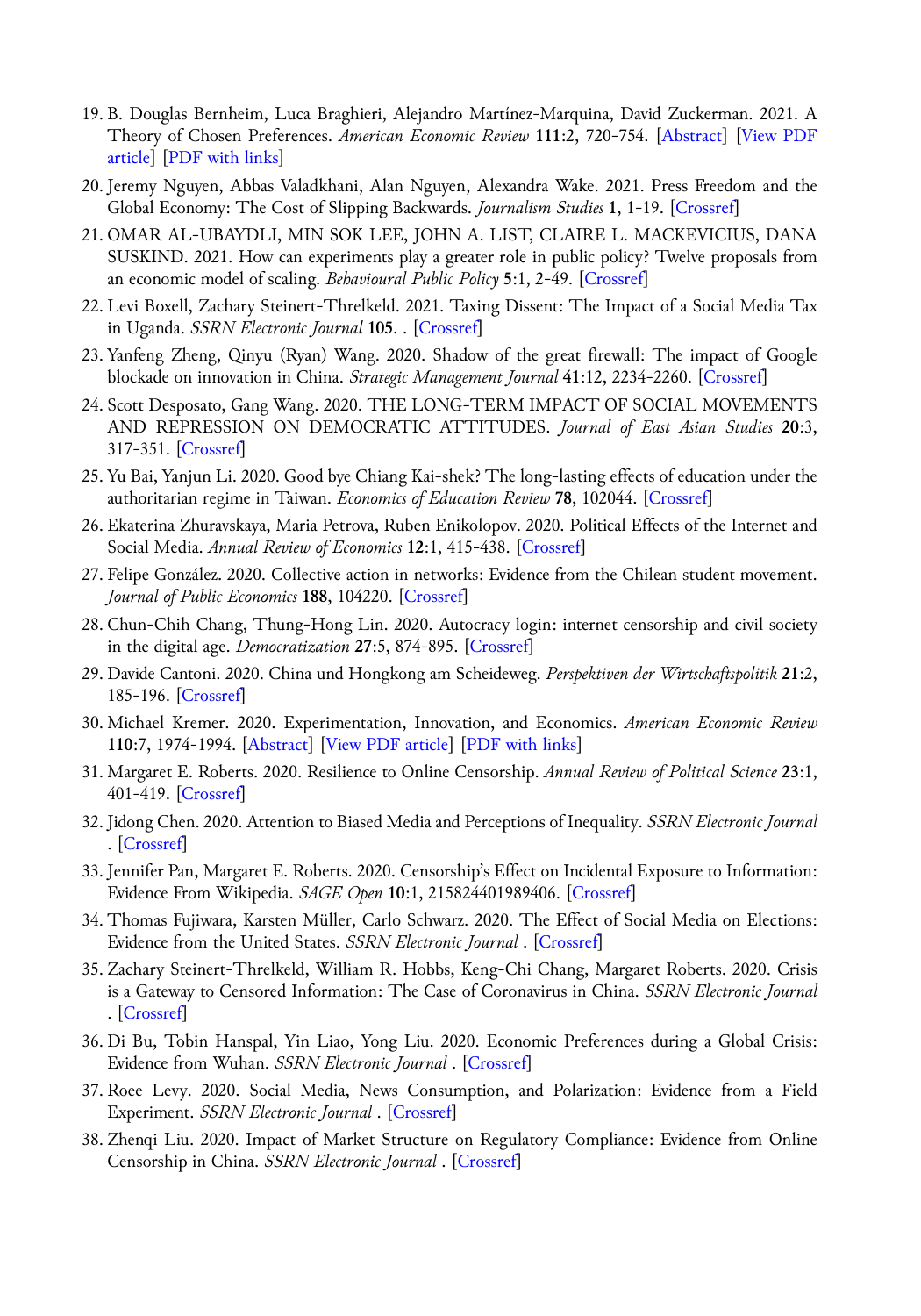19. B. Douglas Bernheim, Luca Braghieri, Alejandro Martínez-Marquina, David Zuckerman. 2021. A Theory of Chosen Preferences. *American Economic Review* **111**:2, 720-754. [Abstract] [View PDF article] [PDF with links]
20. Jeremy Nguyen, Abbas Valadkhani, Alan Nguyen, Alexandra Wake. 2021. Press Freedom and the Global Economy: The Cost of Slipping Backwards. *Journalism Studies* **1**, 1-19. [Crossref]
21. OMAR AL-UBAYDLI, MIN SOK LEE, JOHN A. LIST, CLAIRE L. MACKEVICIUS, DANA SUSKIND. 2021. How can experiments play a greater role in public policy? Twelve proposals from an economic model of scaling. *Behavioural Public Policy* **5**:1, 2-49. [Crossref]
22. Levi Boxell, Zachary Steinert-Threlkeld. 2021. Taxing Dissent: The Impact of a Social Media Tax in Uganda. *SSRN Electronic Journal* **105**. . [Crossref]
23. Yanfeng Zheng, Qinyu (Ryan) Wang. 2020. Shadow of the great firewall: The impact of Google blockade on innovation in China. *Strategic Management Journal* **41**:12, 2234-2260. [Crossref]
24. Scott Desposato, Gang Wang. 2020. THE LONG-TERM IMPACT OF SOCIAL MOVEMENTS AND REPRESSION ON DEMOCRATIC ATTITUDES. *Journal of East Asian Studies* **20**:3, 317-351. [Crossref]
25. Yu Bai, Yanjun Li. 2020. Good bye Chiang Kai-shek? The long-lasting effects of education under the authoritarian regime in Taiwan. *Economics of Education Review* **78**, 102044. [Crossref]
26. Ekaterina Zhuravskaya, Maria Petrova, Ruben Enikolopov. 2020. Political Effects of the Internet and Social Media. *Annual Review of Economics* **12**:1, 415-438. [Crossref]
27. Felipe González. 2020. Collective action in networks: Evidence from the Chilean student movement. *Journal of Public Economics* **188**, 104220. [Crossref]
28. Chun-Chih Chang, Thung-Hong Lin. 2020. Autocracy login: internet censorship and civil society in the digital age. *Democratization* **27**:5, 874-895. [Crossref]
29. Davide Cantoni. 2020. China und Hongkong am Scheideweg. *Perspektiven der Wirtschaftspolitik* **21**:2, 185-196. [Crossref]
30. Michael Kremer. 2020. Experimentation, Innovation, and Economics. *American Economic Review* **110**:7, 1974-1994. [Abstract] [View PDF article] [PDF with links]
31. Margaret E. Roberts. 2020. Resilience to Online Censorship. *Annual Review of Political Science* **23**:1, 401-419. [Crossref]
32. Jidong Chen. 2020. Attention to Biased Media and Perceptions of Inequality. *SSRN Electronic Journal* . [Crossref]
33. Jennifer Pan, Margaret E. Roberts. 2020. Censorship's Effect on Incidental Exposure to Information: Evidence From Wikipedia. *SAGE Open* **10**:1, 215824401989406. [Crossref]
34. Thomas Fujiwara, Karsten Müller, Carlo Schwarz. 2020. The Effect of Social Media on Elections: Evidence from the United States. *SSRN Electronic Journal* . [Crossref]
35. Zachary Steinert-Threlkeld, William R. Hobbs, Keng-Chi Chang, Margaret Roberts. 2020. Crisis is a Gateway to Censored Information: The Case of Coronavirus in China. *SSRN Electronic Journal* . [Crossref]
36. Di Bu, Tobin Hanspal, Yin Liao, Yong Liu. 2020. Economic Preferences during a Global Crisis: Evidence from Wuhan. *SSRN Electronic Journal* . [Crossref]
37. Roee Levy. 2020. Social Media, News Consumption, and Polarization: Evidence from a Field Experiment. *SSRN Electronic Journal* . [Crossref]
38. Zhenqi Liu. 2020. Impact of Market Structure on Regulatory Compliance: Evidence from Online Censorship in China. *SSRN Electronic Journal* . [Crossref]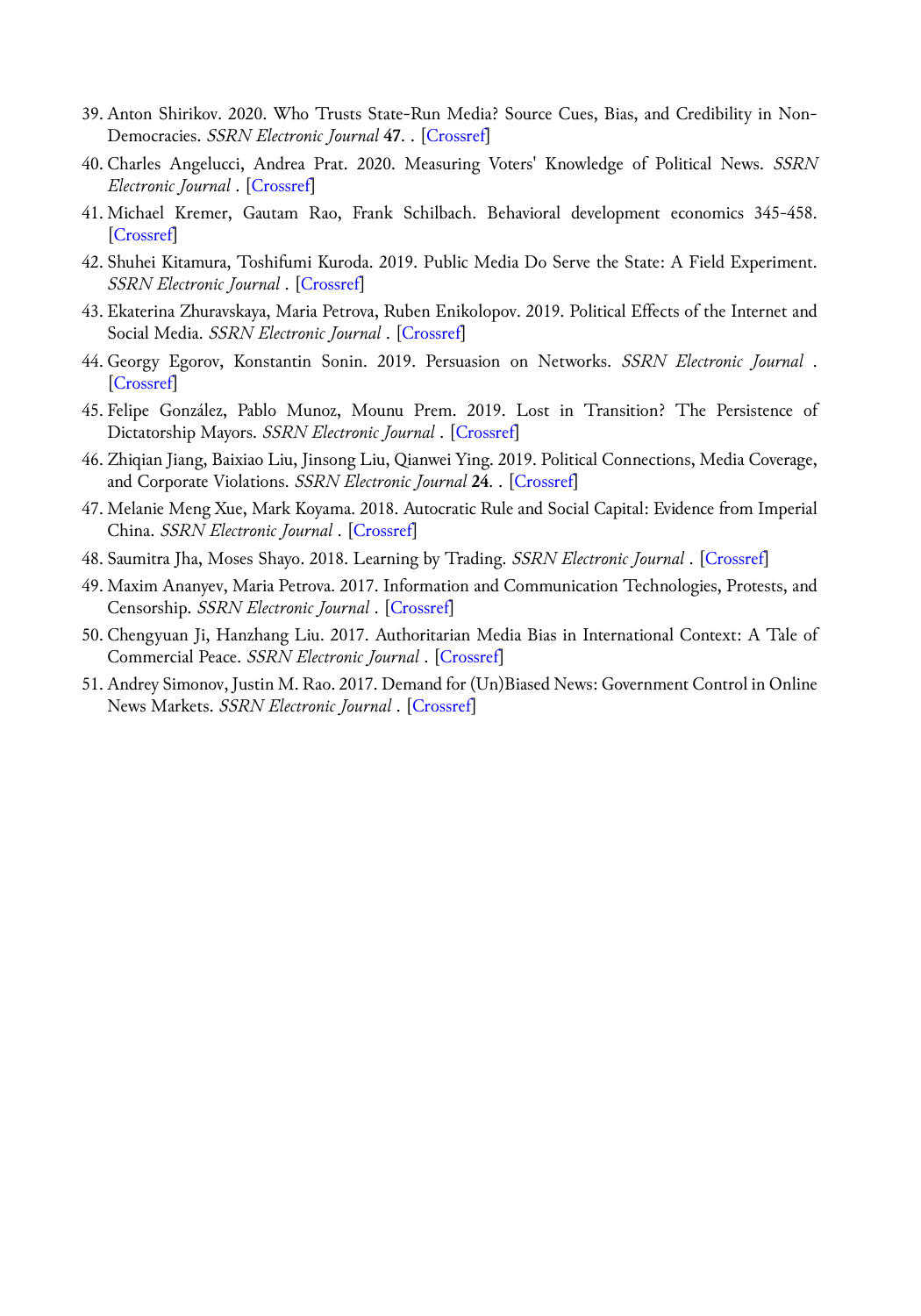39. Anton Shirikov. 2020. Who Trusts State-Run Media? Source Cues, Bias, and Credibility in Non-Democracies. *SSRN Electronic Journal* **47**. . [Crossref]
40. Charles Angelucci, Andrea Prat. 2020. Measuring Voters' Knowledge of Political News. *SSRN Electronic Journal* . [Crossref]
41. Michael Kremer, Gautam Rao, Frank Schilbach. Behavioral development economics 345-458. [Crossref]
42. Shuhei Kitamura, Toshifumi Kuroda. 2019. Public Media Do Serve the State: A Field Experiment. *SSRN Electronic Journal* . [Crossref]
43. Ekaterina Zhuravskaya, Maria Petrova, Ruben Enikolopov. 2019. Political Effects of the Internet and Social Media. *SSRN Electronic Journal* . [Crossref]
44. Georgy Egorov, Konstantin Sonin. 2019. Persuasion on Networks. *SSRN Electronic Journal* . [Crossref]
45. Felipe González, Pablo Munoz, Mounu Prem. 2019. Lost in Transition? The Persistence of Dictatorship Mayors. *SSRN Electronic Journal* . [Crossref]
46. Zhiqian Jiang, Baixiao Liu, Jinsong Liu, Qianwei Ying. 2019. Political Connections, Media Coverage, and Corporate Violations. *SSRN Electronic Journal* **24**. . [Crossref]
47. Melanie Meng Xue, Mark Koyama. 2018. Autocratic Rule and Social Capital: Evidence from Imperial China. *SSRN Electronic Journal* . [Crossref]
48. Saumitra Jha, Moses Shayo. 2018. Learning by Trading. *SSRN Electronic Journal* . [Crossref]
49. Maxim Ananyev, Maria Petrova. 2017. Information and Communication Technologies, Protests, and Censorship. *SSRN Electronic Journal* . [Crossref]
50. Chengyuan Ji, Hanzhang Liu. 2017. Authoritarian Media Bias in International Context: A Tale of Commercial Peace. *SSRN Electronic Journal* . [Crossref]
51. Andrey Simonov, Justin M. Rao. 2017. Demand for (Un)Biased News: Government Control in Online News Markets. *SSRN Electronic Journal* . [Crossref]